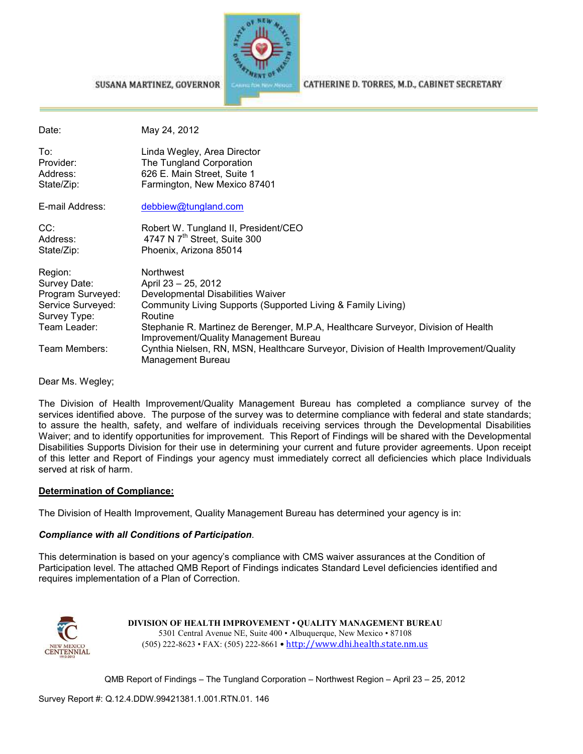SUSANA MARTINEZ, GOVERNOR

CATHERINE D. TORRES, M.D., CABINET SECRETARY

| | |
|---|---|
| Date: | May 24, 2012 |
| To: | Linda Wegley, Area Director |
| Provider: | The Tungland Corporation |
| Address: | 626 E. Main Street, Suite 1 |
| State/Zip: | Farmington, New Mexico 87401 |
| E-mail Address: | debbiew@tungland.com |
| CC: | Robert W. Tungland II, President/CEO |
| Address: | 4747 N 7th Street, Suite 300 |
| State/Zip: | Phoenix, Arizona 85014 |
| Region: | Northwest |
| Survey Date: | April 23 – 25, 2012 |
| Program Surveyed: | Developmental Disabilities Waiver |
| Service Surveyed: | Community Living Supports (Supported Living & Family Living) |
| Survey Type: | Routine |
| Team Leader: | Stephanie R. Martinez de Berenger, M.P.A, Healthcare Surveyor, Division of Health Improvement/Quality Management Bureau |
| Team Members: | Cynthia Nielsen, RN, MSN, Healthcare Surveyor, Division of Health Improvement/Quality Management Bureau |

Dear Ms. Wegley;

The Division of Health Improvement/Quality Management Bureau has completed a compliance survey of the services identified above. The purpose of the survey was to determine compliance with federal and state standards; to assure the health, safety, and welfare of individuals receiving services through the Developmental Disabilities Waiver; and to identify opportunities for improvement. This Report of Findings will be shared with the Developmental Disabilities Supports Division for their use in determining your current and future provider agreements. Upon receipt of this letter and Report of Findings your agency must immediately correct all deficiencies which place Individuals served at risk of harm.

**Determination of Compliance:**

The Division of Health Improvement, Quality Management Bureau has determined your agency is in:

***Compliance with all Conditions of Participation*.**

This determination is based on your agency's compliance with CMS waiver assurances at the Condition of Participation level. The attached QMB Report of Findings indicates Standard Level deficiencies identified and requires implementation of a Plan of Correction.

**DIVISION OF HEALTH IMPROVEMENT • QUALITY MANAGEMENT BUREAU**
5301 Central Avenue NE, Suite 400 • Albuquerque, New Mexico • 87108
(505) 222-8623 • FAX: (505) 222-8661 • http://www.dhi.health.state.nm.us

Survey Report #: Q.12.4.DDW.99421381.1.001.RTN.01. 146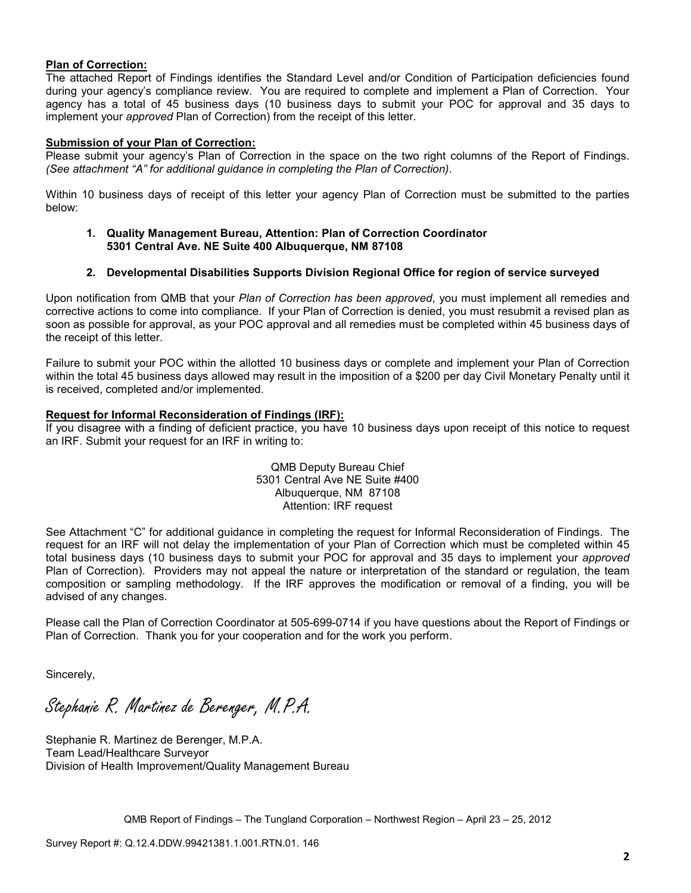**Plan of Correction:**
The attached Report of Findings identifies the Standard Level and/or Condition of Participation deficiencies found during your agency's compliance review. You are required to complete and implement a Plan of Correction. Your agency has a total of 45 business days (10 business days to submit your POC for approval and 35 days to implement your *approved* Plan of Correction) from the receipt of this letter.

**Submission of your Plan of Correction:**
Please submit your agency's Plan of Correction in the space on the two right columns of the Report of Findings. *(See attachment "A" for additional guidance in completing the Plan of Correction)*.

Within 10 business days of receipt of this letter your agency Plan of Correction must be submitted to the parties below:

1. **Quality Management Bureau, Attention: Plan of Correction Coordinator 5301 Central Ave. NE Suite 400 Albuquerque, NM 87108**

2. **Developmental Disabilities Supports Division Regional Office for region of service surveyed**

Upon notification from QMB that your *Plan of Correction has been approved*, you must implement all remedies and corrective actions to come into compliance. If your Plan of Correction is denied, you must resubmit a revised plan as soon as possible for approval, as your POC approval and all remedies must be completed within 45 business days of the receipt of this letter.

Failure to submit your POC within the allotted 10 business days or complete and implement your Plan of Correction within the total 45 business days allowed may result in the imposition of a $200 per day Civil Monetary Penalty until it is received, completed and/or implemented.

**Request for Informal Reconsideration of Findings (IRF):**
If you disagree with a finding of deficient practice, you have 10 business days upon receipt of this notice to request an IRF. Submit your request for an IRF in writing to:

QMB Deputy Bureau Chief
5301 Central Ave NE Suite #400
Albuquerque, NM 87108
Attention: IRF request

See Attachment "C" for additional guidance in completing the request for Informal Reconsideration of Findings. The request for an IRF will not delay the implementation of your Plan of Correction which must be completed within 45 total business days (10 business days to submit your POC for approval and 35 days to implement your *approved* Plan of Correction). Providers may not appeal the nature or interpretation of the standard or regulation, the team composition or sampling methodology. If the IRF approves the modification or removal of a finding, you will be advised of any changes.

Please call the Plan of Correction Coordinator at 505-699-0714 if you have questions about the Report of Findings or Plan of Correction. Thank you for your cooperation and for the work you perform.

Sincerely,

*Stephanie R. Martinez de Berenger, M.P.A.*

Stephanie R. Martinez de Berenger, M.P.A.
Team Lead/Healthcare Surveyor
Division of Health Improvement/Quality Management Bureau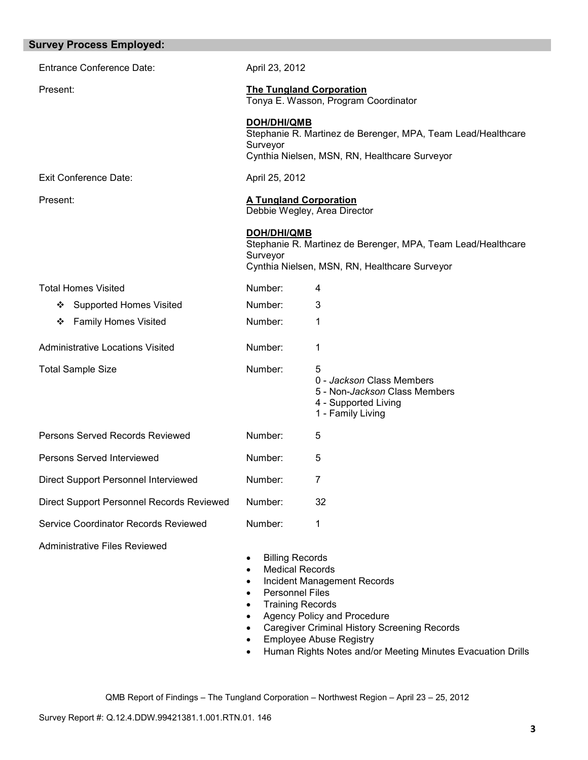## Survey Process Employed:

| | | |
|---|---|---|
| Entrance Conference Date: | April 23, 2012 | |
| Present: | **The Tungland Corporation**<br>Tonya E. Wasson, Program Coordinator<br><br>**DOH/DHI/QMB**<br>Stephanie R. Martinez de Berenger, MPA, Team Lead/Healthcare Surveyor<br>Cynthia Nielsen, MSN, RN, Healthcare Surveyor | |
| Exit Conference Date: | April 25, 2012 | |
| Present: | **A Tungland Corporation**<br>Debbie Wegley, Area Director<br><br>**DOH/DHI/QMB**<br>Stephanie R. Martinez de Berenger, MPA, Team Lead/Healthcare Surveyor<br>Cynthia Nielsen, MSN, RN, Healthcare Surveyor | |
| Total Homes Visited | Number: | 4 |
| ❖ Supported Homes Visited | Number: | 3 |
| ❖ Family Homes Visited | Number: | 1 |
| Administrative Locations Visited | Number: | 1 |
| Total Sample Size | Number: | 5<br>0 - *Jackson* Class Members<br>5 - Non-*Jackson* Class Members<br>4 - Supported Living<br>1 - Family Living |
| Persons Served Records Reviewed | Number: | 5 |
| Persons Served Interviewed | Number: | 5 |
| Direct Support Personnel Interviewed | Number: | 7 |
| Direct Support Personnel Records Reviewed | Number: | 32 |
| Service Coordinator Records Reviewed | Number: | 1 |

Administrative Files Reviewed

- Billing Records
- Medical Records
- Incident Management Records
- Personnel Files
- Training Records
- Agency Policy and Procedure
- Caregiver Criminal History Screening Records
- Employee Abuse Registry
- Human Rights Notes and/or Meeting Minutes Evacuation Drills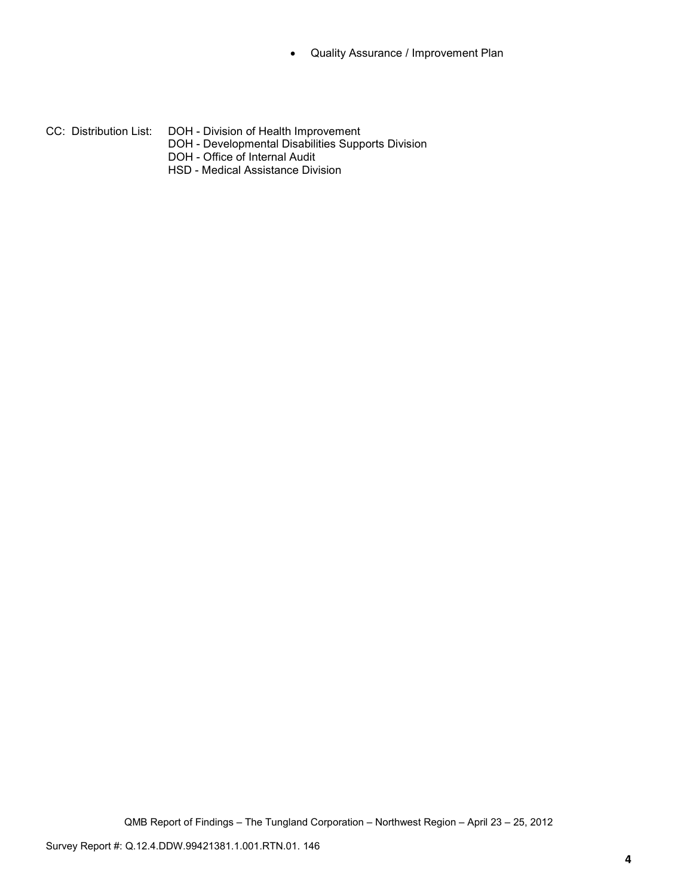- Quality Assurance / Improvement Plan

CC: Distribution List: DOH - Division of Health Improvement
DOH - Developmental Disabilities Supports Division
DOH - Office of Internal Audit
HSD - Medical Assistance Division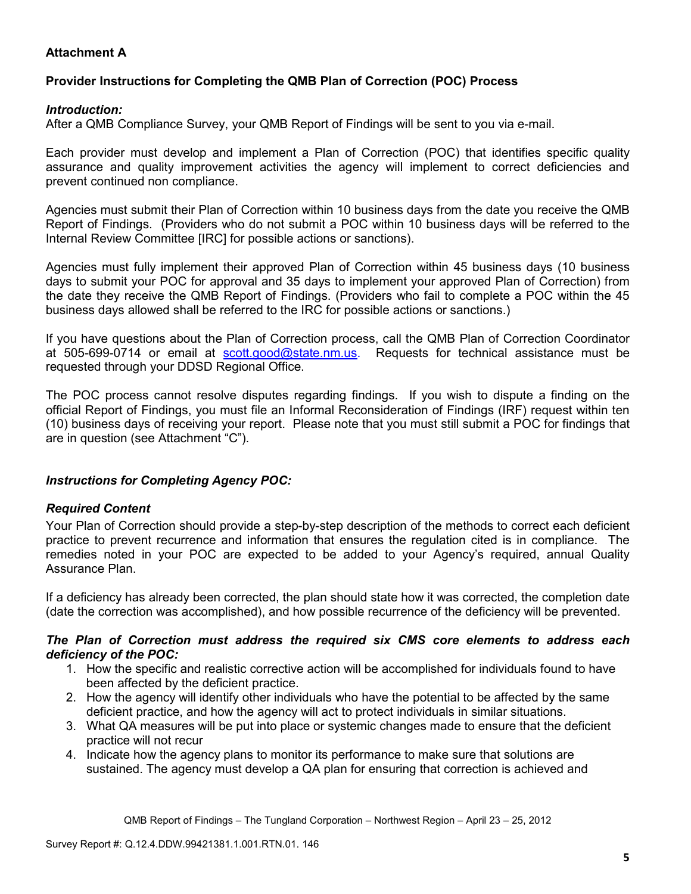**Attachment A**

**Provider Instructions for Completing the QMB Plan of Correction (POC) Process**

***Introduction:***
After a QMB Compliance Survey, your QMB Report of Findings will be sent to you via e-mail.

Each provider must develop and implement a Plan of Correction (POC) that identifies specific quality assurance and quality improvement activities the agency will implement to correct deficiencies and prevent continued non compliance.

Agencies must submit their Plan of Correction within 10 business days from the date you receive the QMB Report of Findings. (Providers who do not submit a POC within 10 business days will be referred to the Internal Review Committee [IRC] for possible actions or sanctions).

Agencies must fully implement their approved Plan of Correction within 45 business days (10 business days to submit your POC for approval and 35 days to implement your approved Plan of Correction) from the date they receive the QMB Report of Findings. (Providers who fail to complete a POC within the 45 business days allowed shall be referred to the IRC for possible actions or sanctions.)

If you have questions about the Plan of Correction process, call the QMB Plan of Correction Coordinator at 505-699-0714 or email at scott.good@state.nm.us. Requests for technical assistance must be requested through your DDSD Regional Office.

The POC process cannot resolve disputes regarding findings. If you wish to dispute a finding on the official Report of Findings, you must file an Informal Reconsideration of Findings (IRF) request within ten (10) business days of receiving your report. Please note that you must still submit a POC for findings that are in question (see Attachment "C").

***Instructions for Completing Agency POC:***

***Required Content***
Your Plan of Correction should provide a step-by-step description of the methods to correct each deficient practice to prevent recurrence and information that ensures the regulation cited is in compliance. The remedies noted in your POC are expected to be added to your Agency's required, annual Quality Assurance Plan.

If a deficiency has already been corrected, the plan should state how it was corrected, the completion date (date the correction was accomplished), and how possible recurrence of the deficiency will be prevented.

***The Plan of Correction must address the required six CMS core elements to address each deficiency of the POC:***

1. How the specific and realistic corrective action will be accomplished for individuals found to have been affected by the deficient practice.
2. How the agency will identify other individuals who have the potential to be affected by the same deficient practice, and how the agency will act to protect individuals in similar situations.
3. What QA measures will be put into place or systemic changes made to ensure that the deficient practice will not recur
4. Indicate how the agency plans to monitor its performance to make sure that solutions are sustained. The agency must develop a QA plan for ensuring that correction is achieved and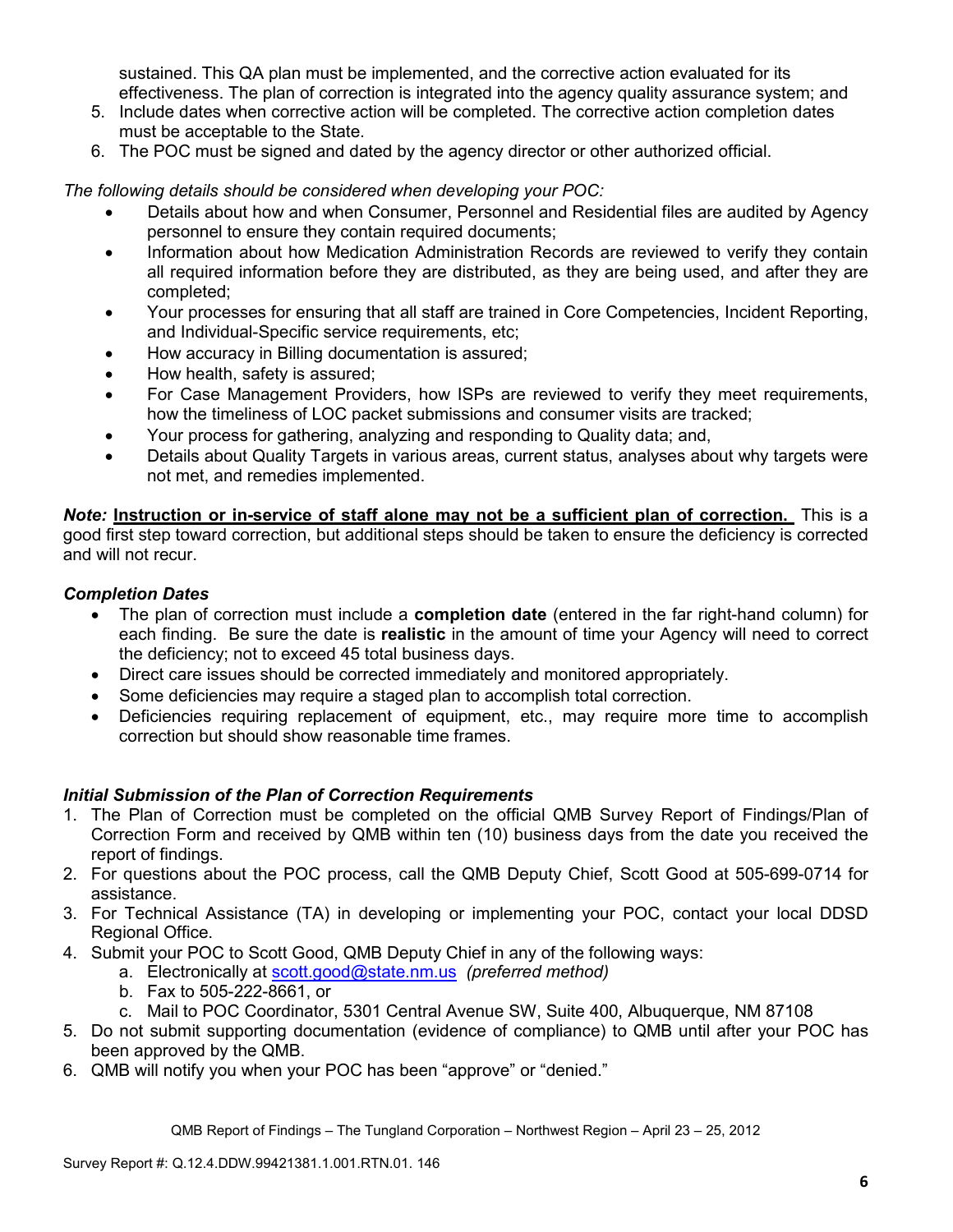sustained. This QA plan must be implemented, and the corrective action evaluated for its effectiveness. The plan of correction is integrated into the agency quality assurance system; and

5. Include dates when corrective action will be completed. The corrective action completion dates must be acceptable to the State.
6. The POC must be signed and dated by the agency director or other authorized official.

*The following details should be considered when developing your POC:*

- Details about how and when Consumer, Personnel and Residential files are audited by Agency personnel to ensure they contain required documents;
- Information about how Medication Administration Records are reviewed to verify they contain all required information before they are distributed, as they are being used, and after they are completed;
- Your processes for ensuring that all staff are trained in Core Competencies, Incident Reporting, and Individual-Specific service requirements, etc;
- How accuracy in Billing documentation is assured;
- How health, safety is assured;
- For Case Management Providers, how ISPs are reviewed to verify they meet requirements, how the timeliness of LOC packet submissions and consumer visits are tracked;
- Your process for gathering, analyzing and responding to Quality data; and,
- Details about Quality Targets in various areas, current status, analyses about why targets were not met, and remedies implemented.

***Note:*** **Instruction or in-service of staff alone may not be a sufficient plan of correction.** This is a good first step toward correction, but additional steps should be taken to ensure the deficiency is corrected and will not recur.

### *Completion Dates*

- The plan of correction must include a **completion date** (entered in the far right-hand column) for each finding. Be sure the date is **realistic** in the amount of time your Agency will need to correct the deficiency; not to exceed 45 total business days.
- Direct care issues should be corrected immediately and monitored appropriately.
- Some deficiencies may require a staged plan to accomplish total correction.
- Deficiencies requiring replacement of equipment, etc., may require more time to accomplish correction but should show reasonable time frames.

### *Initial Submission of the Plan of Correction Requirements*

1. The Plan of Correction must be completed on the official QMB Survey Report of Findings/Plan of Correction Form and received by QMB within ten (10) business days from the date you received the report of findings.
2. For questions about the POC process, call the QMB Deputy Chief, Scott Good at 505-699-0714 for assistance.
3. For Technical Assistance (TA) in developing or implementing your POC, contact your local DDSD Regional Office.
4. Submit your POC to Scott Good, QMB Deputy Chief in any of the following ways:
    a. Electronically at scott.good@state.nm.us *(preferred method)*
    b. Fax to 505-222-8661, or
    c. Mail to POC Coordinator, 5301 Central Avenue SW, Suite 400, Albuquerque, NM 87108
5. Do not submit supporting documentation (evidence of compliance) to QMB until after your POC has been approved by the QMB.
6. QMB will notify you when your POC has been "approve" or "denied."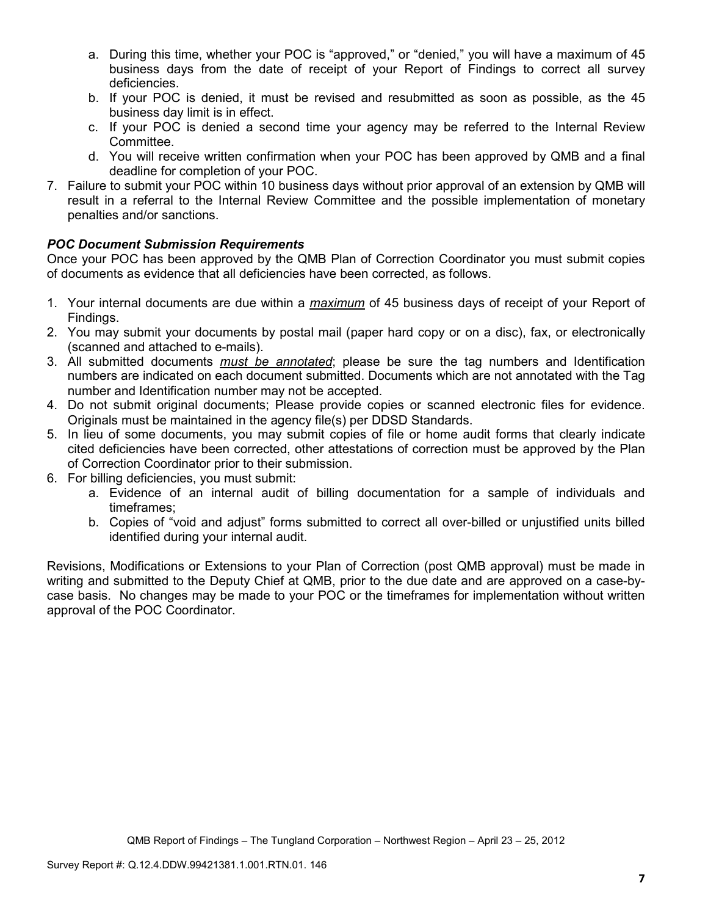a. During this time, whether your POC is "approved," or "denied," you will have a maximum of 45 business days from the date of receipt of your Report of Findings to correct all survey deficiencies.
b. If your POC is denied, it must be revised and resubmitted as soon as possible, as the 45 business day limit is in effect.
c. If your POC is denied a second time your agency may be referred to the Internal Review Committee.
d. You will receive written confirmation when your POC has been approved by QMB and a final deadline for completion of your POC.

7. Failure to submit your POC within 10 business days without prior approval of an extension by QMB will result in a referral to the Internal Review Committee and the possible implementation of monetary penalties and/or sanctions.

***POC Document Submission Requirements***

Once your POC has been approved by the QMB Plan of Correction Coordinator you must submit copies of documents as evidence that all deficiencies have been corrected, as follows.

1. Your internal documents are due within a ***maximum*** of 45 business days of receipt of your Report of Findings.
2. You may submit your documents by postal mail (paper hard copy or on a disc), fax, or electronically (scanned and attached to e-mails).
3. All submitted documents ***must be annotated***; please be sure the tag numbers and Identification numbers are indicated on each document submitted. Documents which are not annotated with the Tag number and Identification number may not be accepted.
4. Do not submit original documents; Please provide copies or scanned electronic files for evidence. Originals must be maintained in the agency file(s) per DDSD Standards.
5. In lieu of some documents, you may submit copies of file or home audit forms that clearly indicate cited deficiencies have been corrected, other attestations of correction must be approved by the Plan of Correction Coordinator prior to their submission.
6. For billing deficiencies, you must submit:
   a. Evidence of an internal audit of billing documentation for a sample of individuals and timeframes;
   b. Copies of "void and adjust" forms submitted to correct all over-billed or unjustified units billed identified during your internal audit.

Revisions, Modifications or Extensions to your Plan of Correction (post QMB approval) must be made in writing and submitted to the Deputy Chief at QMB, prior to the due date and are approved on a case-by-case basis. No changes may be made to your POC or the timeframes for implementation without written approval of the POC Coordinator.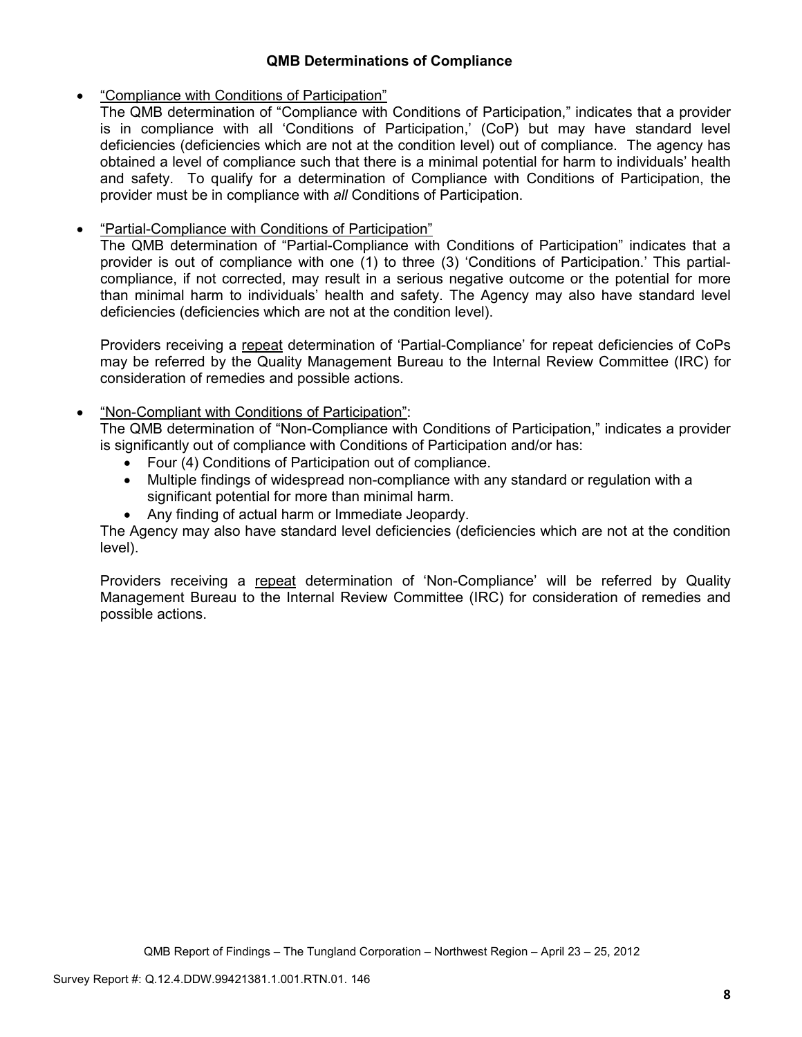**QMB Determinations of Compliance**

- "Compliance with Conditions of Participation"
  The QMB determination of "Compliance with Conditions of Participation," indicates that a provider is in compliance with all 'Conditions of Participation,' (CoP) but may have standard level deficiencies (deficiencies which are not at the condition level) out of compliance. The agency has obtained a level of compliance such that there is a minimal potential for harm to individuals' health and safety. To qualify for a determination of Compliance with Conditions of Participation, the provider must be in compliance with *all* Conditions of Participation.

- "Partial-Compliance with Conditions of Participation"
  The QMB determination of "Partial-Compliance with Conditions of Participation" indicates that a provider is out of compliance with one (1) to three (3) 'Conditions of Participation.' This partial-compliance, if not corrected, may result in a serious negative outcome or the potential for more than minimal harm to individuals' health and safety. The Agency may also have standard level deficiencies (deficiencies which are not at the condition level).

  Providers receiving a repeat determination of 'Partial-Compliance' for repeat deficiencies of CoPs may be referred by the Quality Management Bureau to the Internal Review Committee (IRC) for consideration of remedies and possible actions.

- "Non-Compliant with Conditions of Participation":
  The QMB determination of "Non-Compliance with Conditions of Participation," indicates a provider is significantly out of compliance with Conditions of Participation and/or has:
  - Four (4) Conditions of Participation out of compliance.
  - Multiple findings of widespread non-compliance with any standard or regulation with a significant potential for more than minimal harm.
  - Any finding of actual harm or Immediate Jeopardy.

  The Agency may also have standard level deficiencies (deficiencies which are not at the condition level).

  Providers receiving a repeat determination of 'Non-Compliance' will be referred by Quality Management Bureau to the Internal Review Committee (IRC) for consideration of remedies and possible actions.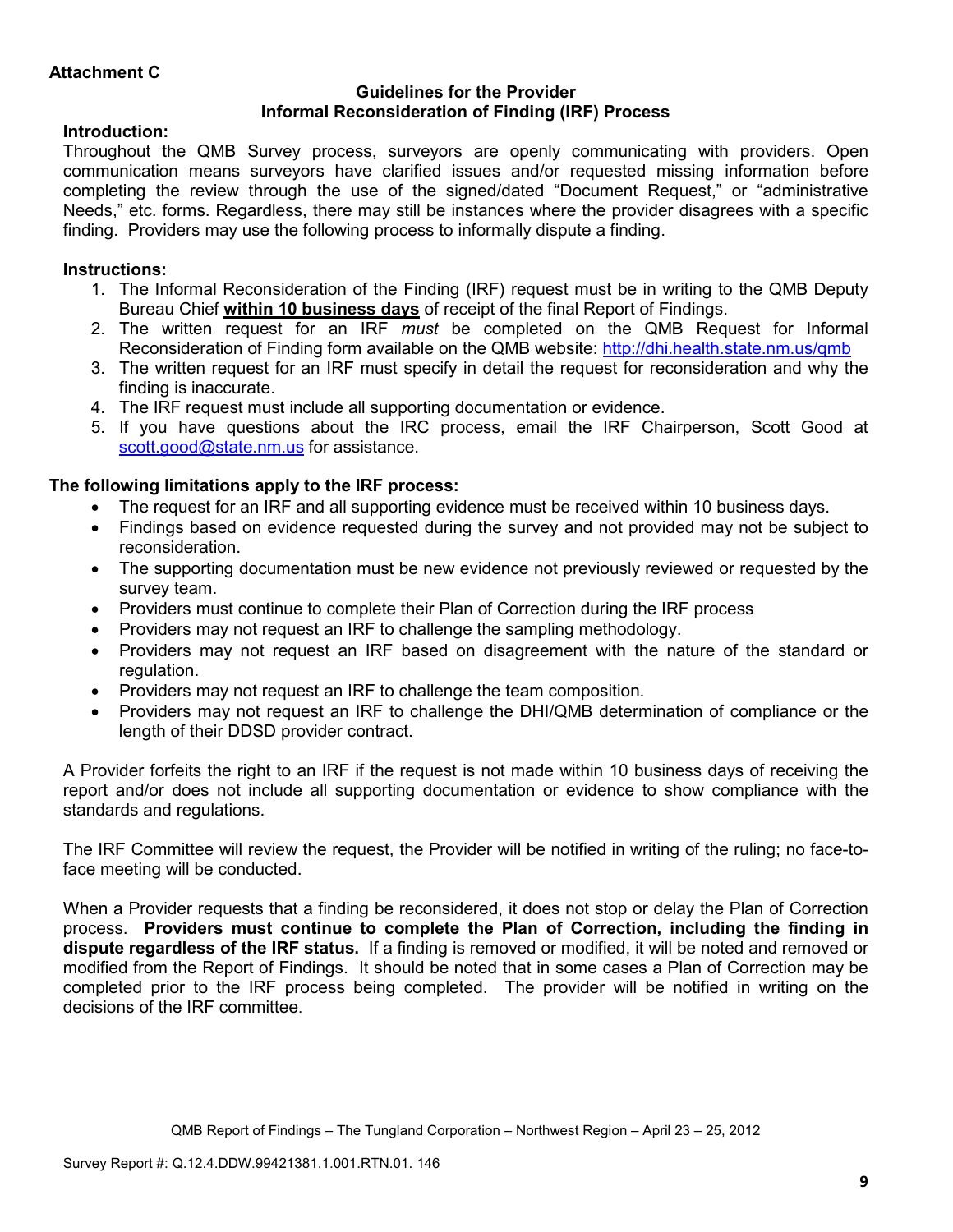**Attachment C**

**Guidelines for the Provider**
**Informal Reconsideration of Finding (IRF) Process**

**Introduction:**

Throughout the QMB Survey process, surveyors are openly communicating with providers. Open communication means surveyors have clarified issues and/or requested missing information before completing the review through the use of the signed/dated "Document Request," or "administrative Needs," etc. forms. Regardless, there may still be instances where the provider disagrees with a specific finding. Providers may use the following process to informally dispute a finding.

**Instructions:**

1. The Informal Reconsideration of the Finding (IRF) request must be in writing to the QMB Deputy Bureau Chief **within 10 business days** of receipt of the final Report of Findings.
2. The written request for an IRF *must* be completed on the QMB Request for Informal Reconsideration of Finding form available on the QMB website: http://dhi.health.state.nm.us/qmb
3. The written request for an IRF must specify in detail the request for reconsideration and why the finding is inaccurate.
4. The IRF request must include all supporting documentation or evidence.
5. If you have questions about the IRC process, email the IRF Chairperson, Scott Good at scott.good@state.nm.us for assistance.

**The following limitations apply to the IRF process:**

- The request for an IRF and all supporting evidence must be received within 10 business days.
- Findings based on evidence requested during the survey and not provided may not be subject to reconsideration.
- The supporting documentation must be new evidence not previously reviewed or requested by the survey team.
- Providers must continue to complete their Plan of Correction during the IRF process
- Providers may not request an IRF to challenge the sampling methodology.
- Providers may not request an IRF based on disagreement with the nature of the standard or regulation.
- Providers may not request an IRF to challenge the team composition.
- Providers may not request an IRF to challenge the DHI/QMB determination of compliance or the length of their DDSD provider contract.

A Provider forfeits the right to an IRF if the request is not made within 10 business days of receiving the report and/or does not include all supporting documentation or evidence to show compliance with the standards and regulations.

The IRF Committee will review the request, the Provider will be notified in writing of the ruling; no face-to-face meeting will be conducted.

When a Provider requests that a finding be reconsidered, it does not stop or delay the Plan of Correction process. **Providers must continue to complete the Plan of Correction, including the finding in dispute regardless of the IRF status.** If a finding is removed or modified, it will be noted and removed or modified from the Report of Findings. It should be noted that in some cases a Plan of Correction may be completed prior to the IRF process being completed. The provider will be notified in writing on the decisions of the IRF committee.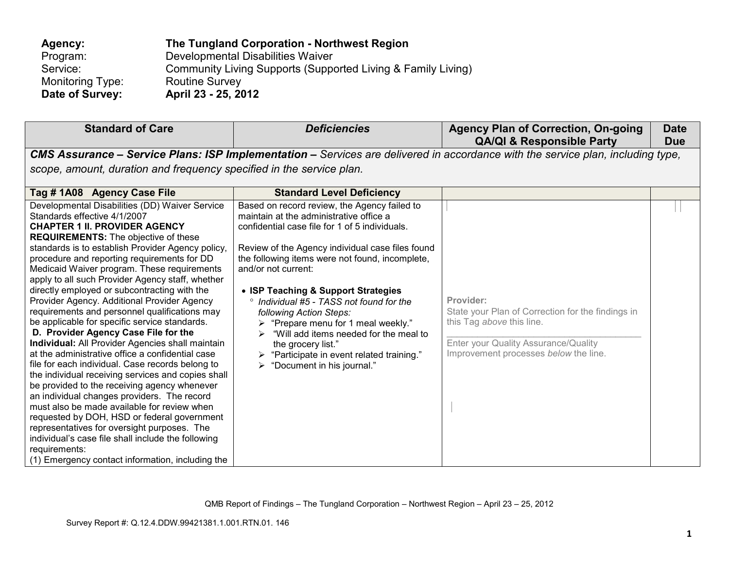**Agency:** **The Tungland Corporation - Northwest Region**
Program: Developmental Disabilities Waiver
Service: Community Living Supports (Supported Living & Family Living)
Monitoring Type: Routine Survey
**Date of Survey:** **April 23 - 25, 2012**

| Standard of Care | *Deficiencies* | Agency Plan of Correction, On-going QA/QI & Responsible Party | Date Due |
|---|---|---|---|
| ***CMS Assurance – Service Plans: ISP Implementation –*** *Services are delivered in accordance with the service plan, including type, scope, amount, duration and frequency specified in the service plan.* | | | |
| **Tag # 1A08 Agency Case File** | **Standard Level Deficiency** | | |
| Developmental Disabilities (DD) Waiver Service Standards effective 4/1/2007<br>**CHAPTER 1 II. PROVIDER AGENCY REQUIREMENTS:** The objective of these standards is to establish Provider Agency policy, procedure and reporting requirements for DD Medicaid Waiver program. These requirements apply to all such Provider Agency staff, whether directly employed or subcontracting with the Provider Agency. Additional Provider Agency requirements and personnel qualifications may be applicable for specific service standards.<br>**D. Provider Agency Case File for the Individual:** All Provider Agencies shall maintain at the administrative office a confidential case file for each individual. Case records belong to the individual receiving services and copies shall be provided to the receiving agency whenever an individual changes providers. The record must also be made available for review when requested by DOH, HSD or federal government representatives for oversight purposes. The individual's case file shall include the following requirements:<br>(1) Emergency contact information, including the | Based on record review, the Agency failed to maintain at the administrative office a confidential case file for 1 of 5 individuals.<br><br>Review of the Agency individual case files found the following items were not found, incomplete, and/or not current:<br><br>• **ISP Teaching & Support Strategies**<br>° *Individual #5 - TASS not found for the following Action Steps:*<br>➢ "Prepare menu for 1 meal weekly."<br>➢ "Will add items needed for the meal to the grocery list."<br>➢ "Participate in event related training."<br>➢ "Document in his journal." | **Provider:**<br>State your Plan of Correction for the findings in this Tag *above* this line.<br>\_\_\_\_\_\_\_\_\_\_\_\_\_\_\_\_\_\_\_\_\_\_\_\_\_\_\_\_\_\_\_\_\_\_\_\_<br>Enter your Quality Assurance/Quality Improvement processes *below* the line. | |

QMB Report of Findings – The Tungland Corporation – Northwest Region – April 23 – 25, 2012

Survey Report #: Q.12.4.DDW.99421381.1.001.RTN.01. 146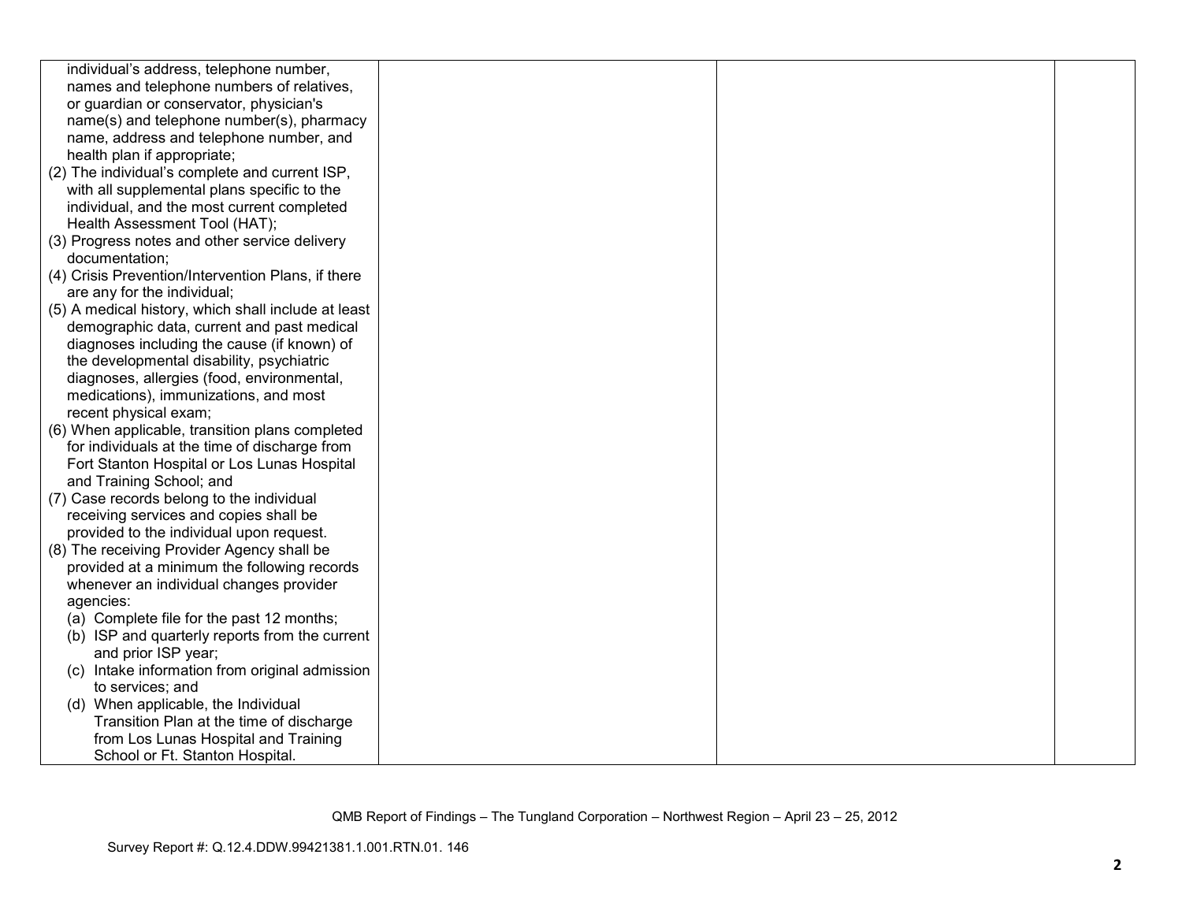| | | | |
|---|---|---|---|
| individual's address, telephone number, names and telephone numbers of relatives, or guardian or conservator, physician's name(s) and telephone number(s), pharmacy name, address and telephone number, and health plan if appropriate;<br>(2) The individual's complete and current ISP, with all supplemental plans specific to the individual, and the most current completed Health Assessment Tool (HAT);<br>(3) Progress notes and other service delivery documentation;<br>(4) Crisis Prevention/Intervention Plans, if there are any for the individual;<br>(5) A medical history, which shall include at least demographic data, current and past medical diagnoses including the cause (if known) of the developmental disability, psychiatric diagnoses, allergies (food, environmental, medications), immunizations, and most recent physical exam;<br>(6) When applicable, transition plans completed for individuals at the time of discharge from Fort Stanton Hospital or Los Lunas Hospital and Training School; and<br>(7) Case records belong to the individual receiving services and copies shall be provided to the individual upon request.<br>(8) The receiving Provider Agency shall be provided at a minimum the following records whenever an individual changes provider agencies:<br>(a) Complete file for the past 12 months;<br>(b) ISP and quarterly reports from the current and prior ISP year;<br>(c) Intake information from original admission to services; and<br>(d) When applicable, the Individual Transition Plan at the time of discharge from Los Lunas Hospital and Training School or Ft. Stanton Hospital. | | | |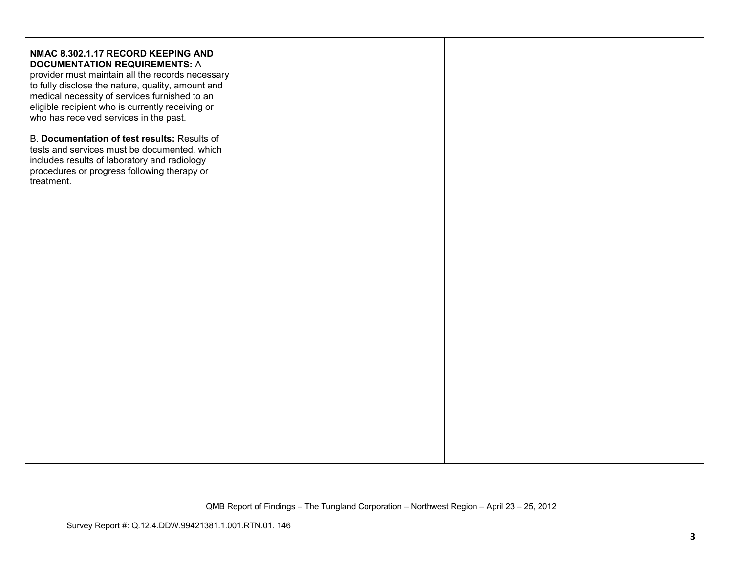| | | | |
|---|---|---|---|
| **NMAC 8.302.1.17 RECORD KEEPING AND DOCUMENTATION REQUIREMENTS:** A provider must maintain all the records necessary to fully disclose the nature, quality, amount and medical necessity of services furnished to an eligible recipient who is currently receiving or who has received services in the past.<br><br>B. **Documentation of test results:** Results of tests and services must be documented, which includes results of laboratory and radiology procedures or progress following therapy or treatment. | | | |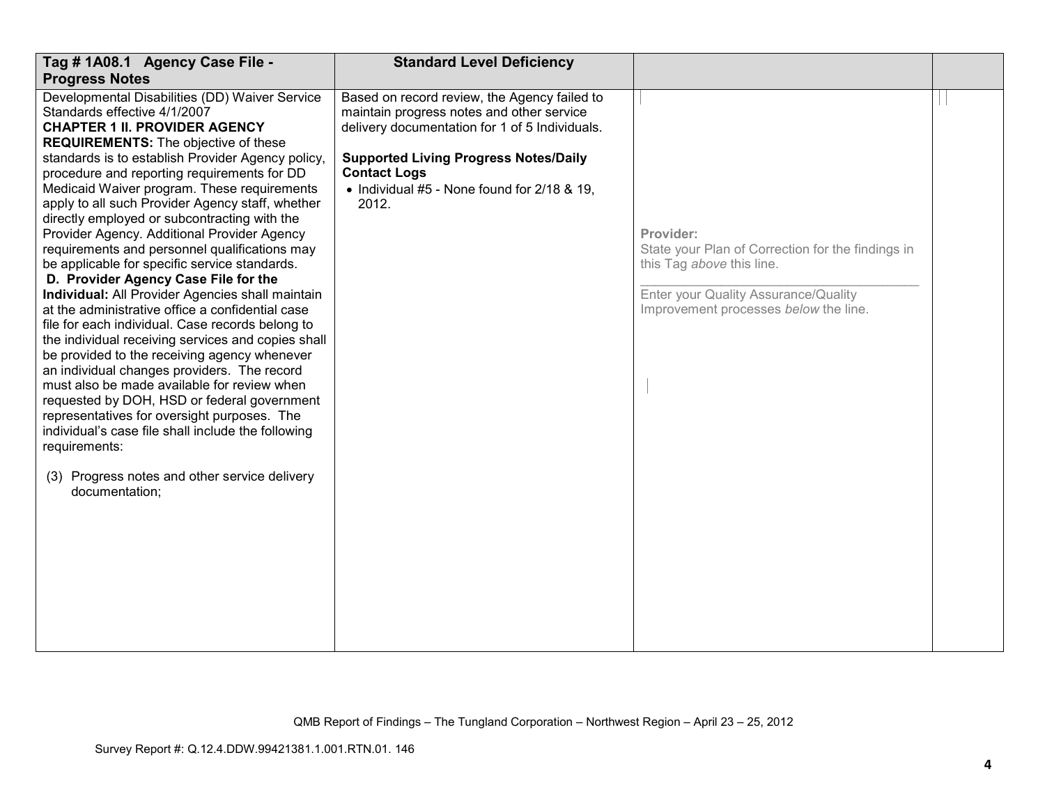| Tag # 1A08.1 Agency Case File - Progress Notes | Standard Level Deficiency | | |
|---|---|---|---|
| Developmental Disabilities (DD) Waiver Service Standards effective 4/1/2007<br>**CHAPTER 1 II. PROVIDER AGENCY REQUIREMENTS:** The objective of these standards is to establish Provider Agency policy, procedure and reporting requirements for DD Medicaid Waiver program. These requirements apply to all such Provider Agency staff, whether directly employed or subcontracting with the Provider Agency. Additional Provider Agency requirements and personnel qualifications may be applicable for specific service standards.<br>**D. Provider Agency Case File for the Individual:** All Provider Agencies shall maintain at the administrative office a confidential case file for each individual. Case records belong to the individual receiving services and copies shall be provided to the receiving agency whenever an individual changes providers. The record must also be made available for review when requested by DOH, HSD or federal government representatives for oversight purposes. The individual's case file shall include the following requirements:<br><br>(3) Progress notes and other service delivery documentation; | Based on record review, the Agency failed to maintain progress notes and other service delivery documentation for 1 of 5 Individuals.<br><br>**Supported Living Progress Notes/Daily Contact Logs**<br>• Individual #5 - None found for 2/18 & 19, 2012. | **Provider:**<br>State your Plan of Correction for the findings in this Tag *above* this line.<br>\_\_\_\_\_\_\_\_\_\_\_\_\_\_\_\_\_\_\_\_\_\_\_\_\_\_\_\_\_\_<br>Enter your Quality Assurance/Quality Improvement processes *below* the line. | |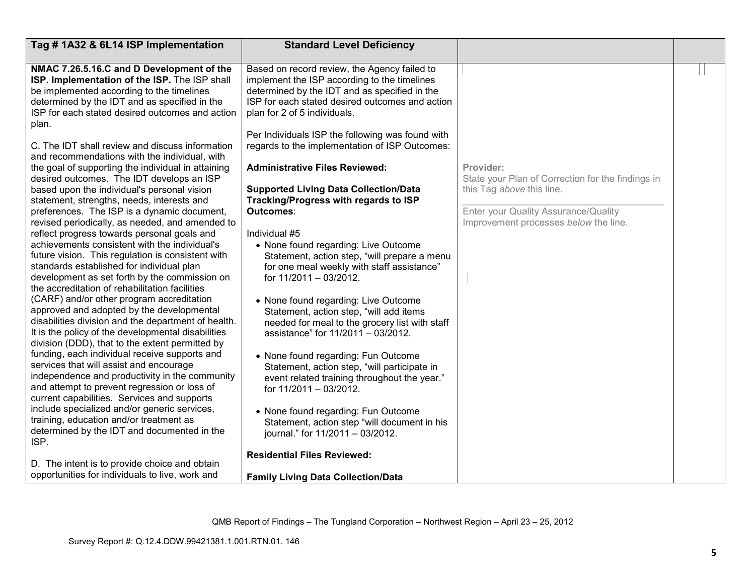| Tag # 1A32 & 6L14 ISP Implementation | Standard Level Deficiency | | |
|---|---|---|---|
| **NMAC 7.26.5.16.C and D Development of the ISP. Implementation of the ISP.** The ISP shall be implemented according to the timelines determined by the IDT and as specified in the ISP for each stated desired outcomes and action plan.<br><br>C. The IDT shall review and discuss information and recommendations with the individual, with the goal of supporting the individual in attaining desired outcomes. The IDT develops an ISP based upon the individual's personal vision statement, strengths, needs, interests and preferences. The ISP is a dynamic document, revised periodically, as needed, and amended to reflect progress towards personal goals and achievements consistent with the individual's future vision. This regulation is consistent with standards established for individual plan development as set forth by the commission on the accreditation of rehabilitation facilities (CARF) and/or other program accreditation approved and adopted by the developmental disabilities division and the department of health. It is the policy of the developmental disabilities division (DDD), that to the extent permitted by funding, each individual receive supports and services that will assist and encourage independence and productivity in the community and attempt to prevent regression or loss of current capabilities. Services and supports include specialized and/or generic services, training, education and/or treatment as determined by the IDT and documented in the ISP.<br><br>D. The intent is to provide choice and obtain opportunities for individuals to live, work and | Based on record review, the Agency failed to implement the ISP according to the timelines determined by the IDT and as specified in the ISP for each stated desired outcomes and action plan for 2 of 5 individuals.<br><br>Per Individuals ISP the following was found with regards to the implementation of ISP Outcomes:<br><br>**Administrative Files Reviewed:**<br><br>**Supported Living Data Collection/Data Tracking/Progress with regards to ISP Outcomes**:<br><br>Individual #5<br>• None found regarding: Live Outcome Statement, action step, "will prepare a menu for one meal weekly with staff assistance" for 11/2011 – 03/2012.<br><br>• None found regarding: Live Outcome Statement, action step, "will add items needed for meal to the grocery list with staff assistance" for 11/2011 – 03/2012.<br><br>• None found regarding: Fun Outcome Statement, action step, "will participate in event related training throughout the year." for 11/2011 – 03/2012.<br><br>• None found regarding: Fun Outcome Statement, action step "will document in his journal." for 11/2011 – 03/2012.<br><br>**Residential Files Reviewed:**<br><br>**Family Living Data Collection/Data** | Provider:<br>State your Plan of Correction for the findings in this Tag *above* this line.<br>\_\_\_\_\_\_\_\_\_\_\_\_\_\_\_\_\_\_\_\_\_\_\_\_\_\_\_\_\_\_\_\_\_\_\_\_\_\_\_\_<br>Enter your Quality Assurance/Quality Improvement processes *below* the line. | |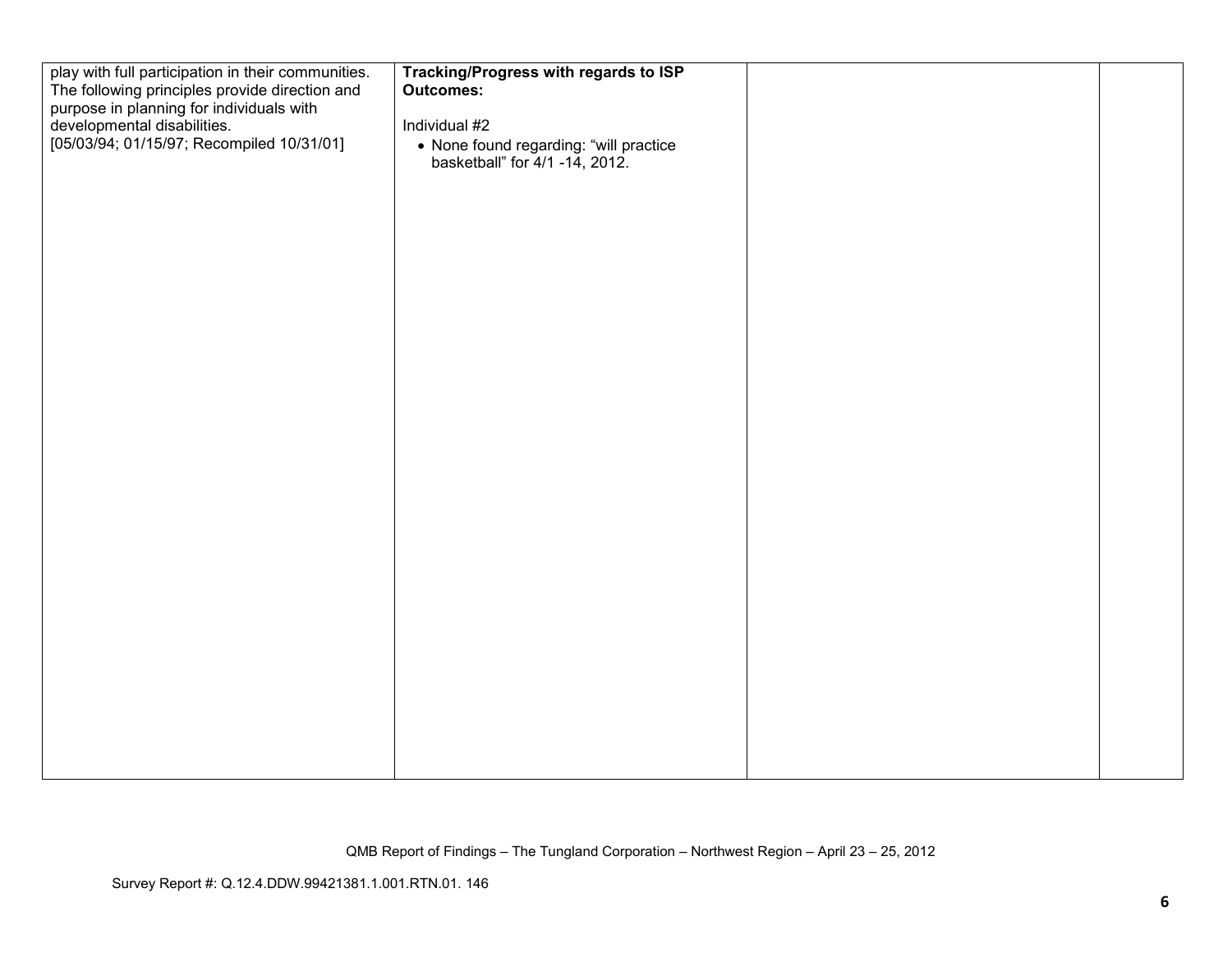| | | | |
|---|---|---|---|
| play with full participation in their communities. The following principles provide direction and purpose in planning for individuals with developmental disabilities. [05/03/94; 01/15/97; Recompiled 10/31/01] | **Tracking/Progress with regards to ISP Outcomes:**<br><br>Individual #2<br>• None found regarding: "will practice basketball" for 4/1 -14, 2012. | | |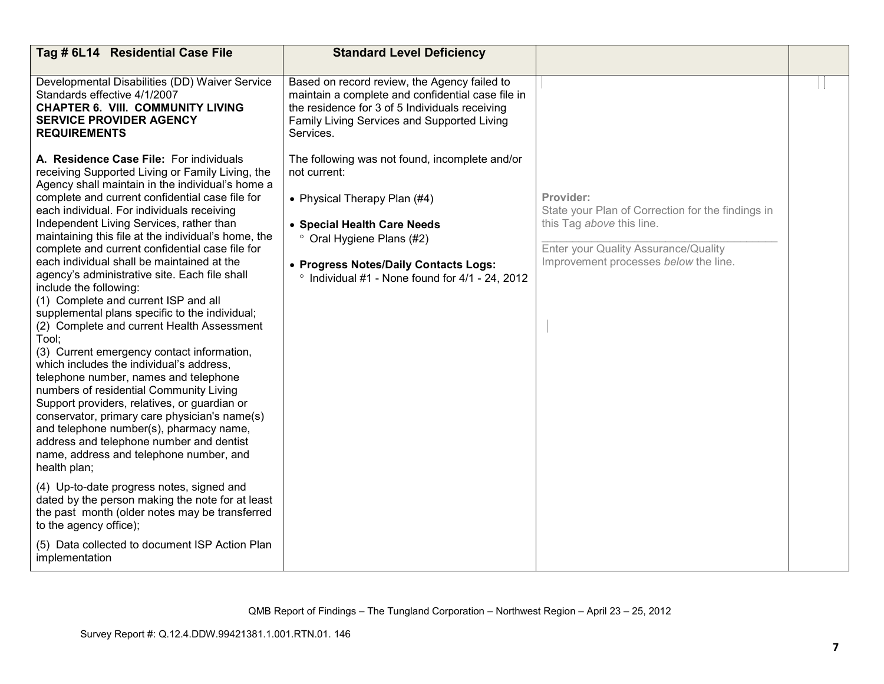| Tag # 6L14 Residential Case File | Standard Level Deficiency | | |
|---|---|---|---|
| Developmental Disabilities (DD) Waiver Service Standards effective 4/1/2007<br>**CHAPTER 6. VIII. COMMUNITY LIVING SERVICE PROVIDER AGENCY REQUIREMENTS**<br><br>**A. Residence Case File:** For individuals receiving Supported Living or Family Living, the Agency shall maintain in the individual's home a complete and current confidential case file for each individual. For individuals receiving Independent Living Services, rather than maintaining this file at the individual's home, the complete and current confidential case file for each individual shall be maintained at the agency's administrative site. Each file shall include the following:<br>(1) Complete and current ISP and all supplemental plans specific to the individual;<br>(2) Complete and current Health Assessment Tool;<br>(3) Current emergency contact information, which includes the individual's address, telephone number, names and telephone numbers of residential Community Living Support providers, relatives, or guardian or conservator, primary care physician's name(s) and telephone number(s), pharmacy name, address and telephone number and dentist name, address and telephone number, and health plan;<br><br>(4) Up-to-date progress notes, signed and dated by the person making the note for at least the past month (older notes may be transferred to the agency office);<br><br>(5) Data collected to document ISP Action Plan implementation | Based on record review, the Agency failed to maintain a complete and confidential case file in the residence for 3 of 5 Individuals receiving Family Living Services and Supported Living Services.<br><br>The following was not found, incomplete and/or not current:<br><br>• Physical Therapy Plan (#4)<br><br>• **Special Health Care Needs**<br>° Oral Hygiene Plans (#2)<br><br>• **Progress Notes/Daily Contacts Logs:**<br>° Individual #1 - None found for 4/1 - 24, 2012 | **Provider:**<br>State your Plan of Correction for the findings in this Tag *above* this line.<br>\_\_\_\_\_\_\_\_\_\_\_\_\_\_\_\_\_\_\_\_\_\_\_\_\_\_\_\_\_\_\_\_\_\_\_\_\_\_<br>Enter your Quality Assurance/Quality Improvement processes *below* the line. | |

QMB Report of Findings – The Tungland Corporation – Northwest Region – April 23 – 25, 2012

Survey Report #: Q.12.4.DDW.99421381.1.001.RTN.01. 146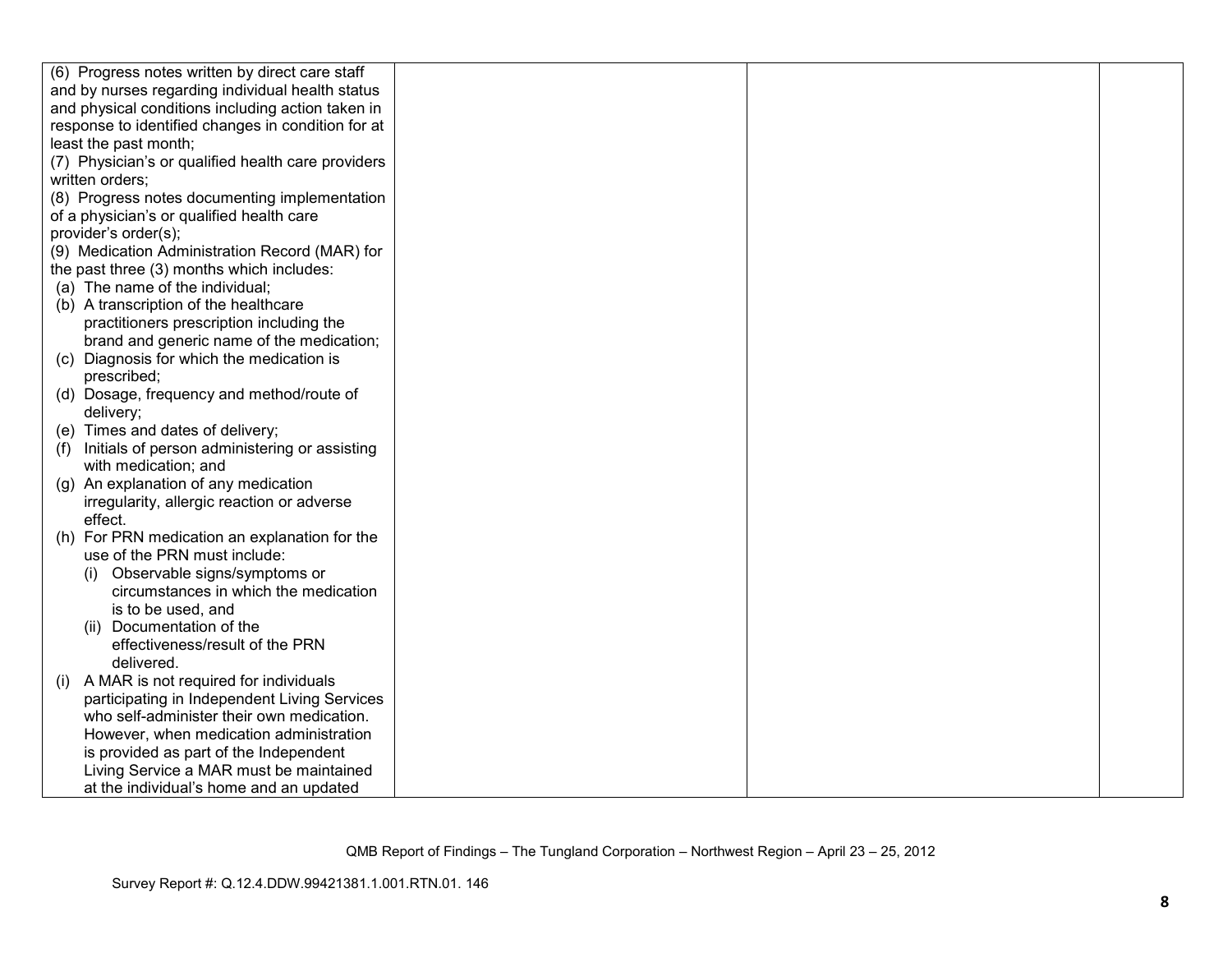| | | | |
|---|---|---|---|
| (6) Progress notes written by direct care staff and by nurses regarding individual health status and physical conditions including action taken in response to identified changes in condition for at least the past month;<br>(7) Physician's or qualified health care providers written orders;<br>(8) Progress notes documenting implementation of a physician's or qualified health care provider's order(s);<br>(9) Medication Administration Record (MAR) for the past three (3) months which includes:<br>(a) The name of the individual;<br>(b) A transcription of the healthcare practitioners prescription including the brand and generic name of the medication;<br>(c) Diagnosis for which the medication is prescribed;<br>(d) Dosage, frequency and method/route of delivery;<br>(e) Times and dates of delivery;<br>(f) Initials of person administering or assisting with medication; and<br>(g) An explanation of any medication irregularity, allergic reaction or adverse effect.<br>(h) For PRN medication an explanation for the use of the PRN must include:<br>(i) Observable signs/symptoms or circumstances in which the medication is to be used, and<br>(ii) Documentation of the effectiveness/result of the PRN delivered.<br>(i) A MAR is not required for individuals participating in Independent Living Services who self-administer their own medication. However, when medication administration is provided as part of the Independent Living Service a MAR must be maintained at the individual's home and an updated | | | |

QMB Report of Findings – The Tungland Corporation – Northwest Region – April 23 – 25, 2012

Survey Report #: Q.12.4.DDW.99421381.1.001.RTN.01. 146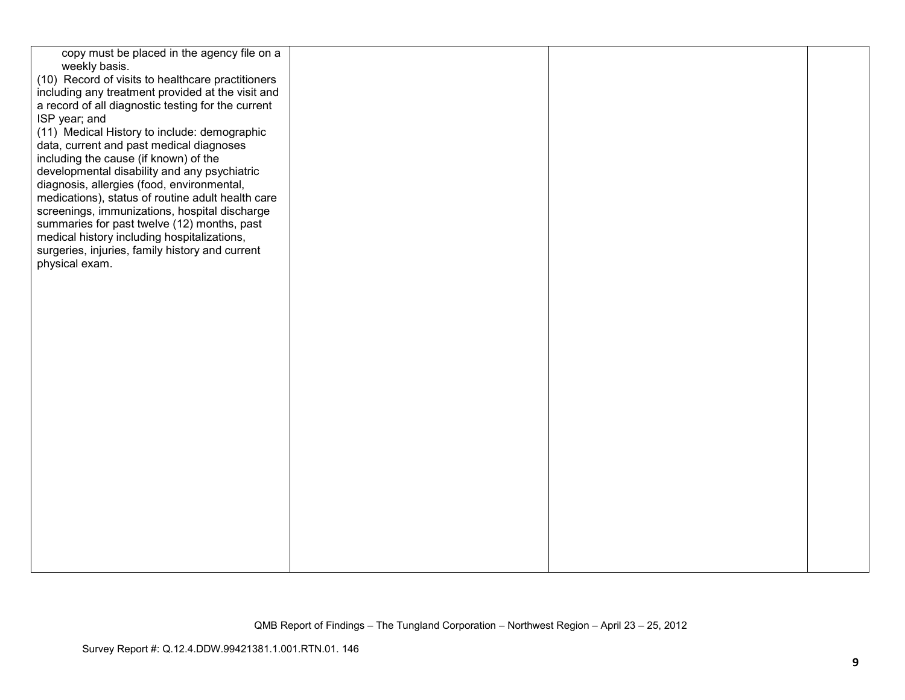| | | | |
|---|---|---|---|
| copy must be placed in the agency file on a weekly basis.<br>(10) Record of visits to healthcare practitioners including any treatment provided at the visit and a record of all diagnostic testing for the current ISP year; and<br>(11) Medical History to include: demographic data, current and past medical diagnoses including the cause (if known) of the developmental disability and any psychiatric diagnosis, allergies (food, environmental, medications), status of routine adult health care screenings, immunizations, hospital discharge summaries for past twelve (12) months, past medical history including hospitalizations, surgeries, injuries, family history and current physical exam. | | | |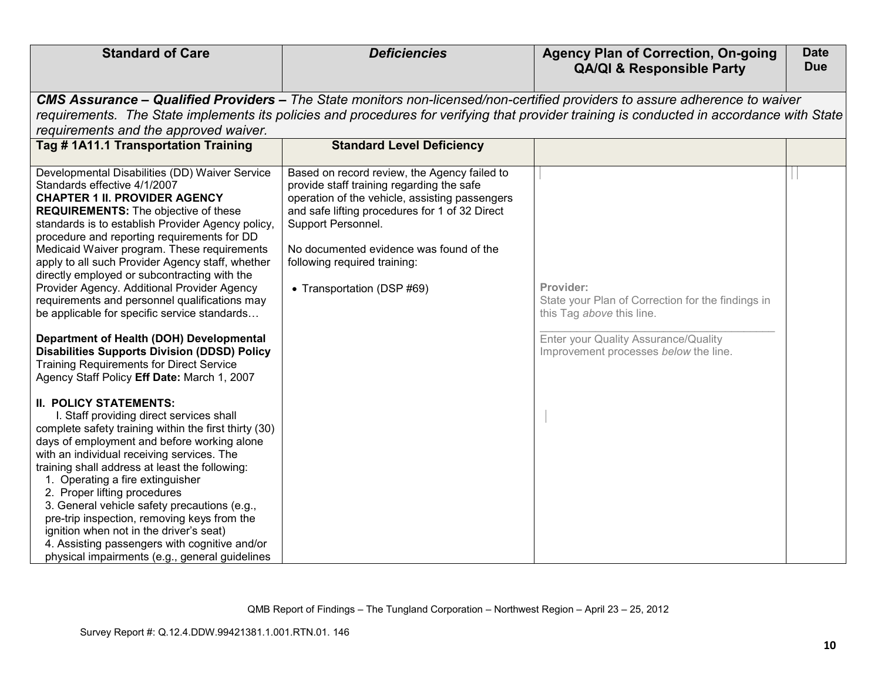| Standard of Care | *Deficiencies* | Agency Plan of Correction, On-going QA/QI & Responsible Party | Date Due |
|---|---|---|---|
| ***CMS Assurance – Qualified Providers –** The State monitors non-licensed/non-certified providers to assure adherence to waiver requirements. The State implements its policies and procedures for verifying that provider training is conducted in accordance with State requirements and the approved waiver.* | | | |
| **Tag # 1A11.1 Transportation Training** | **Standard Level Deficiency** | | |
| Developmental Disabilities (DD) Waiver Service Standards effective 4/1/2007<br>**CHAPTER 1 II. PROVIDER AGENCY REQUIREMENTS:** The objective of these standards is to establish Provider Agency policy, procedure and reporting requirements for DD Medicaid Waiver program. These requirements apply to all such Provider Agency staff, whether directly employed or subcontracting with the Provider Agency. Additional Provider Agency requirements and personnel qualifications may be applicable for specific service standards…<br><br>**Department of Health (DOH) Developmental Disabilities Supports Division (DDSD) Policy** Training Requirements for Direct Service Agency Staff Policy **Eff Date:** March 1, 2007<br><br>**II. POLICY STATEMENTS:**<br>I. Staff providing direct services shall complete safety training within the first thirty (30) days of employment and before working alone with an individual receiving services. The training shall address at least the following:<br>1. Operating a fire extinguisher<br>2. Proper lifting procedures<br>3. General vehicle safety precautions (e.g., pre-trip inspection, removing keys from the ignition when not in the driver's seat)<br>4. Assisting passengers with cognitive and/or physical impairments (e.g., general guidelines | Based on record review, the Agency failed to provide staff training regarding the safe operation of the vehicle, assisting passengers and safe lifting procedures for 1 of 32 Direct Support Personnel.<br><br>No documented evidence was found of the following required training:<br><br>• Transportation (DSP #69) | Provider:<br>State your Plan of Correction for the findings in this Tag *above* this line.<br>\_\_\_\_\_\_\_\_\_\_\_\_\_\_\_\_\_\_\_\_\_\_\_\_\_\_\_\_\_\_\_\_\_\_\_\_\_\_\_\_\_<br>Enter your Quality Assurance/Quality Improvement processes *below* the line. | |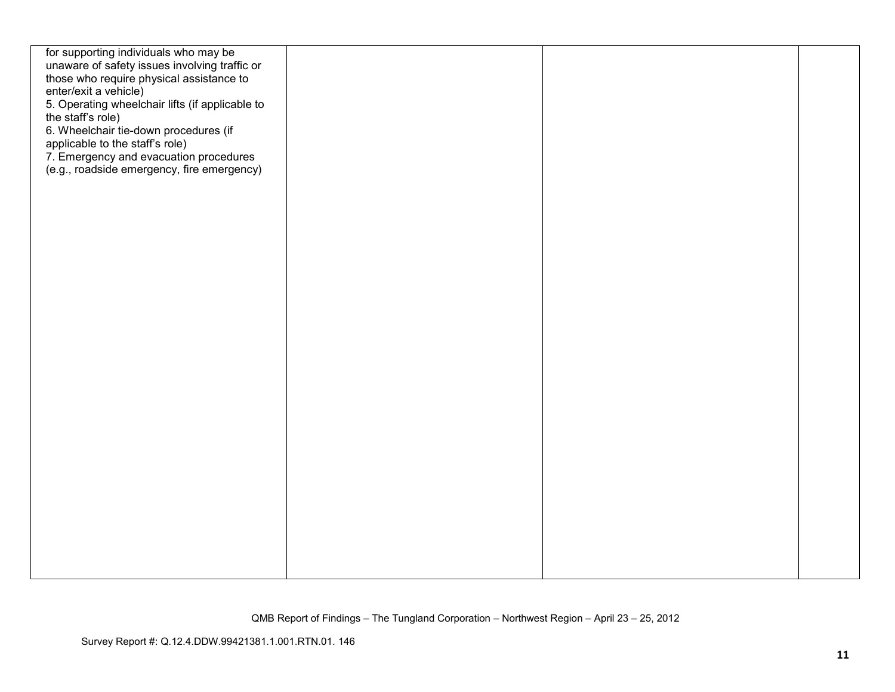| | | | |
|---|---|---|---|
| for supporting individuals who may be unaware of safety issues involving traffic or those who require physical assistance to enter/exit a vehicle)<br>5. Operating wheelchair lifts (if applicable to the staff's role)<br>6. Wheelchair tie-down procedures (if applicable to the staff's role)<br>7. Emergency and evacuation procedures (e.g., roadside emergency, fire emergency) | | | |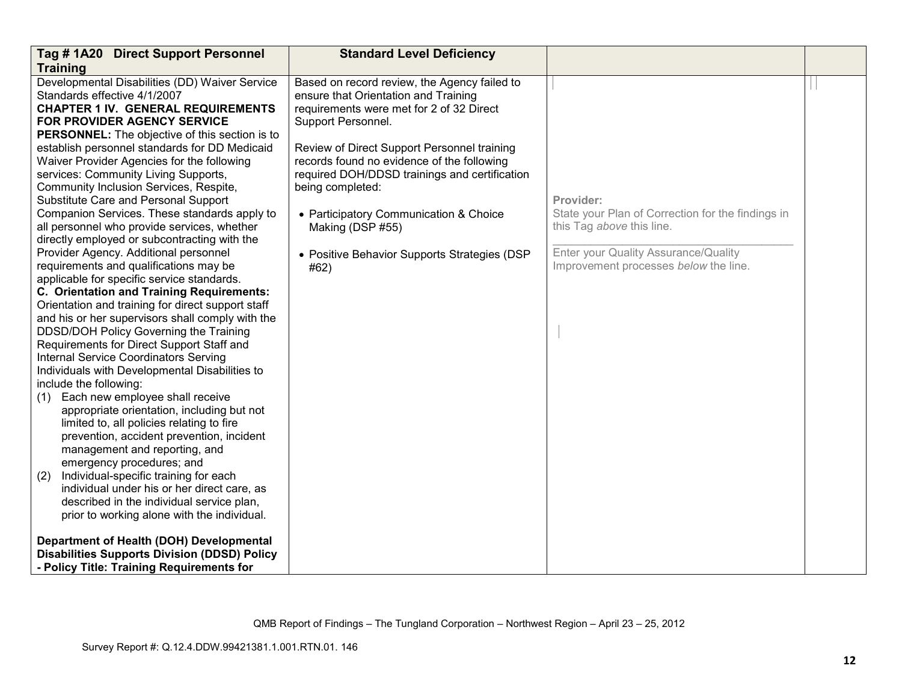| Tag # 1A20 Direct Support Personnel Training | Standard Level Deficiency | | |
|---|---|---|---|
| Developmental Disabilities (DD) Waiver Service Standards effective 4/1/2007<br>**CHAPTER 1 IV. GENERAL REQUIREMENTS FOR PROVIDER AGENCY SERVICE PERSONNEL:** The objective of this section is to establish personnel standards for DD Medicaid Waiver Provider Agencies for the following services: Community Living Supports, Community Inclusion Services, Respite, Substitute Care and Personal Support Companion Services. These standards apply to all personnel who provide services, whether directly employed or subcontracting with the Provider Agency. Additional personnel requirements and qualifications may be applicable for specific service standards.<br>**C. Orientation and Training Requirements:** Orientation and training for direct support staff and his or her supervisors shall comply with the DDSD/DOH Policy Governing the Training Requirements for Direct Support Staff and Internal Service Coordinators Serving Individuals with Developmental Disabilities to include the following:<br>(1) Each new employee shall receive appropriate orientation, including but not limited to, all policies relating to fire prevention, accident prevention, incident management and reporting, and emergency procedures; and<br>(2) Individual-specific training for each individual under his or her direct care, as described in the individual service plan, prior to working alone with the individual.<br><br>**Department of Health (DOH) Developmental Disabilities Supports Division (DDSD) Policy - Policy Title: Training Requirements for** | Based on record review, the Agency failed to ensure that Orientation and Training requirements were met for 2 of 32 Direct Support Personnel.<br><br>Review of Direct Support Personnel training records found no evidence of the following required DOH/DDSD trainings and certification being completed:<br><br>• Participatory Communication & Choice Making (DSP #55)<br><br>• Positive Behavior Supports Strategies (DSP #62) | **Provider:**<br>State your Plan of Correction for the findings in this Tag *above* this line.<br>\_\_\_\_\_\_\_\_\_\_\_\_\_\_\_\_\_\_\_\_\_\_\_\_\_\_\_\_\_\_\_\_\_\_\_\_\_\_\_\_\_\_<br>Enter your Quality Assurance/Quality Improvement processes *below* the line. | |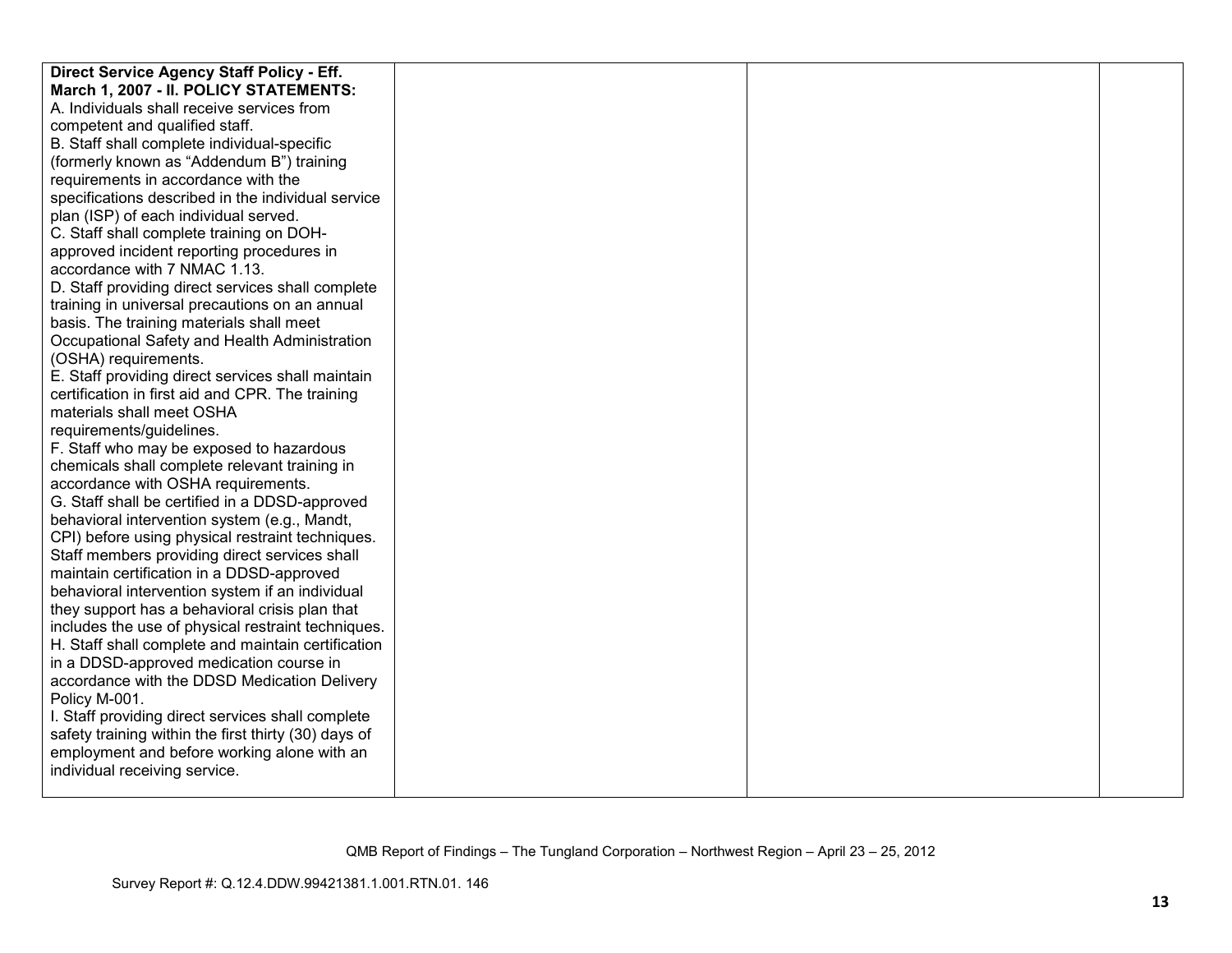| | | | |
|---|---|---|---|
| **Direct Service Agency Staff Policy - Eff. March 1, 2007 - II. POLICY STATEMENTS:**<br>A. Individuals shall receive services from competent and qualified staff.<br>B. Staff shall complete individual-specific (formerly known as "Addendum B") training requirements in accordance with the specifications described in the individual service plan (ISP) of each individual served.<br>C. Staff shall complete training on DOH-approved incident reporting procedures in accordance with 7 NMAC 1.13.<br>D. Staff providing direct services shall complete training in universal precautions on an annual basis. The training materials shall meet Occupational Safety and Health Administration (OSHA) requirements.<br>E. Staff providing direct services shall maintain certification in first aid and CPR. The training materials shall meet OSHA requirements/guidelines.<br>F. Staff who may be exposed to hazardous chemicals shall complete relevant training in accordance with OSHA requirements.<br>G. Staff shall be certified in a DDSD-approved behavioral intervention system (e.g., Mandt, CPI) before using physical restraint techniques. Staff members providing direct services shall maintain certification in a DDSD-approved behavioral intervention system if an individual they support has a behavioral crisis plan that includes the use of physical restraint techniques.<br>H. Staff shall complete and maintain certification in a DDSD-approved medication course in accordance with the DDSD Medication Delivery Policy M-001.<br>I. Staff providing direct services shall complete safety training within the first thirty (30) days of employment and before working alone with an individual receiving service. | | | |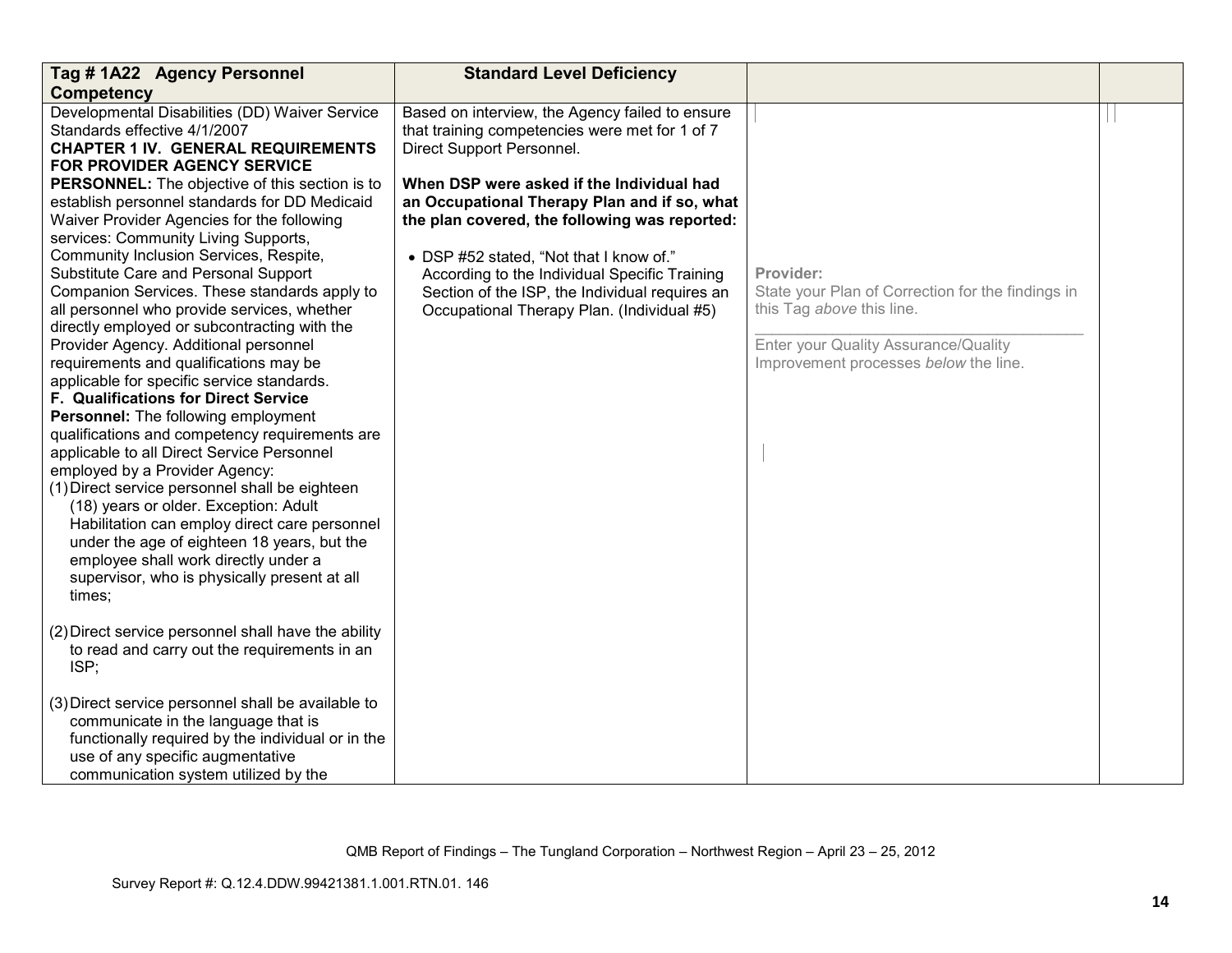| Tag # 1A22 Agency Personnel Competency | Standard Level Deficiency | | |
|---|---|---|---|
| Developmental Disabilities (DD) Waiver Service Standards effective 4/1/2007<br>**CHAPTER 1 IV. GENERAL REQUIREMENTS FOR PROVIDER AGENCY SERVICE PERSONNEL:** The objective of this section is to establish personnel standards for DD Medicaid Waiver Provider Agencies for the following services: Community Living Supports, Community Inclusion Services, Respite, Substitute Care and Personal Support Companion Services. These standards apply to all personnel who provide services, whether directly employed or subcontracting with the Provider Agency. Additional personnel requirements and qualifications may be applicable for specific service standards.<br>**F. Qualifications for Direct Service Personnel:** The following employment qualifications and competency requirements are applicable to all Direct Service Personnel employed by a Provider Agency:<br>(1) Direct service personnel shall be eighteen (18) years or older. Exception: Adult Habilitation can employ direct care personnel under the age of eighteen 18 years, but the employee shall work directly under a supervisor, who is physically present at all times;<br><br>(2) Direct service personnel shall have the ability to read and carry out the requirements in an ISP;<br><br>(3) Direct service personnel shall be available to communicate in the language that is functionally required by the individual or in the use of any specific augmentative communication system utilized by the | Based on interview, the Agency failed to ensure that training competencies were met for 1 of 7 Direct Support Personnel.<br><br>**When DSP were asked if the Individual had an Occupational Therapy Plan and if so, what the plan covered, the following was reported:**<br><br>• DSP #52 stated, "Not that I know of." According to the Individual Specific Training Section of the ISP, the Individual requires an Occupational Therapy Plan. (Individual #5) | Provider:<br>State your Plan of Correction for the findings in this Tag *above* this line.<br>\_\_\_\_\_\_\_\_\_\_\_\_\_\_\_\_\_\_\_\_\_\_\_\_\_\_\_\_\_\_\_\_\_\_\_\_\_\_<br>Enter your Quality Assurance/Quality Improvement processes *below* the line. | |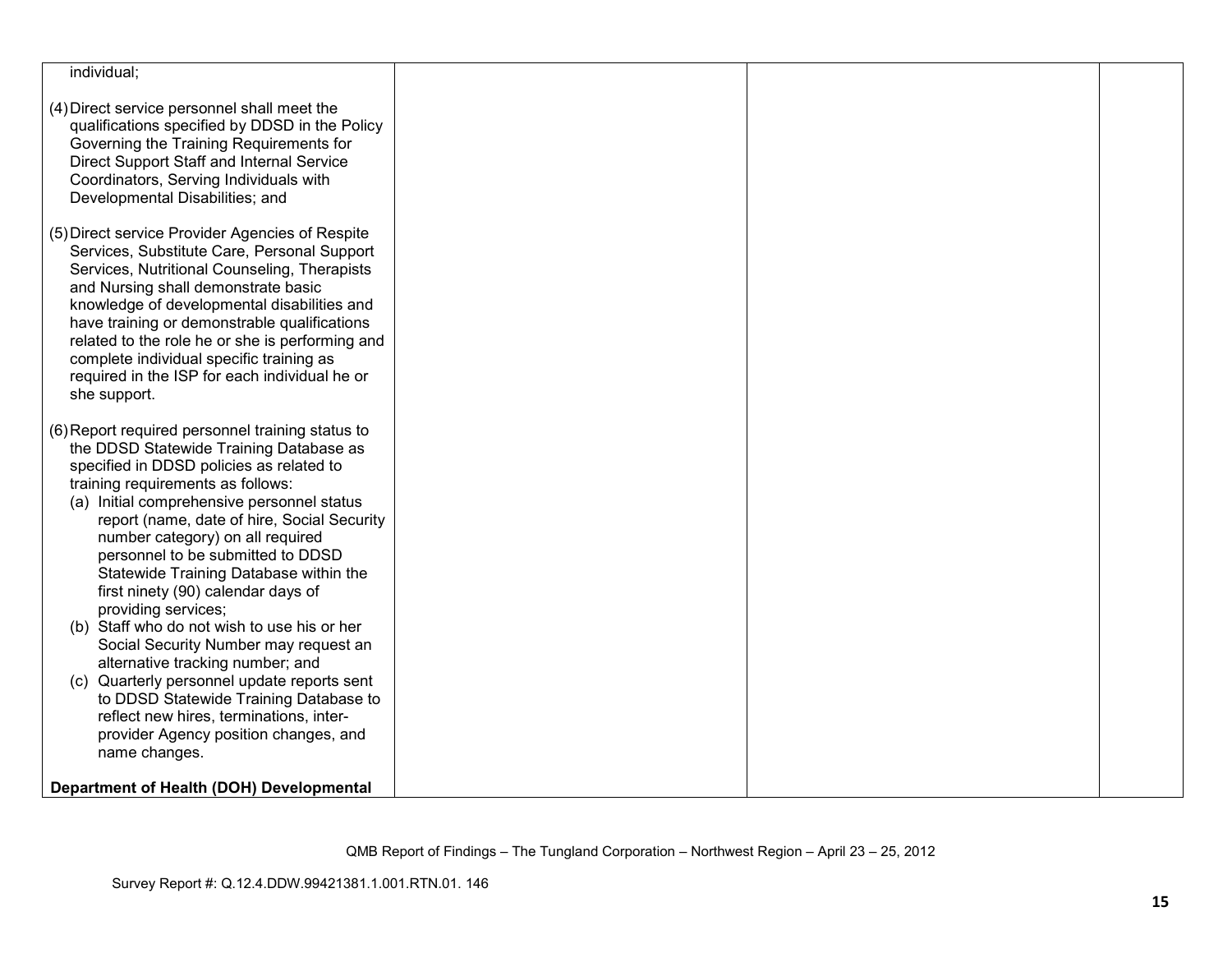| | | | |
|---|---|---|---|
| individual;<br><br>(4) Direct service personnel shall meet the qualifications specified by DDSD in the Policy Governing the Training Requirements for Direct Support Staff and Internal Service Coordinators, Serving Individuals with Developmental Disabilities; and<br><br>(5) Direct service Provider Agencies of Respite Services, Substitute Care, Personal Support Services, Nutritional Counseling, Therapists and Nursing shall demonstrate basic knowledge of developmental disabilities and have training or demonstrable qualifications related to the role he or she is performing and complete individual specific training as required in the ISP for each individual he or she support.<br><br>(6) Report required personnel training status to the DDSD Statewide Training Database as specified in DDSD policies as related to training requirements as follows:<br>(a) Initial comprehensive personnel status report (name, date of hire, Social Security number category) on all required personnel to be submitted to DDSD Statewide Training Database within the first ninety (90) calendar days of providing services;<br>(b) Staff who do not wish to use his or her Social Security Number may request an alternative tracking number; and<br>(c) Quarterly personnel update reports sent to DDSD Statewide Training Database to reflect new hires, terminations, inter-provider Agency position changes, and name changes.<br><br>**Department of Health (DOH) Developmental** | | | |

QMB Report of Findings – The Tungland Corporation – Northwest Region – April 23 – 25, 2012

Survey Report #: Q.12.4.DDW.99421381.1.001.RTN.01. 146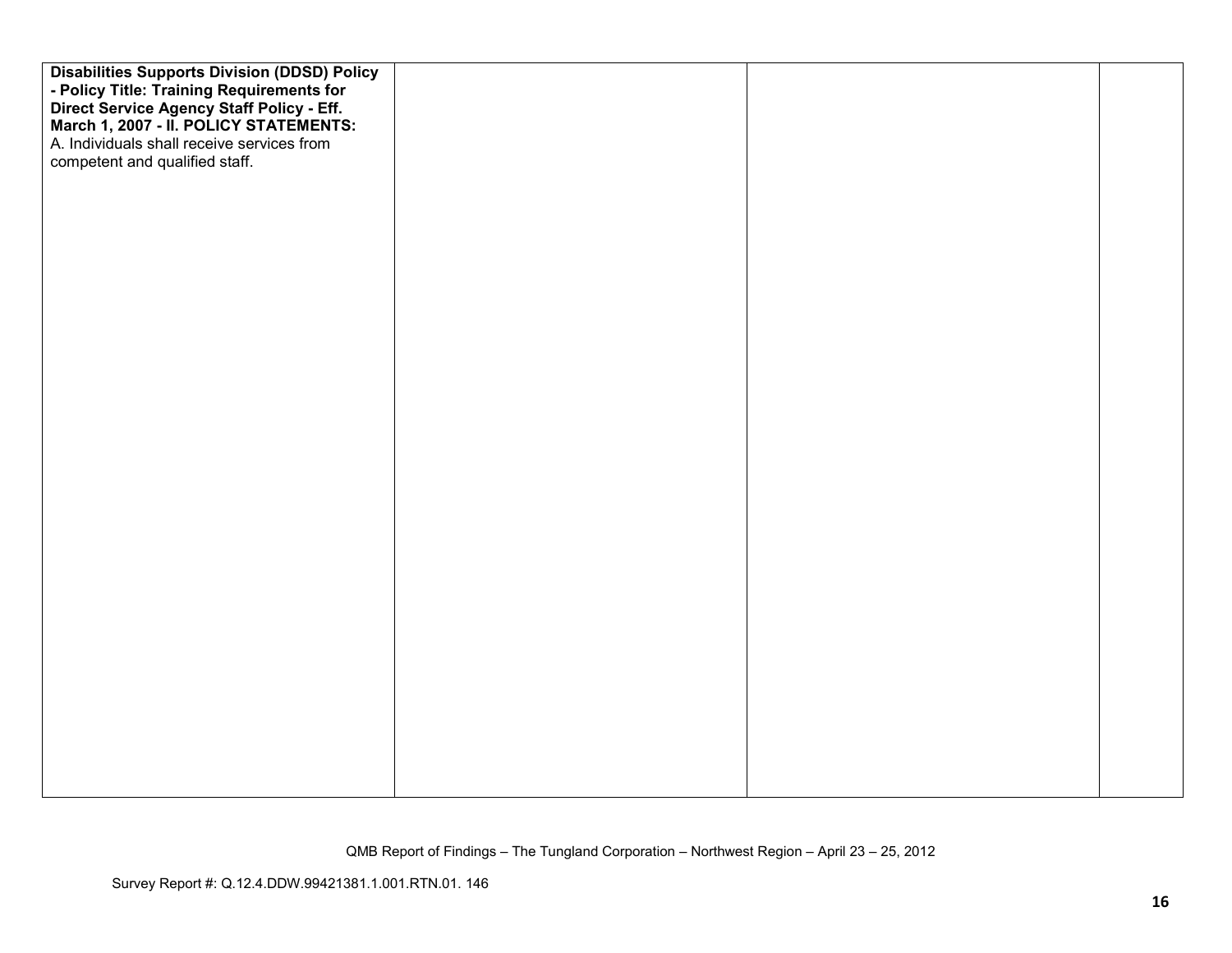| | | | |
|---|---|---|---|
| **Disabilities Supports Division (DDSD) Policy - Policy Title: Training Requirements for Direct Service Agency Staff Policy - Eff. March 1, 2007 - II. POLICY STATEMENTS:**<br>A. Individuals shall receive services from competent and qualified staff. | | | |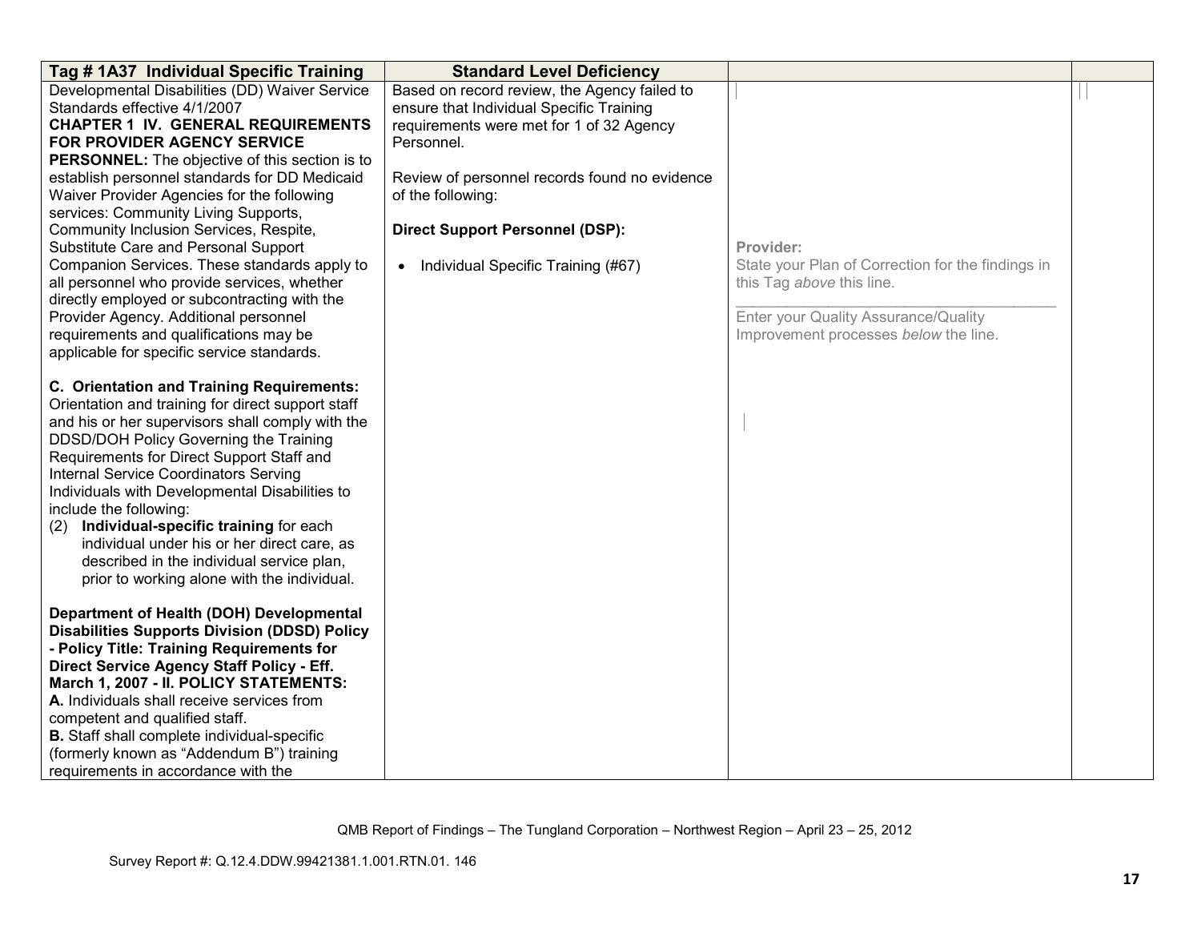| Tag # 1A37 Individual Specific Training | Standard Level Deficiency | | |
|---|---|---|---|
| Developmental Disabilities (DD) Waiver Service Standards effective 4/1/2007<br>**CHAPTER 1 IV. GENERAL REQUIREMENTS FOR PROVIDER AGENCY SERVICE PERSONNEL:** The objective of this section is to establish personnel standards for DD Medicaid Waiver Provider Agencies for the following services: Community Living Supports, Community Inclusion Services, Respite, Substitute Care and Personal Support Companion Services. These standards apply to all personnel who provide services, whether directly employed or subcontracting with the Provider Agency. Additional personnel requirements and qualifications may be applicable for specific service standards.<br><br>**C. Orientation and Training Requirements:** Orientation and training for direct support staff and his or her supervisors shall comply with the DDSD/DOH Policy Governing the Training Requirements for Direct Support Staff and Internal Service Coordinators Serving Individuals with Developmental Disabilities to include the following:<br>(2) **Individual-specific training** for each individual under his or her direct care, as described in the individual service plan, prior to working alone with the individual.<br><br>**Department of Health (DOH) Developmental Disabilities Supports Division (DDSD) Policy - Policy Title: Training Requirements for Direct Service Agency Staff Policy - Eff. March 1, 2007 - II. POLICY STATEMENTS:**<br>**A.** Individuals shall receive services from competent and qualified staff.<br>**B.** Staff shall complete individual-specific (formerly known as "Addendum B") training requirements in accordance with the | Based on record review, the Agency failed to ensure that Individual Specific Training requirements were met for 1 of 32 Agency Personnel.<br><br>Review of personnel records found no evidence of the following:<br><br>**Direct Support Personnel (DSP):**<br><br>• Individual Specific Training (#67) | **Provider:**<br>State your Plan of Correction for the findings in this Tag *above* this line.<br>\_\_\_\_\_\_\_\_\_\_\_\_\_\_\_\_\_\_\_\_\_\_\_\_\_\_\_\_\_\_\_\_\_\_\_\_\_\_\_\_<br>Enter your Quality Assurance/Quality Improvement processes *below* the line. | |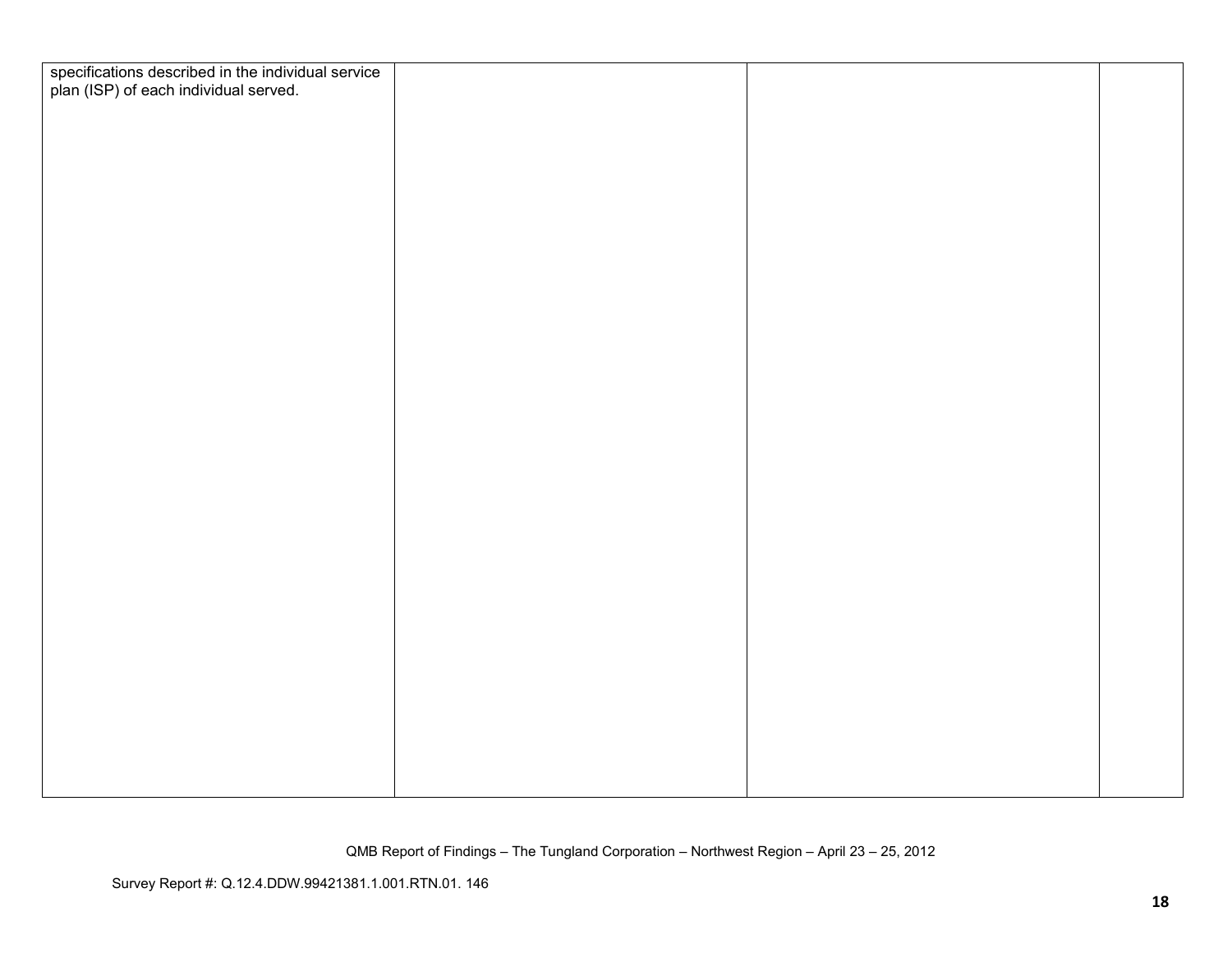| | | | |
|---|---|---|---|
| specifications described in the individual service plan (ISP) of each individual served. | | | |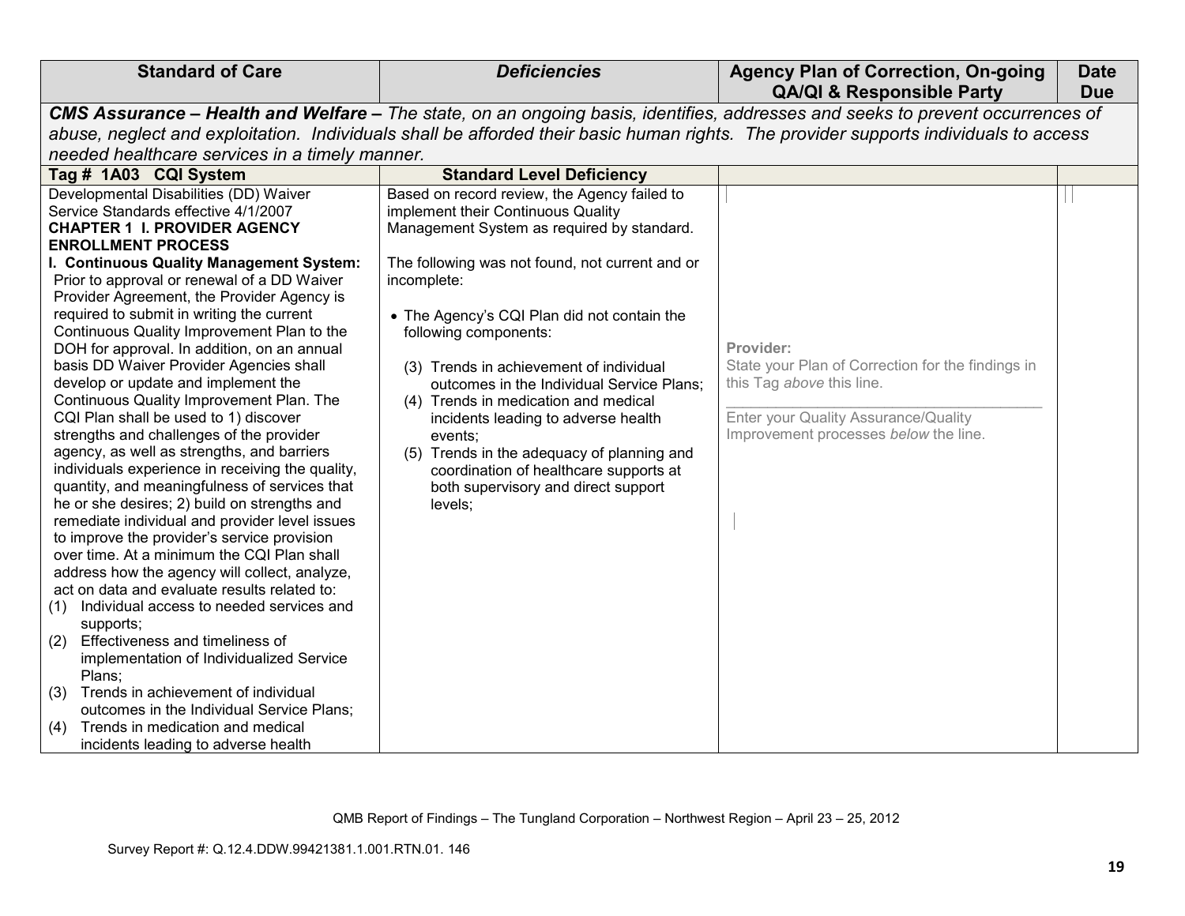| Standard of Care | *Deficiencies* | Agency Plan of Correction, On-going QA/QI & Responsible Party | Date Due |
|---|---|---|---|
| ***CMS Assurance – Health and Welfare –*** *The state, on an ongoing basis, identifies, addresses and seeks to prevent occurrences of abuse, neglect and exploitation. Individuals shall be afforded their basic human rights. The provider supports individuals to access needed healthcare services in a timely manner.* | | | |
| **Tag # 1A03 CQI System** | **Standard Level Deficiency** | | |
| Developmental Disabilities (DD) Waiver Service Standards effective 4/1/2007<br>**CHAPTER 1 I. PROVIDER AGENCY ENROLLMENT PROCESS**<br>**I. Continuous Quality Management System:** Prior to approval or renewal of a DD Waiver Provider Agreement, the Provider Agency is required to submit in writing the current Continuous Quality Improvement Plan to the DOH for approval. In addition, on an annual basis DD Waiver Provider Agencies shall develop or update and implement the Continuous Quality Improvement Plan. The CQI Plan shall be used to 1) discover strengths and challenges of the provider agency, as well as strengths, and barriers individuals experience in receiving the quality, quantity, and meaningfulness of services that he or she desires; 2) build on strengths and remediate individual and provider level issues to improve the provider's service provision over time. At a minimum the CQI Plan shall address how the agency will collect, analyze, act on data and evaluate results related to:<br>(1) Individual access to needed services and supports;<br>(2) Effectiveness and timeliness of implementation of Individualized Service Plans;<br>(3) Trends in achievement of individual outcomes in the Individual Service Plans;<br>(4) Trends in medication and medical incidents leading to adverse health | Based on record review, the Agency failed to implement their Continuous Quality Management System as required by standard.<br><br>The following was not found, not current and or incomplete:<br><br>• The Agency's CQI Plan did not contain the following components:<br><br>(3) Trends in achievement of individual outcomes in the Individual Service Plans;<br>(4) Trends in medication and medical incidents leading to adverse health events;<br>(5) Trends in the adequacy of planning and coordination of healthcare supports at both supervisory and direct support levels; | **Provider:**<br>State your Plan of Correction for the findings in this Tag *above* this line.<br>\_\_\_\_\_\_\_\_\_\_\_\_\_\_\_\_\_\_\_\_\_\_\_\_\_\_\_\_\_\_\_\_<br>Enter your Quality Assurance/Quality Improvement processes *below* the line. | |

QMB Report of Findings – The Tungland Corporation – Northwest Region – April 23 – 25, 2012

Survey Report #: Q.12.4.DDW.99421381.1.001.RTN.01. 146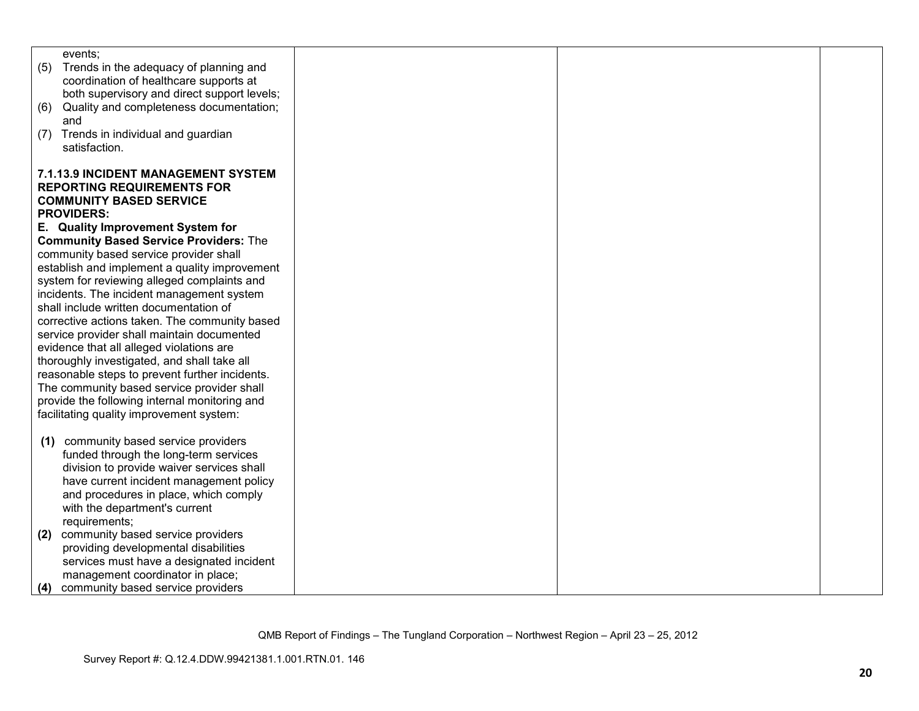| | | | |
|---|---|---|---|
| events;<br>(5) Trends in the adequacy of planning and coordination of healthcare supports at both supervisory and direct support levels;<br>(6) Quality and completeness documentation; and<br>(7) Trends in individual and guardian satisfaction.<br><br>**7.1.13.9 INCIDENT MANAGEMENT SYSTEM REPORTING REQUIREMENTS FOR COMMUNITY BASED SERVICE PROVIDERS:**<br>**E. Quality Improvement System for Community Based Service Providers:** The community based service provider shall establish and implement a quality improvement system for reviewing alleged complaints and incidents. The incident management system shall include written documentation of corrective actions taken. The community based service provider shall maintain documented evidence that all alleged violations are thoroughly investigated, and shall take all reasonable steps to prevent further incidents. The community based service provider shall provide the following internal monitoring and facilitating quality improvement system:<br><br>**(1)** community based service providers funded through the long-term services division to provide waiver services shall have current incident management policy and procedures in place, which comply with the department's current requirements;<br>**(2)** community based service providers providing developmental disabilities services must have a designated incident management coordinator in place;<br>**(4)** community based service providers | | | |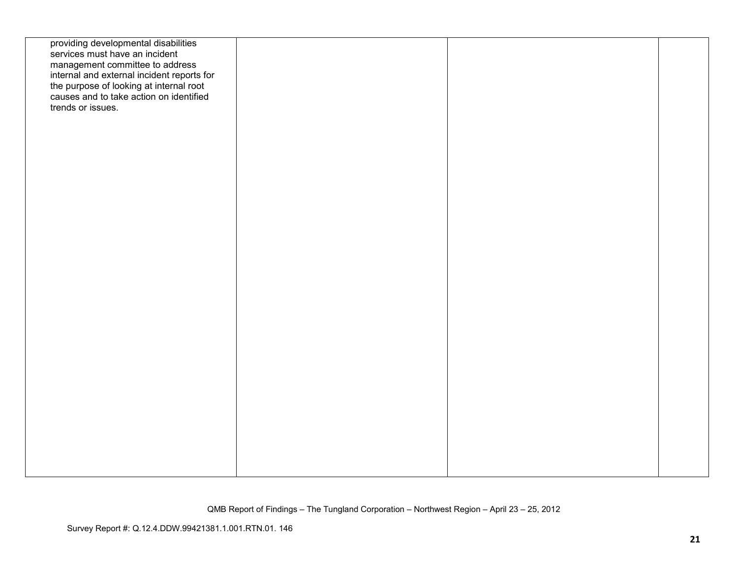| | | | |
|---|---|---|---|
| providing developmental disabilities services must have an incident management committee to address internal and external incident reports for the purpose of looking at internal root causes and to take action on identified trends or issues. | | | |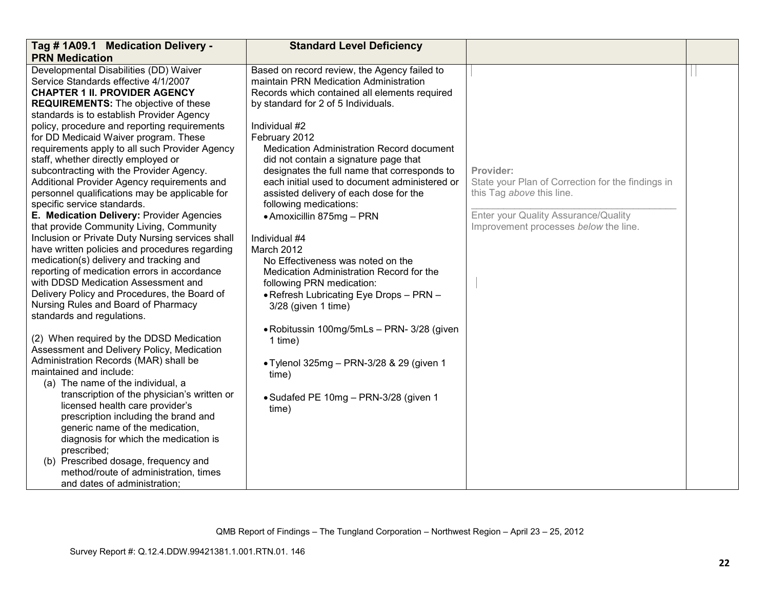| Tag # 1A09.1 Medication Delivery - PRN Medication | Standard Level Deficiency | | |
|---|---|---|---|
| Developmental Disabilities (DD) Waiver Service Standards effective 4/1/2007<br>**CHAPTER 1 II. PROVIDER AGENCY REQUIREMENTS:** The objective of these standards is to establish Provider Agency policy, procedure and reporting requirements for DD Medicaid Waiver program. These requirements apply to all such Provider Agency staff, whether directly employed or subcontracting with the Provider Agency. Additional Provider Agency requirements and personnel qualifications may be applicable for specific service standards.<br>**E. Medication Delivery:** Provider Agencies that provide Community Living, Community Inclusion or Private Duty Nursing services shall have written policies and procedures regarding medication(s) delivery and tracking and reporting of medication errors in accordance with DDSD Medication Assessment and Delivery Policy and Procedures, the Board of Nursing Rules and Board of Pharmacy standards and regulations.<br><br>(2) When required by the DDSD Medication Assessment and Delivery Policy, Medication Administration Records (MAR) shall be maintained and include:<br>(a) The name of the individual, a transcription of the physician's written or licensed health care provider's prescription including the brand and generic name of the medication, diagnosis for which the medication is prescribed;<br>(b) Prescribed dosage, frequency and method/route of administration, times and dates of administration; | Based on record review, the Agency failed to maintain PRN Medication Administration Records which contained all elements required by standard for 2 of 5 Individuals.<br><br>Individual #2<br>February 2012<br>Medication Administration Record document did not contain a signature page that designates the full name that corresponds to each initial used to document administered or assisted delivery of each dose for the following medications:<br>• Amoxicillin 875mg – PRN<br><br>Individual #4<br>March 2012<br>No Effectiveness was noted on the Medication Administration Record for the following PRN medication:<br>• Refresh Lubricating Eye Drops – PRN – 3/28 (given 1 time)<br><br>• Robitussin 100mg/5mLs – PRN- 3/28 (given 1 time)<br><br>• Tylenol 325mg – PRN-3/28 & 29 (given 1 time)<br><br>• Sudafed PE 10mg – PRN-3/28 (given 1 time) | **Provider:**<br>State your Plan of Correction for the findings in this Tag *above* this line.<br>\_\_\_\_\_\_\_\_\_\_\_\_\_\_\_\_\_\_\_\_\_\_\_\_\_\_\_\_\_\_\_\_\_\_\_\_<br>Enter your Quality Assurance/Quality Improvement processes *below* the line. | |

QMB Report of Findings – The Tungland Corporation – Northwest Region – April 23 – 25, 2012

Survey Report #: Q.12.4.DDW.99421381.1.001.RTN.01. 146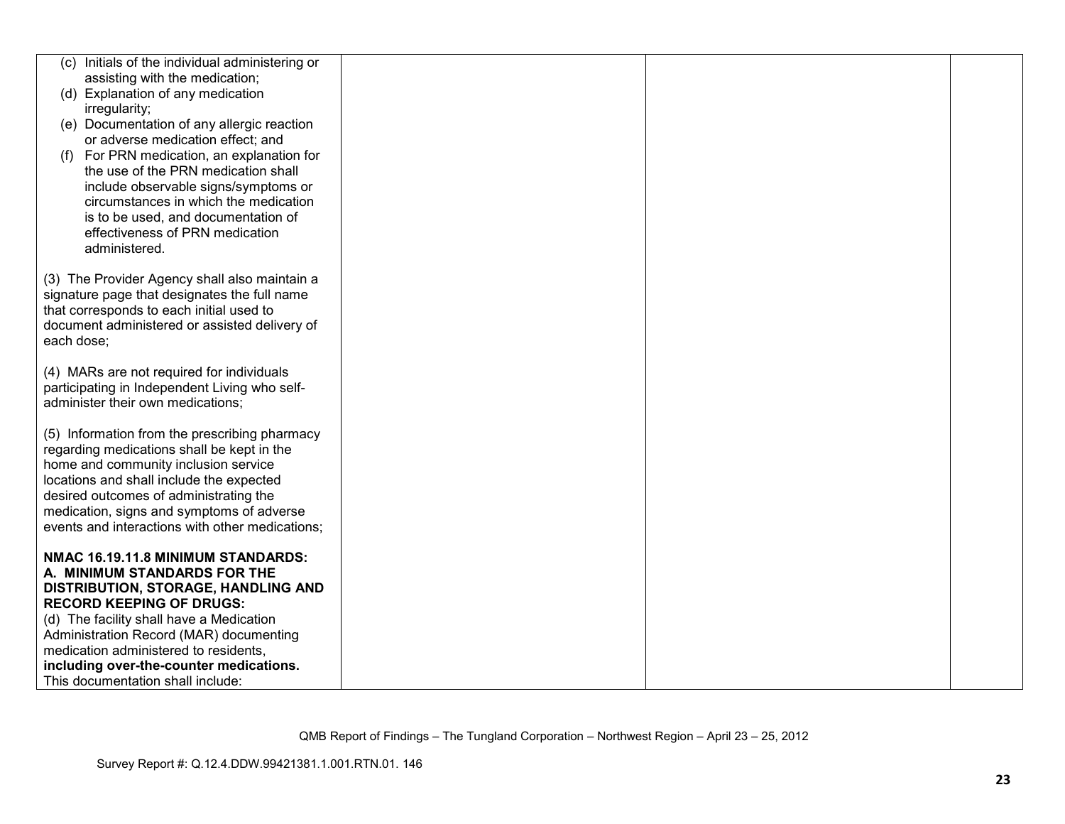| | | | |
|---|---|---|---|
| (c) Initials of the individual administering or assisting with the medication;<br>(d) Explanation of any medication irregularity;<br>(e) Documentation of any allergic reaction or adverse medication effect; and<br>(f) For PRN medication, an explanation for the use of the PRN medication shall include observable signs/symptoms or circumstances in which the medication is to be used, and documentation of effectiveness of PRN medication administered.<br><br>(3) The Provider Agency shall also maintain a signature page that designates the full name that corresponds to each initial used to document administered or assisted delivery of each dose;<br><br>(4) MARs are not required for individuals participating in Independent Living who self-administer their own medications;<br><br>(5) Information from the prescribing pharmacy regarding medications shall be kept in the home and community inclusion service locations and shall include the expected desired outcomes of administrating the medication, signs and symptoms of adverse events and interactions with other medications;<br><br>**NMAC 16.19.11.8 MINIMUM STANDARDS: A. MINIMUM STANDARDS FOR THE DISTRIBUTION, STORAGE, HANDLING AND RECORD KEEPING OF DRUGS:**<br>(d) The facility shall have a Medication Administration Record (MAR) documenting medication administered to residents, **including over-the-counter medications.** This documentation shall include: | | | |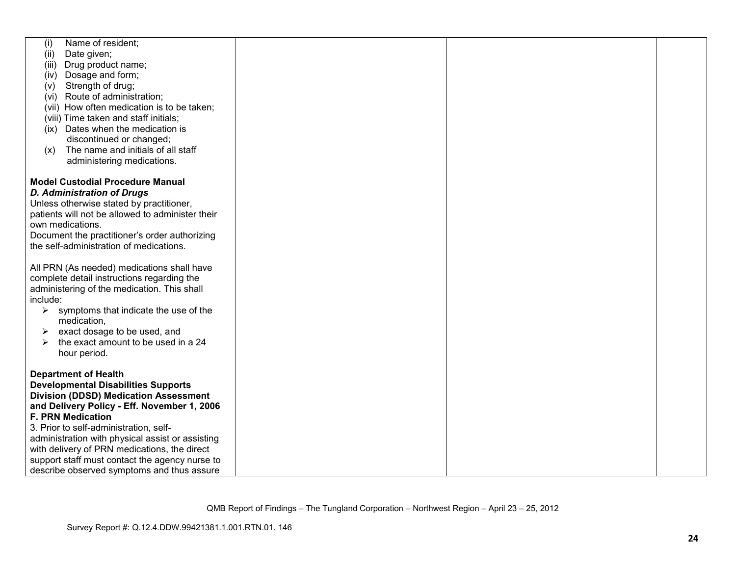| | | | |
|---|---|---|---|
| (i) Name of resident;<br>(ii) Date given;<br>(iii) Drug product name;<br>(iv) Dosage and form;<br>(v) Strength of drug;<br>(vi) Route of administration;<br>(vii) How often medication is to be taken;<br>(viii) Time taken and staff initials;<br>(ix) Dates when the medication is discontinued or changed;<br>(x) The name and initials of all staff administering medications.<br><br>**Model Custodial Procedure Manual**<br>***D. Administration of Drugs***<br>Unless otherwise stated by practitioner, patients will not be allowed to administer their own medications.<br>Document the practitioner's order authorizing the self-administration of medications.<br><br>All PRN (As needed) medications shall have complete detail instructions regarding the administering of the medication. This shall include:<br>➢ symptoms that indicate the use of the medication,<br>➢ exact dosage to be used, and<br>➢ the exact amount to be used in a 24 hour period.<br><br>**Department of Health Developmental Disabilities Supports Division (DDSD) Medication Assessment and Delivery Policy - Eff. November 1, 2006**<br>**F. PRN Medication**<br>3. Prior to self-administration, self-administration with physical assist or assisting with delivery of PRN medications, the direct support staff must contact the agency nurse to describe observed symptoms and thus assure | | | |

QMB Report of Findings – The Tungland Corporation – Northwest Region – April 23 – 25, 2012

Survey Report #: Q.12.4.DDW.99421381.1.001.RTN.01. 146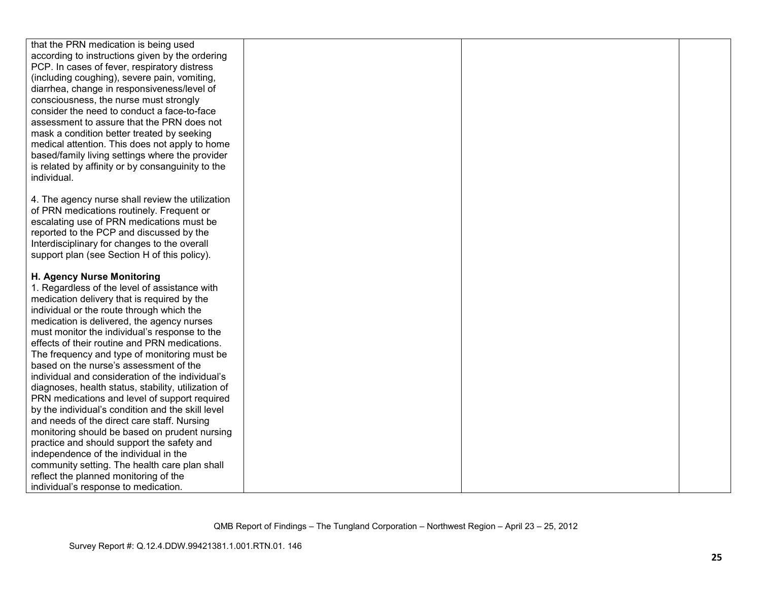| | | | |
|---|---|---|---|
| that the PRN medication is being used according to instructions given by the ordering PCP. In cases of fever, respiratory distress (including coughing), severe pain, vomiting, diarrhea, change in responsiveness/level of consciousness, the nurse must strongly consider the need to conduct a face-to-face assessment to assure that the PRN does not mask a condition better treated by seeking medical attention. This does not apply to home based/family living settings where the provider is related by affinity or by consanguinity to the individual.<br><br>4. The agency nurse shall review the utilization of PRN medications routinely. Frequent or escalating use of PRN medications must be reported to the PCP and discussed by the Interdisciplinary for changes to the overall support plan (see Section H of this policy).<br><br>**H. Agency Nurse Monitoring**<br>1. Regardless of the level of assistance with medication delivery that is required by the individual or the route through which the medication is delivered, the agency nurses must monitor the individual's response to the effects of their routine and PRN medications. The frequency and type of monitoring must be based on the nurse's assessment of the individual and consideration of the individual's diagnoses, health status, stability, utilization of PRN medications and level of support required by the individual's condition and the skill level and needs of the direct care staff. Nursing monitoring should be based on prudent nursing practice and should support the safety and independence of the individual in the community setting. The health care plan shall reflect the planned monitoring of the individual's response to medication. | | | |

QMB Report of Findings – The Tungland Corporation – Northwest Region – April 23 – 25, 2012

Survey Report #: Q.12.4.DDW.99421381.1.001.RTN.01. 146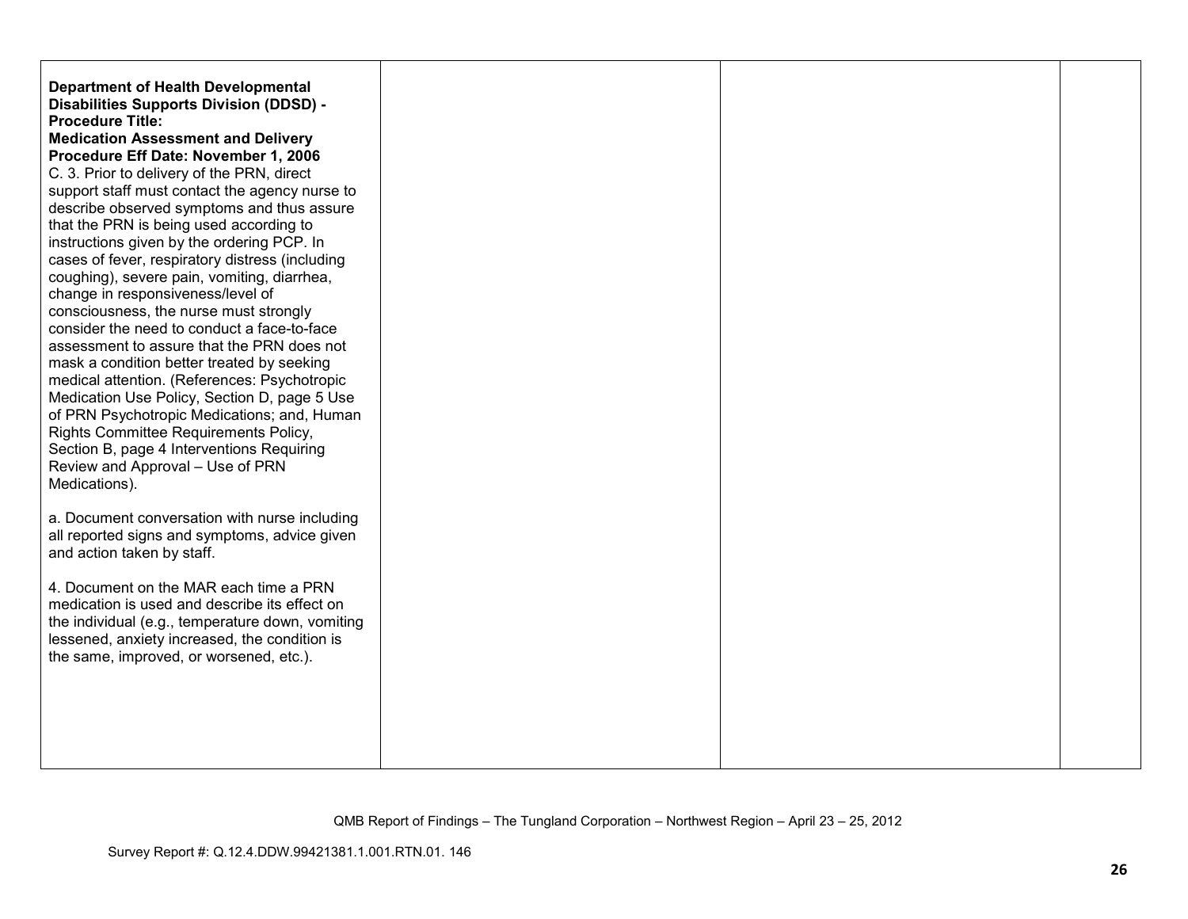| | | | |
|---|---|---|---|
| **Department of Health Developmental Disabilities Supports Division (DDSD) - Procedure Title: Medication Assessment and Delivery Procedure Eff Date: November 1, 2006**<br>C. 3. Prior to delivery of the PRN, direct support staff must contact the agency nurse to describe observed symptoms and thus assure that the PRN is being used according to instructions given by the ordering PCP. In cases of fever, respiratory distress (including coughing), severe pain, vomiting, diarrhea, change in responsiveness/level of consciousness, the nurse must strongly consider the need to conduct a face-to-face assessment to assure that the PRN does not mask a condition better treated by seeking medical attention. (References: Psychotropic Medication Use Policy, Section D, page 5 Use of PRN Psychotropic Medications; and, Human Rights Committee Requirements Policy, Section B, page 4 Interventions Requiring Review and Approval – Use of PRN Medications).<br><br>a. Document conversation with nurse including all reported signs and symptoms, advice given and action taken by staff.<br><br>4. Document on the MAR each time a PRN medication is used and describe its effect on the individual (e.g., temperature down, vomiting lessened, anxiety increased, the condition is the same, improved, or worsened, etc.). | | | |

QMB Report of Findings – The Tungland Corporation – Northwest Region – April 23 – 25, 2012

Survey Report #: Q.12.4.DDW.99421381.1.001.RTN.01. 146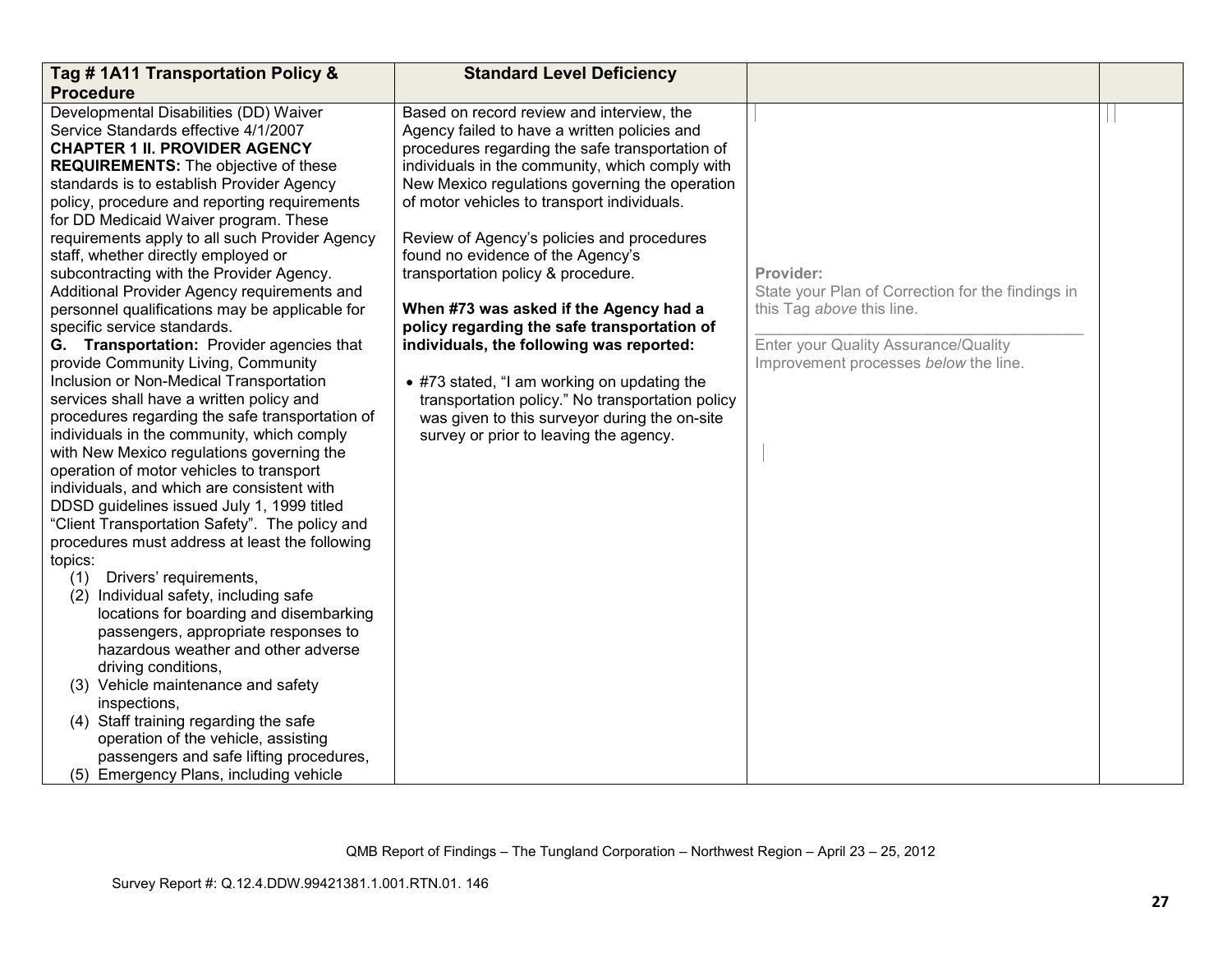| Tag # 1A11 Transportation Policy & Procedure | Standard Level Deficiency | | |
|---|---|---|---|
| Developmental Disabilities (DD) Waiver Service Standards effective 4/1/2007<br>**CHAPTER 1 II. PROVIDER AGENCY REQUIREMENTS:** The objective of these standards is to establish Provider Agency policy, procedure and reporting requirements for DD Medicaid Waiver program. These requirements apply to all such Provider Agency staff, whether directly employed or subcontracting with the Provider Agency. Additional Provider Agency requirements and personnel qualifications may be applicable for specific service standards.<br>**G. Transportation:** Provider agencies that provide Community Living, Community Inclusion or Non-Medical Transportation services shall have a written policy and procedures regarding the safe transportation of individuals in the community, which comply with New Mexico regulations governing the operation of motor vehicles to transport individuals, and which are consistent with DDSD guidelines issued July 1, 1999 titled "Client Transportation Safety". The policy and procedures must address at least the following topics:<br>(1) Drivers' requirements,<br>(2) Individual safety, including safe locations for boarding and disembarking passengers, appropriate responses to hazardous weather and other adverse driving conditions,<br>(3) Vehicle maintenance and safety inspections,<br>(4) Staff training regarding the safe operation of the vehicle, assisting passengers and safe lifting procedures,<br>(5) Emergency Plans, including vehicle | Based on record review and interview, the Agency failed to have a written policies and procedures regarding the safe transportation of individuals in the community, which comply with New Mexico regulations governing the operation of motor vehicles to transport individuals.<br><br>Review of Agency's policies and procedures found no evidence of the Agency's transportation policy & procedure.<br><br>**When #73 was asked if the Agency had a policy regarding the safe transportation of individuals, the following was reported:**<br><br>• #73 stated, "I am working on updating the transportation policy." No transportation policy was given to this surveyor during the on-site survey or prior to leaving the agency. | **Provider:**<br>State your Plan of Correction for the findings in this Tag *above* this line.<br>\_\_\_\_\_\_\_\_\_\_\_\_\_\_\_\_\_\_\_\_\_\_\_\_\_\_\_\_\_\_<br>Enter your Quality Assurance/Quality Improvement processes *below* the line. | |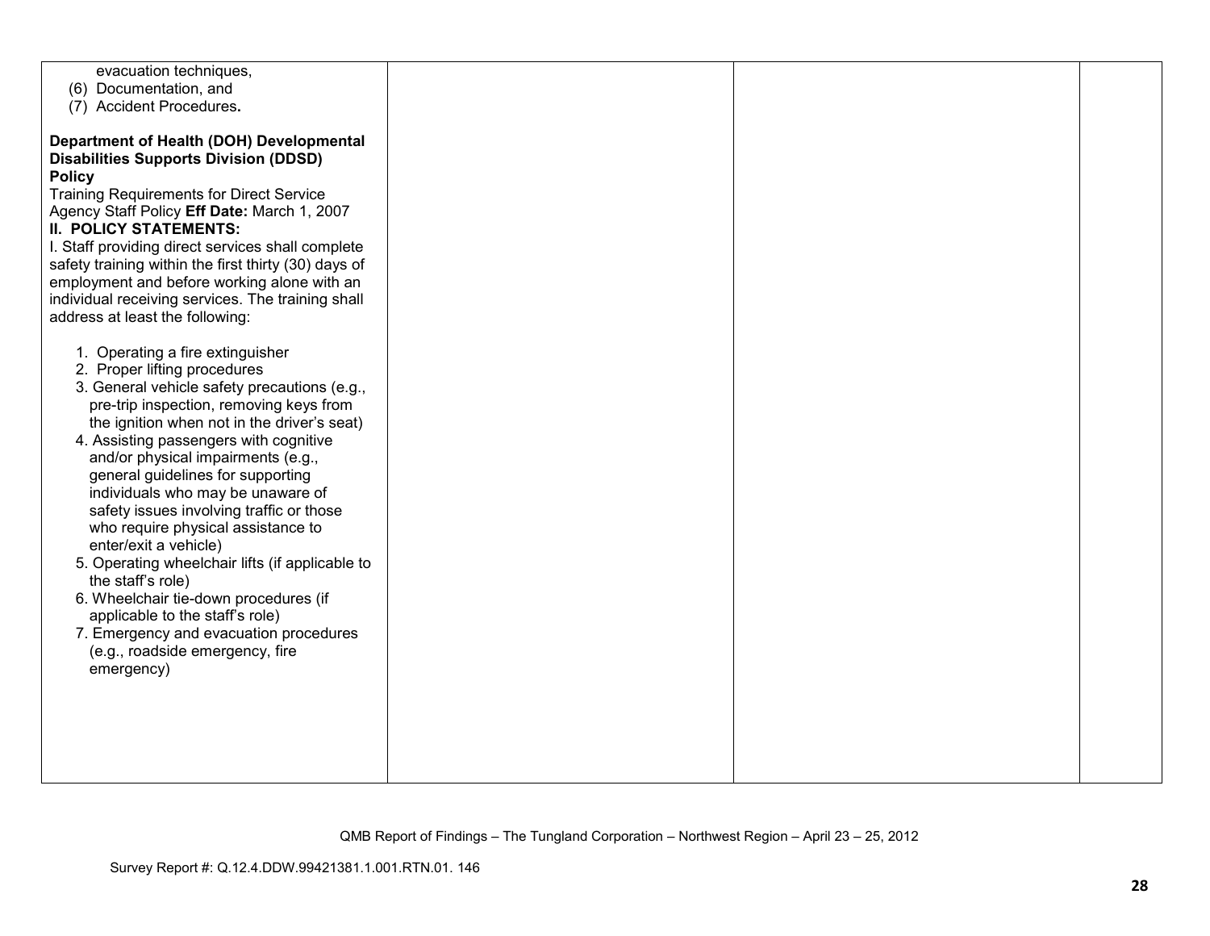| | | | |
|---|---|---|---|
| evacuation techniques,<br>(6) Documentation, and<br>(7) Accident Procedures.<br><br>**Department of Health (DOH) Developmental Disabilities Supports Division (DDSD) Policy**<br>Training Requirements for Direct Service Agency Staff Policy **Eff Date:** March 1, 2007<br>**II. POLICY STATEMENTS:**<br>I. Staff providing direct services shall complete safety training within the first thirty (30) days of employment and before working alone with an individual receiving services. The training shall address at least the following:<br><br>1. Operating a fire extinguisher<br>2. Proper lifting procedures<br>3. General vehicle safety precautions (e.g., pre-trip inspection, removing keys from the ignition when not in the driver's seat)<br>4. Assisting passengers with cognitive and/or physical impairments (e.g., general guidelines for supporting individuals who may be unaware of safety issues involving traffic or those who require physical assistance to enter/exit a vehicle)<br>5. Operating wheelchair lifts (if applicable to the staff's role)<br>6. Wheelchair tie-down procedures (if applicable to the staff's role)<br>7. Emergency and evacuation procedures (e.g., roadside emergency, fire emergency) | | | |

QMB Report of Findings – The Tungland Corporation – Northwest Region – April 23 – 25, 2012

Survey Report #: Q.12.4.DDW.99421381.1.001.RTN.01. 146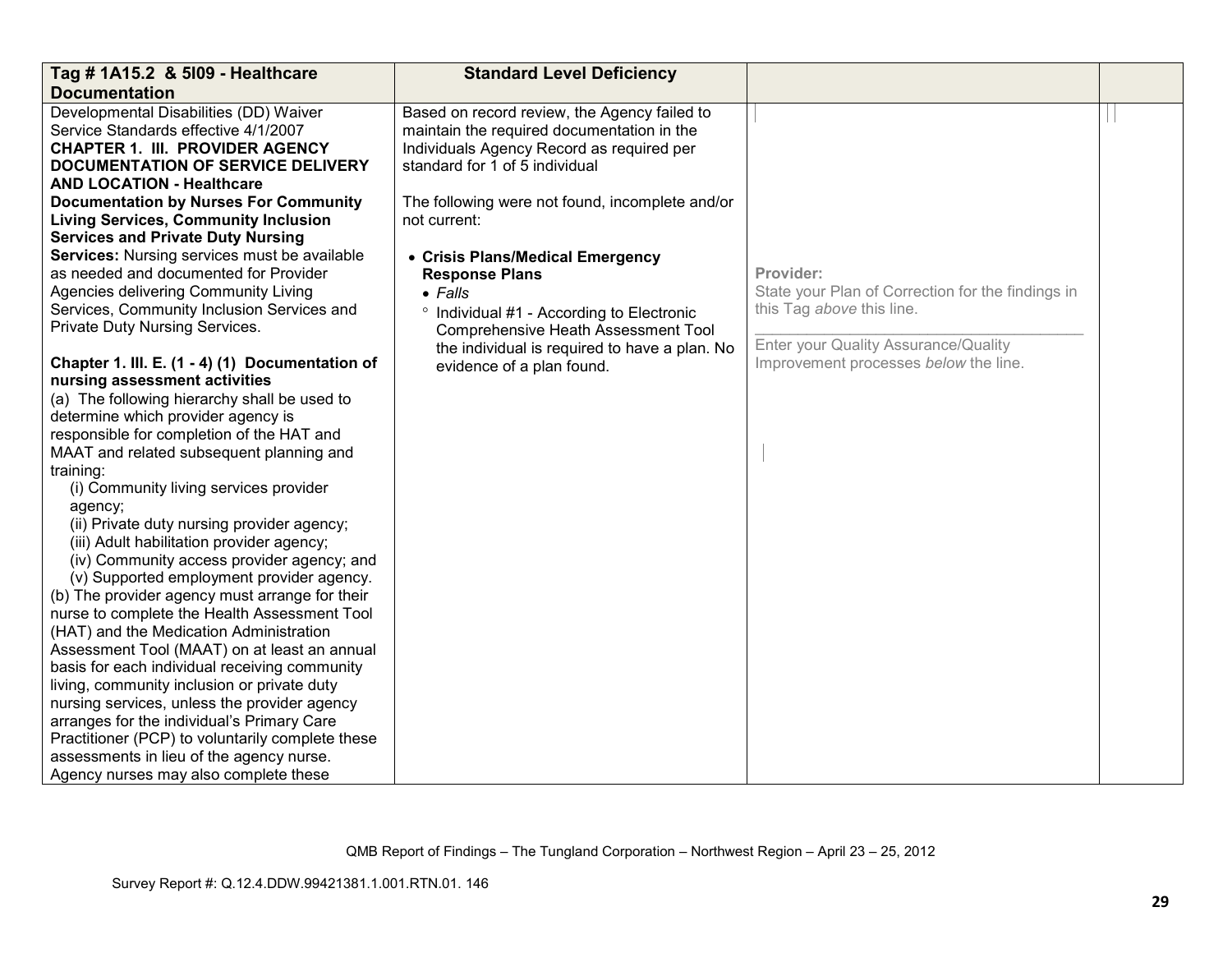| Tag # 1A15.2 & 5I09 - Healthcare Documentation | Standard Level Deficiency | | |
|---|---|---|---|
| Developmental Disabilities (DD) Waiver Service Standards effective 4/1/2007<br>**CHAPTER 1. III. PROVIDER AGENCY DOCUMENTATION OF SERVICE DELIVERY AND LOCATION - Healthcare Documentation by Nurses For Community Living Services, Community Inclusion Services and Private Duty Nursing Services:** Nursing services must be available as needed and documented for Provider Agencies delivering Community Living Services, Community Inclusion Services and Private Duty Nursing Services.<br><br>**Chapter 1. III. E. (1 - 4) (1) Documentation of nursing assessment activities**<br>(a) The following hierarchy shall be used to determine which provider agency is responsible for completion of the HAT and MAAT and related subsequent planning and training:<br>(i) Community living services provider agency;<br>(ii) Private duty nursing provider agency;<br>(iii) Adult habilitation provider agency;<br>(iv) Community access provider agency; and<br>(v) Supported employment provider agency.<br>(b) The provider agency must arrange for their nurse to complete the Health Assessment Tool (HAT) and the Medication Administration Assessment Tool (MAAT) on at least an annual basis for each individual receiving community living, community inclusion or private duty nursing services, unless the provider agency arranges for the individual's Primary Care Practitioner (PCP) to voluntarily complete these assessments in lieu of the agency nurse. Agency nurses may also complete these | Based on record review, the Agency failed to maintain the required documentation in the Individuals Agency Record as required per standard for 1 of 5 individual<br><br>The following were not found, incomplete and/or not current:<br><br>• **Crisis Plans/Medical Emergency Response Plans**<br>• *Falls*<br>° Individual #1 - According to Electronic Comprehensive Heath Assessment Tool the individual is required to have a plan. No evidence of a plan found. | **Provider:**<br>State your Plan of Correction for the findings in this Tag *above* this line.<br>\_\_\_\_\_\_\_\_\_\_\_\_\_\_\_\_\_\_\_\_\_\_\_\_\_\_\_\_\_\_\_\_\_\_\_\_\_\_<br>Enter your Quality Assurance/Quality Improvement processes *below* the line. | |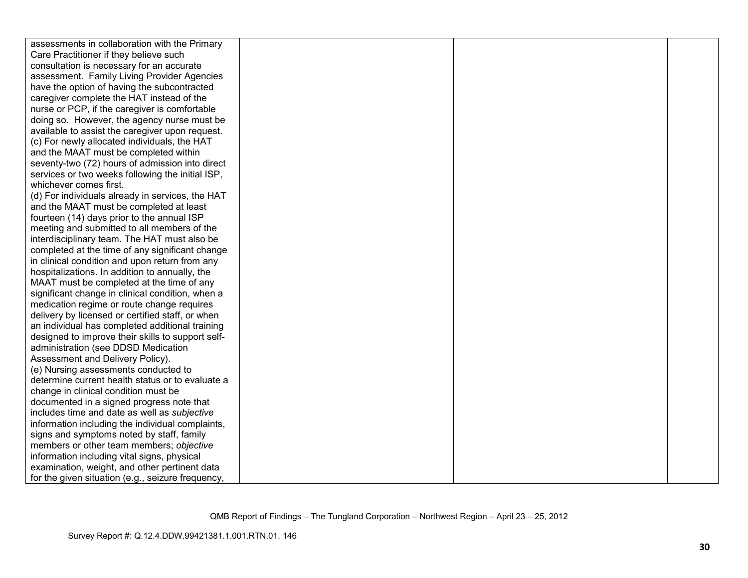| | | | |
|---|---|---|---|
| assessments in collaboration with the Primary Care Practitioner if they believe such consultation is necessary for an accurate assessment. Family Living Provider Agencies have the option of having the subcontracted caregiver complete the HAT instead of the nurse or PCP, if the caregiver is comfortable doing so. However, the agency nurse must be available to assist the caregiver upon request.<br>(c) For newly allocated individuals, the HAT and the MAAT must be completed within seventy-two (72) hours of admission into direct services or two weeks following the initial ISP, whichever comes first.<br>(d) For individuals already in services, the HAT and the MAAT must be completed at least fourteen (14) days prior to the annual ISP meeting and submitted to all members of the interdisciplinary team. The HAT must also be completed at the time of any significant change in clinical condition and upon return from any hospitalizations. In addition to annually, the MAAT must be completed at the time of any significant change in clinical condition, when a medication regime or route change requires delivery by licensed or certified staff, or when an individual has completed additional training designed to improve their skills to support self-administration (see DDSD Medication Assessment and Delivery Policy).<br>(e) Nursing assessments conducted to determine current health status or to evaluate a change in clinical condition must be documented in a signed progress note that includes time and date as well as *subjective* information including the individual complaints, signs and symptoms noted by staff, family members or other team members; *objective* information including vital signs, physical examination, weight, and other pertinent data for the given situation (e.g., seizure frequency, | | | |

QMB Report of Findings – The Tungland Corporation – Northwest Region – April 23 – 25, 2012

Survey Report #: Q.12.4.DDW.99421381.1.001.RTN.01. 146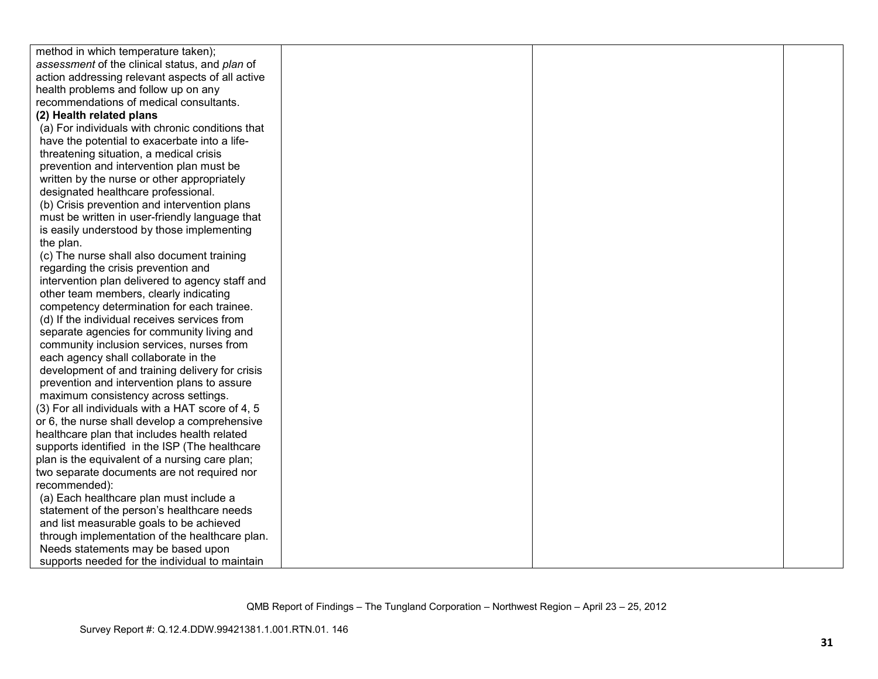| | | | |
|---|---|---|---|
| method in which temperature taken); *assessment* of the clinical status, and *plan* of action addressing relevant aspects of all active health problems and follow up on any recommendations of medical consultants.<br>**(2) Health related plans**<br>(a) For individuals with chronic conditions that have the potential to exacerbate into a life-threatening situation, a medical crisis prevention and intervention plan must be written by the nurse or other appropriately designated healthcare professional.<br>(b) Crisis prevention and intervention plans must be written in user-friendly language that is easily understood by those implementing the plan.<br>(c) The nurse shall also document training regarding the crisis prevention and intervention plan delivered to agency staff and other team members, clearly indicating competency determination for each trainee.<br>(d) If the individual receives services from separate agencies for community living and community inclusion services, nurses from each agency shall collaborate in the development of and training delivery for crisis prevention and intervention plans to assure maximum consistency across settings.<br>(3) For all individuals with a HAT score of 4, 5 or 6, the nurse shall develop a comprehensive healthcare plan that includes health related supports identified in the ISP (The healthcare plan is the equivalent of a nursing care plan; two separate documents are not required nor recommended):<br>(a) Each healthcare plan must include a statement of the person's healthcare needs and list measurable goals to be achieved through implementation of the healthcare plan. Needs statements may be based upon supports needed for the individual to maintain | | | |

QMB Report of Findings – The Tungland Corporation – Northwest Region – April 23 – 25, 2012

Survey Report #: Q.12.4.DDW.99421381.1.001.RTN.01. 146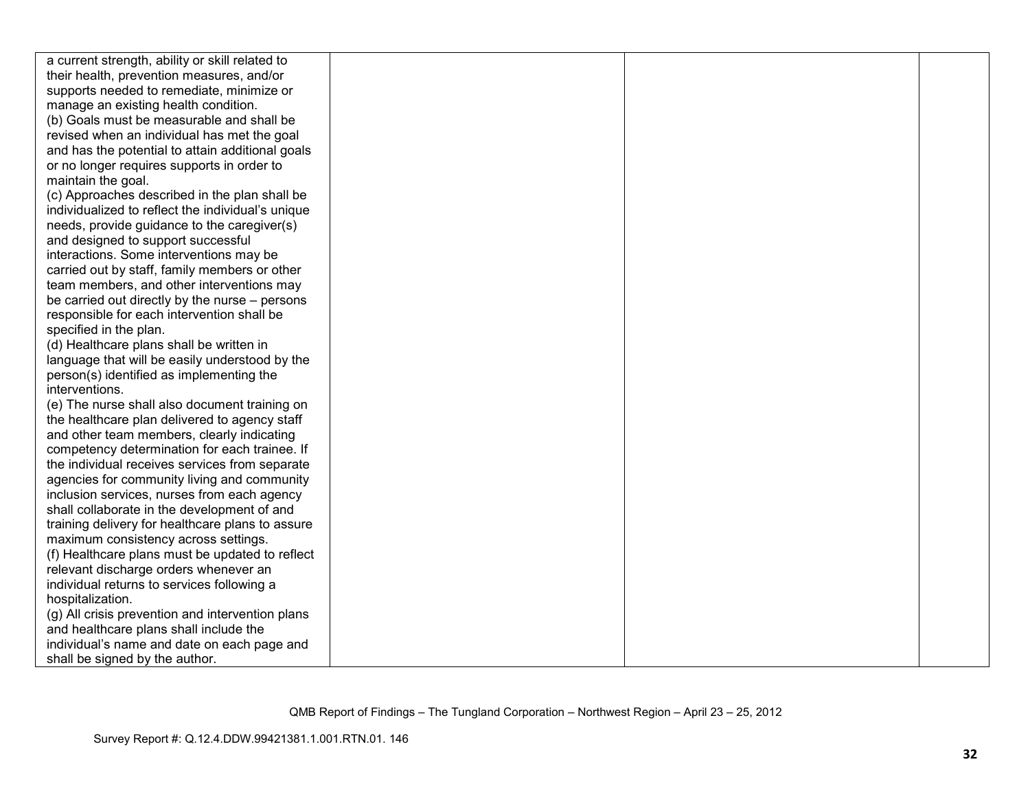| | | | |
|---|---|---|---|
| a current strength, ability or skill related to their health, prevention measures, and/or supports needed to remediate, minimize or manage an existing health condition.<br>(b) Goals must be measurable and shall be revised when an individual has met the goal and has the potential to attain additional goals or no longer requires supports in order to maintain the goal.<br>(c) Approaches described in the plan shall be individualized to reflect the individual's unique needs, provide guidance to the caregiver(s) and designed to support successful interactions. Some interventions may be carried out by staff, family members or other team members, and other interventions may be carried out directly by the nurse – persons responsible for each intervention shall be specified in the plan.<br>(d) Healthcare plans shall be written in language that will be easily understood by the person(s) identified as implementing the interventions.<br>(e) The nurse shall also document training on the healthcare plan delivered to agency staff and other team members, clearly indicating competency determination for each trainee. If the individual receives services from separate agencies for community living and community inclusion services, nurses from each agency shall collaborate in the development of and training delivery for healthcare plans to assure maximum consistency across settings.<br>(f) Healthcare plans must be updated to reflect relevant discharge orders whenever an individual returns to services following a hospitalization.<br>(g) All crisis prevention and intervention plans and healthcare plans shall include the individual's name and date on each page and shall be signed by the author. | | | |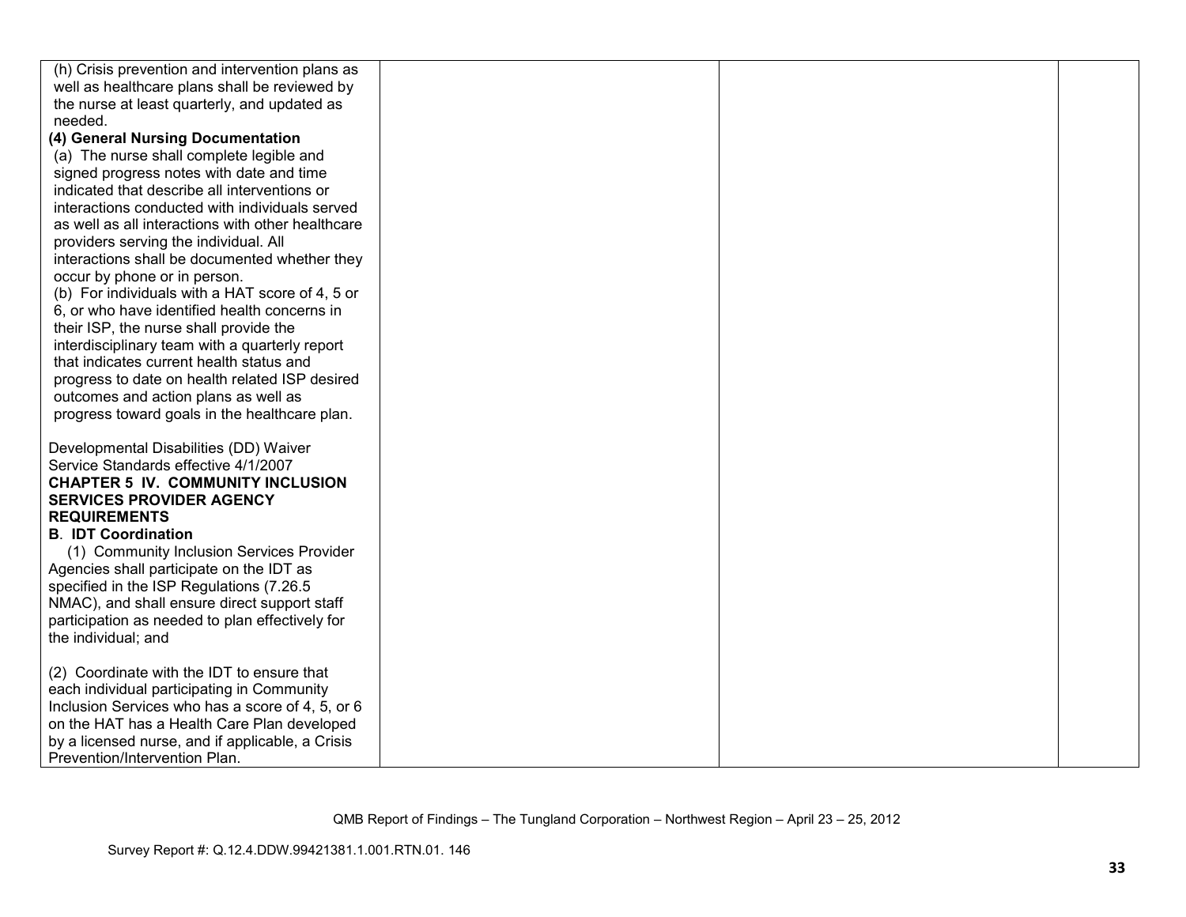| | | | |
|---|---|---|---|
| (h) Crisis prevention and intervention plans as well as healthcare plans shall be reviewed by the nurse at least quarterly, and updated as needed.<br>**(4) General Nursing Documentation**<br>(a) The nurse shall complete legible and signed progress notes with date and time indicated that describe all interventions or interactions conducted with individuals served as well as all interactions with other healthcare providers serving the individual. All interactions shall be documented whether they occur by phone or in person.<br>(b) For individuals with a HAT score of 4, 5 or 6, or who have identified health concerns in their ISP, the nurse shall provide the interdisciplinary team with a quarterly report that indicates current health status and progress to date on health related ISP desired outcomes and action plans as well as progress toward goals in the healthcare plan.<br><br>Developmental Disabilities (DD) Waiver Service Standards effective 4/1/2007<br>**CHAPTER 5 IV. COMMUNITY INCLUSION SERVICES PROVIDER AGENCY REQUIREMENTS**<br>**B. IDT Coordination**<br>(1) Community Inclusion Services Provider Agencies shall participate on the IDT as specified in the ISP Regulations (7.26.5 NMAC), and shall ensure direct support staff participation as needed to plan effectively for the individual; and<br><br>(2) Coordinate with the IDT to ensure that each individual participating in Community Inclusion Services who has a score of 4, 5, or 6 on the HAT has a Health Care Plan developed by a licensed nurse, and if applicable, a Crisis Prevention/Intervention Plan. | | | |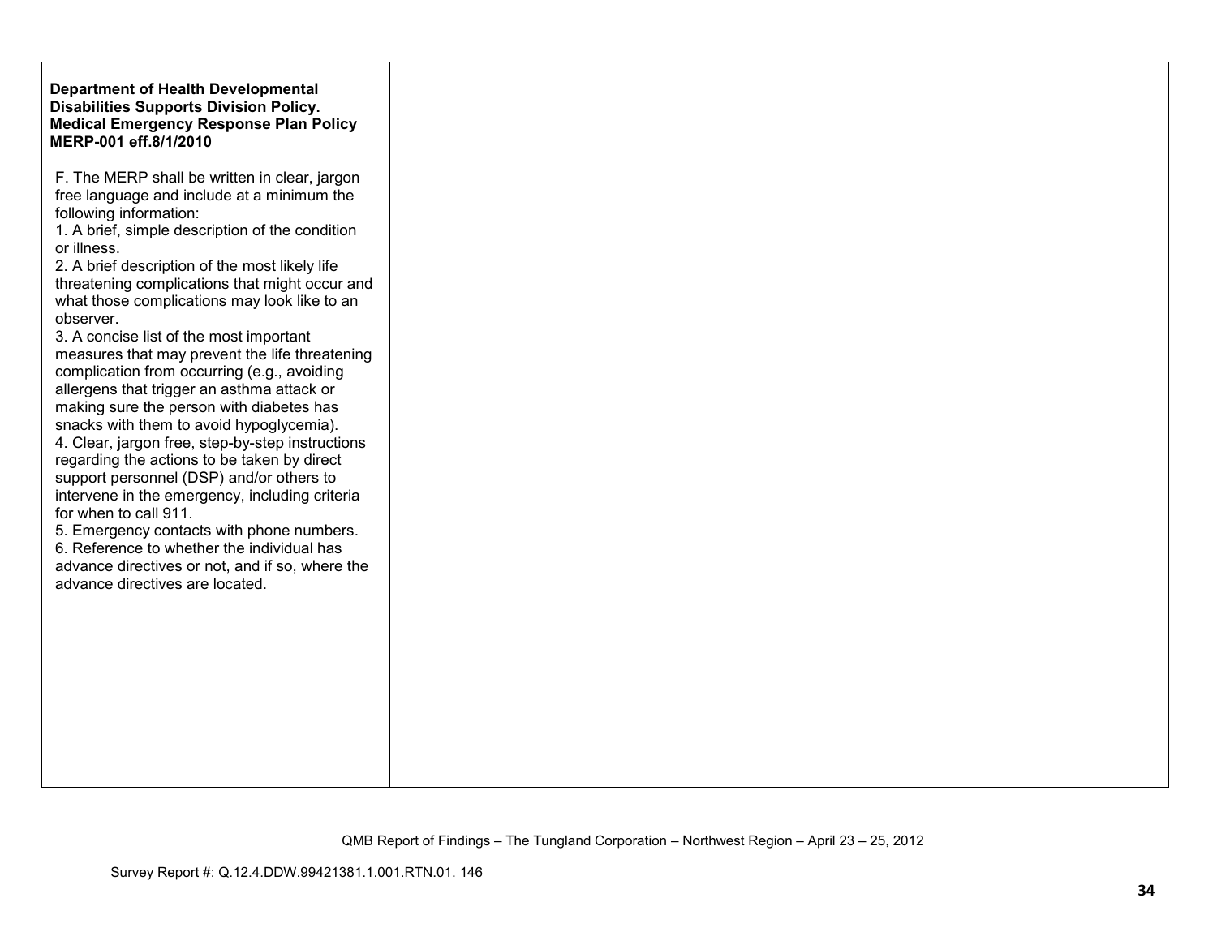| | | | |
|---|---|---|---|
| **Department of Health Developmental Disabilities Supports Division Policy. Medical Emergency Response Plan Policy MERP-001 eff.8/1/2010**<br><br>F. The MERP shall be written in clear, jargon free language and include at a minimum the following information:<br>1. A brief, simple description of the condition or illness.<br>2. A brief description of the most likely life threatening complications that might occur and what those complications may look like to an observer.<br>3. A concise list of the most important measures that may prevent the life threatening complication from occurring (e.g., avoiding allergens that trigger an asthma attack or making sure the person with diabetes has snacks with them to avoid hypoglycemia).<br>4. Clear, jargon free, step-by-step instructions regarding the actions to be taken by direct support personnel (DSP) and/or others to intervene in the emergency, including criteria for when to call 911.<br>5. Emergency contacts with phone numbers.<br>6. Reference to whether the individual has advance directives or not, and if so, where the advance directives are located. | | | |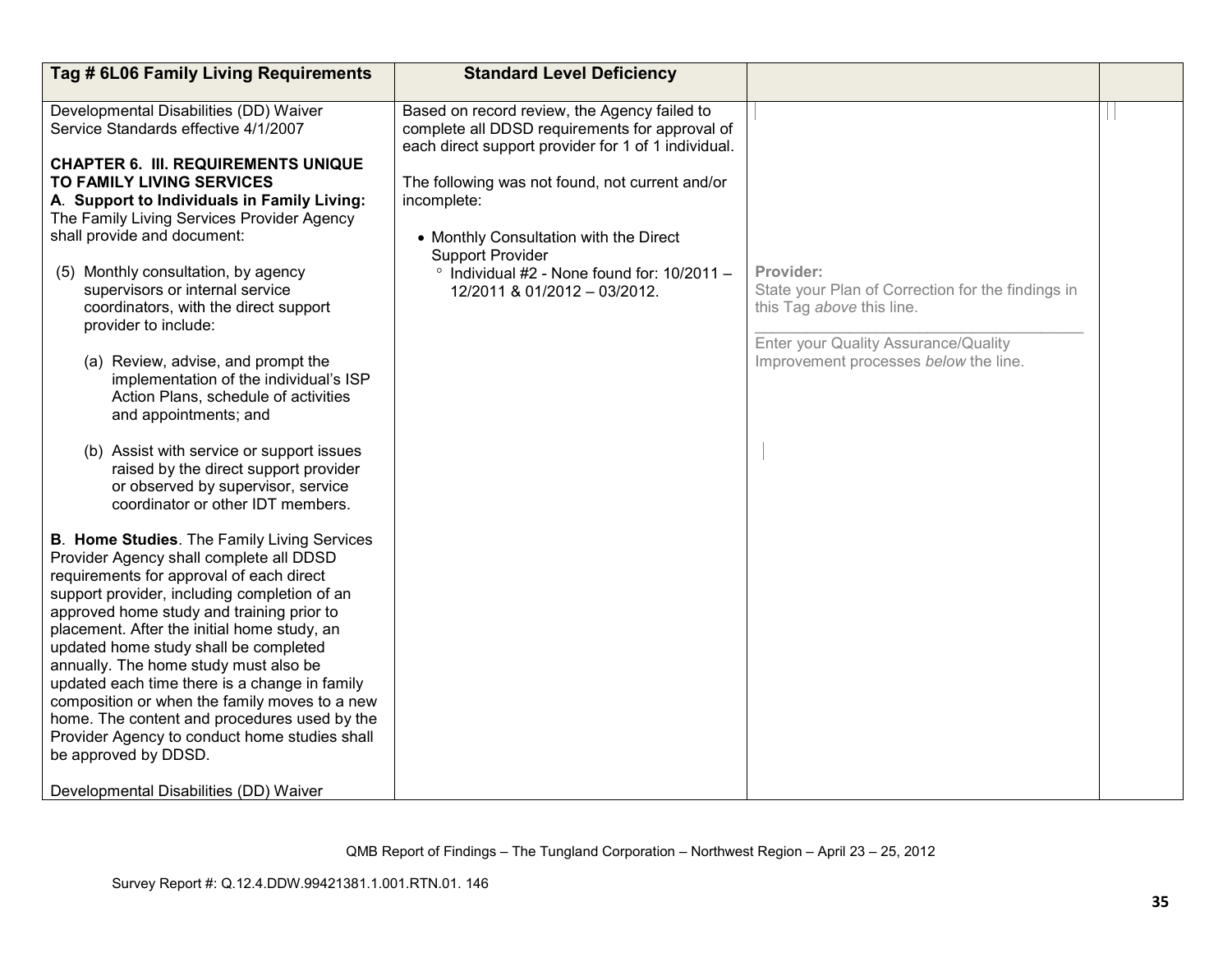| Tag # 6L06 Family Living Requirements | Standard Level Deficiency | | |
|---|---|---|---|
| Developmental Disabilities (DD) Waiver Service Standards effective 4/1/2007<br><br>**CHAPTER 6. III. REQUIREMENTS UNIQUE TO FAMILY LIVING SERVICES**<br>**A. Support to Individuals in Family Living:** The Family Living Services Provider Agency shall provide and document:<br><br>(5) Monthly consultation, by agency supervisors or internal service coordinators, with the direct support provider to include:<br><br>(a) Review, advise, and prompt the implementation of the individual's ISP Action Plans, schedule of activities and appointments; and<br><br>(b) Assist with service or support issues raised by the direct support provider or observed by supervisor, service coordinator or other IDT members.<br><br>**B. Home Studies**. The Family Living Services Provider Agency shall complete all DDSD requirements for approval of each direct support provider, including completion of an approved home study and training prior to placement. After the initial home study, an updated home study shall be completed annually. The home study must also be updated each time there is a change in family composition or when the family moves to a new home. The content and procedures used by the Provider Agency to conduct home studies shall be approved by DDSD.<br><br>Developmental Disabilities (DD) Waiver | Based on record review, the Agency failed to complete all DDSD requirements for approval of each direct support provider for 1 of 1 individual.<br><br>The following was not found, not current and/or incomplete:<br><br>• Monthly Consultation with the Direct Support Provider<br>° Individual #2 - None found for: 10/2011 – 12/2011 & 01/2012 – 03/2012. | **Provider:**<br>State your Plan of Correction for the findings in this Tag *above* this line.<br>\_\_\_\_\_\_\_\_\_\_\_\_\_\_\_\_\_\_\_\_\_\_\_\_\_\_\_\_\_\_\_\_\_\_\_\_\_\_\_\_<br>Enter your Quality Assurance/Quality Improvement processes *below* the line. | |

QMB Report of Findings – The Tungland Corporation – Northwest Region – April 23 – 25, 2012

Survey Report #: Q.12.4.DDW.99421381.1.001.RTN.01. 146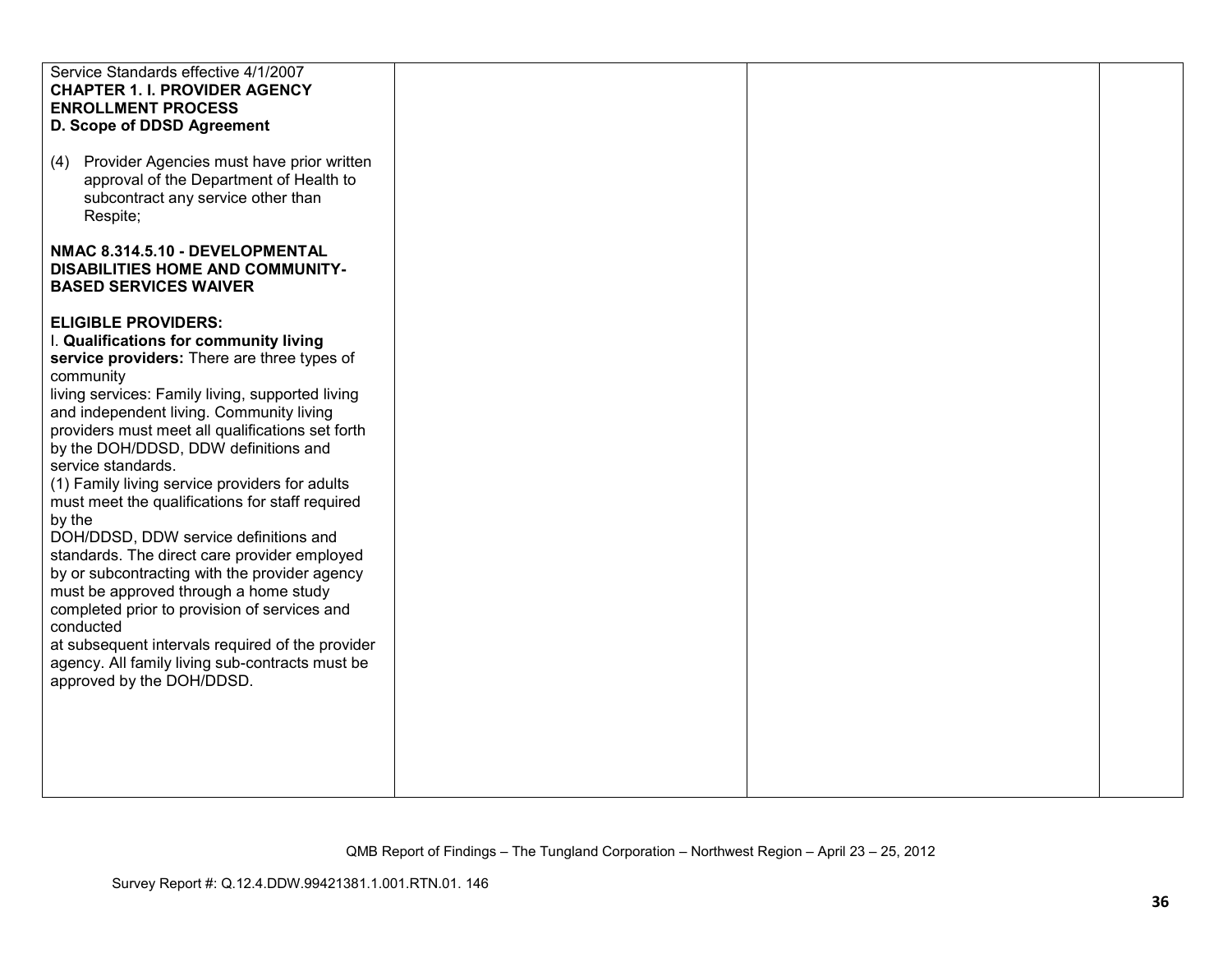| | | | |
|---|---|---|---|
| Service Standards effective 4/1/2007<br>**CHAPTER 1. I. PROVIDER AGENCY ENROLLMENT PROCESS**<br>**D. Scope of DDSD Agreement**<br><br>(4) Provider Agencies must have prior written approval of the Department of Health to subcontract any service other than Respite;<br><br>**NMAC 8.314.5.10 - DEVELOPMENTAL DISABILITIES HOME AND COMMUNITY-BASED SERVICES WAIVER**<br><br>**ELIGIBLE PROVIDERS:**<br>I. **Qualifications for community living service providers:** There are three types of community living services: Family living, supported living and independent living. Community living providers must meet all qualifications set forth by the DOH/DDSD, DDW definitions and service standards.<br>(1) Family living service providers for adults must meet the qualifications for staff required by the DOH/DDSD, DDW service definitions and standards. The direct care provider employed by or subcontracting with the provider agency must be approved through a home study completed prior to provision of services and conducted at subsequent intervals required of the provider agency. All family living sub-contracts must be approved by the DOH/DDSD. | | | |

QMB Report of Findings – The Tungland Corporation – Northwest Region – April 23 – 25, 2012

Survey Report #: Q.12.4.DDW.99421381.1.001.RTN.01. 146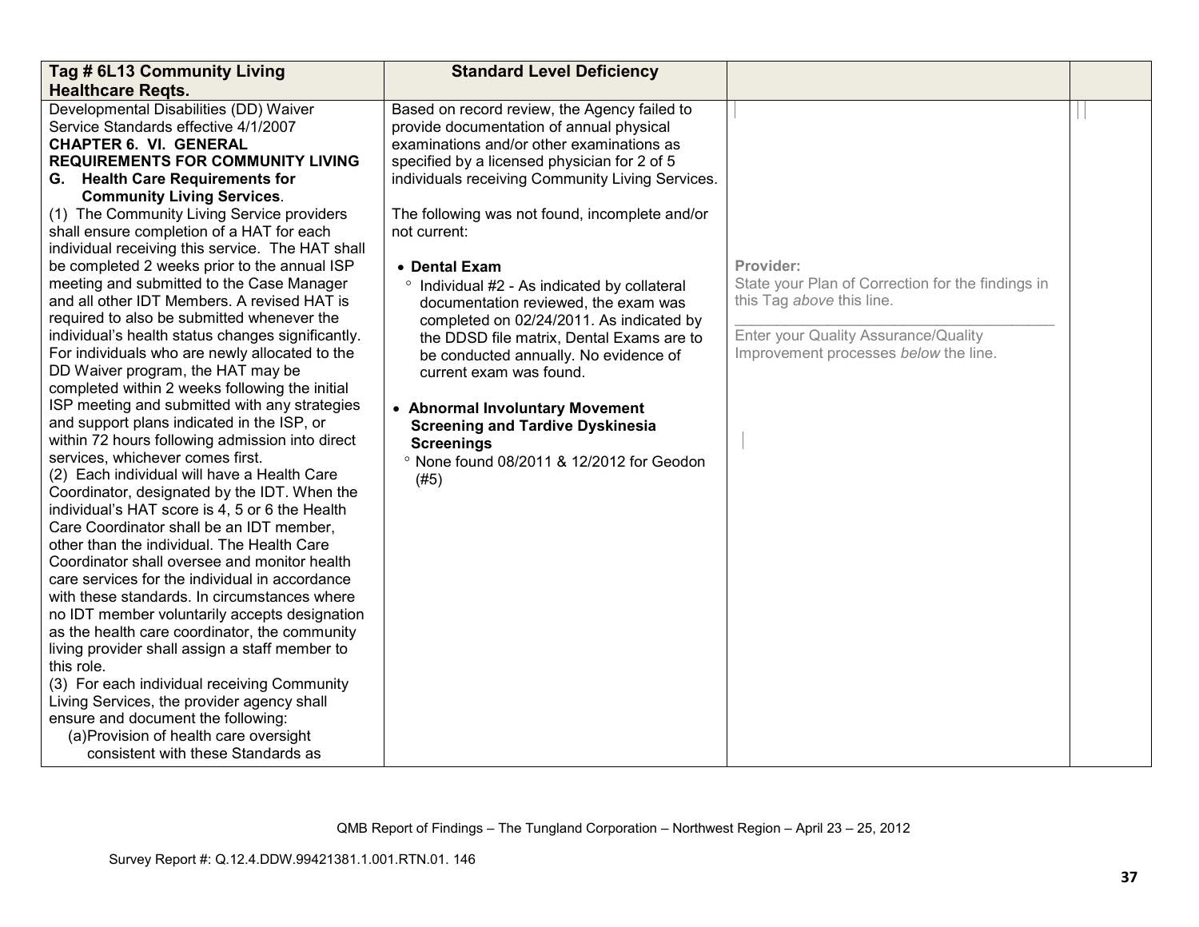| Tag # 6L13 Community Living Healthcare Reqts. | Standard Level Deficiency | | |
|---|---|---|---|
| Developmental Disabilities (DD) Waiver Service Standards effective 4/1/2007<br>**CHAPTER 6. VI. GENERAL REQUIREMENTS FOR COMMUNITY LIVING**<br>**G. Health Care Requirements for Community Living Services**.<br>(1) The Community Living Service providers shall ensure completion of a HAT for each individual receiving this service. The HAT shall be completed 2 weeks prior to the annual ISP meeting and submitted to the Case Manager and all other IDT Members. A revised HAT is required to also be submitted whenever the individual's health status changes significantly. For individuals who are newly allocated to the DD Waiver program, the HAT may be completed within 2 weeks following the initial ISP meeting and submitted with any strategies and support plans indicated in the ISP, or within 72 hours following admission into direct services, whichever comes first.<br>(2) Each individual will have a Health Care Coordinator, designated by the IDT. When the individual's HAT score is 4, 5 or 6 the Health Care Coordinator shall be an IDT member, other than the individual. The Health Care Coordinator shall oversee and monitor health care services for the individual in accordance with these standards. In circumstances where no IDT member voluntarily accepts designation as the health care coordinator, the community living provider shall assign a staff member to this role.<br>(3) For each individual receiving Community Living Services, the provider agency shall ensure and document the following:<br>(a) Provision of health care oversight consistent with these Standards as | Based on record review, the Agency failed to provide documentation of annual physical examinations and/or other examinations as specified by a licensed physician for 2 of 5 individuals receiving Community Living Services.<br><br>The following was not found, incomplete and/or not current:<br><br>• **Dental Exam**<br>° Individual #2 - As indicated by collateral documentation reviewed, the exam was completed on 02/24/2011. As indicated by the DDSD file matrix, Dental Exams are to be conducted annually. No evidence of current exam was found.<br><br>• **Abnormal Involuntary Movement Screening and Tardive Dyskinesia Screenings**<br>° None found 08/2011 & 12/2012 for Geodon (#5) | Provider:<br>State your Plan of Correction for the findings in this Tag *above* this line.<br>\_\_\_\_\_\_\_\_\_\_\_\_\_\_\_\_\_\_\_\_\_\_\_\_\_\_\_\_\_\_\_\_\_\_\_\_<br>Enter your Quality Assurance/Quality Improvement processes *below* the line. | |

QMB Report of Findings – The Tungland Corporation – Northwest Region – April 23 – 25, 2012

Survey Report #: Q.12.4.DDW.99421381.1.001.RTN.01. 146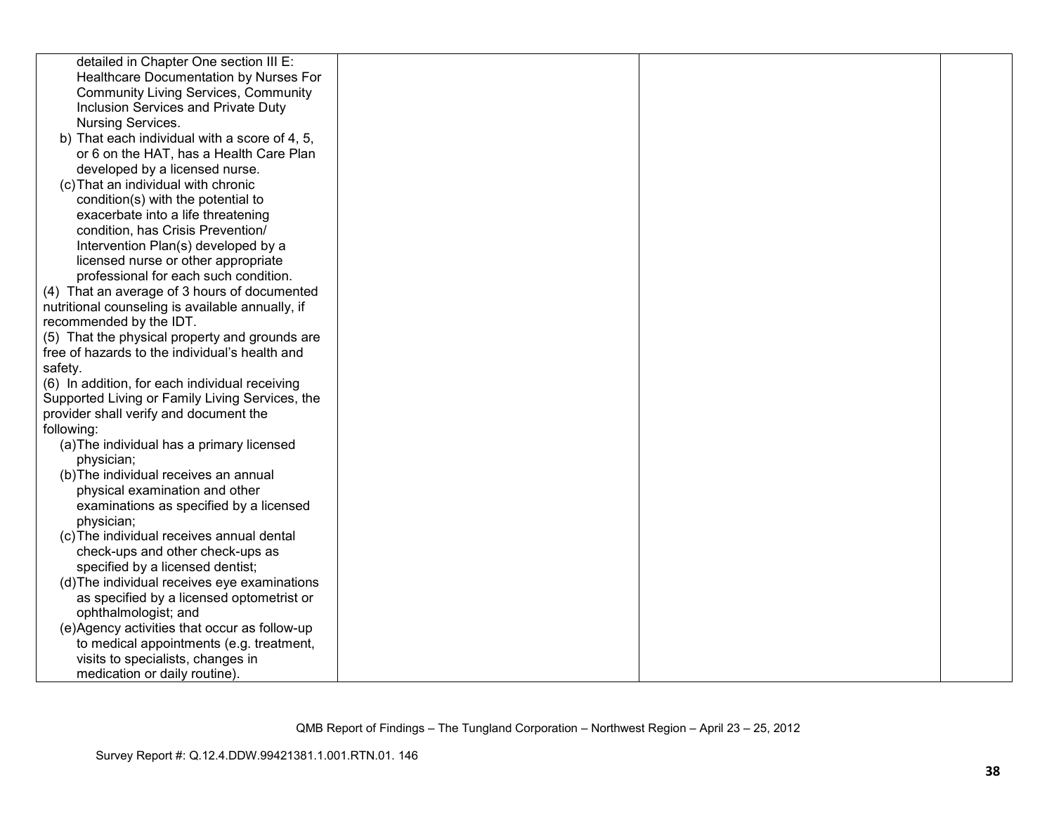| | | | |
|---|---|---|---|
| detailed in Chapter One section III E: Healthcare Documentation by Nurses For Community Living Services, Community Inclusion Services and Private Duty Nursing Services.<br>b) That each individual with a score of 4, 5, or 6 on the HAT, has a Health Care Plan developed by a licensed nurse.<br>(c) That an individual with chronic condition(s) with the potential to exacerbate into a life threatening condition, has Crisis Prevention/ Intervention Plan(s) developed by a licensed nurse or other appropriate professional for each such condition.<br>(4) That an average of 3 hours of documented nutritional counseling is available annually, if recommended by the IDT.<br>(5) That the physical property and grounds are free of hazards to the individual's health and safety.<br>(6) In addition, for each individual receiving Supported Living or Family Living Services, the provider shall verify and document the following:<br>(a) The individual has a primary licensed physician;<br>(b) The individual receives an annual physical examination and other examinations as specified by a licensed physician;<br>(c) The individual receives annual dental check-ups and other check-ups as specified by a licensed dentist;<br>(d) The individual receives eye examinations as specified by a licensed optometrist or ophthalmologist; and<br>(e) Agency activities that occur as follow-up to medical appointments (e.g. treatment, visits to specialists, changes in medication or daily routine). | | | |

QMB Report of Findings – The Tungland Corporation – Northwest Region – April 23 – 25, 2012

Survey Report #: Q.12.4.DDW.99421381.1.001.RTN.01. 146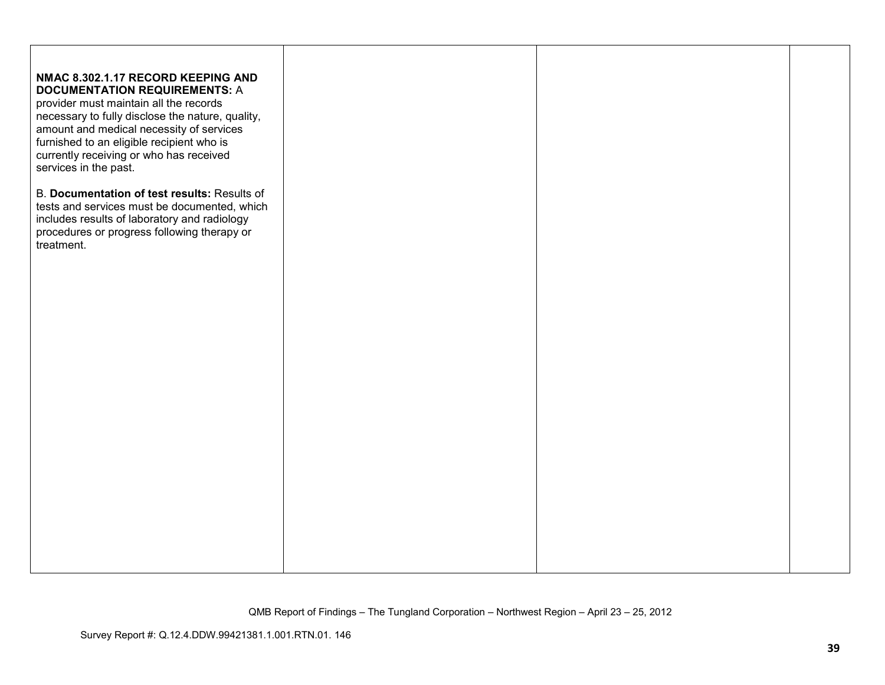| | | | |
|---|---|---|---|
| **NMAC 8.302.1.17 RECORD KEEPING AND DOCUMENTATION REQUIREMENTS:** A provider must maintain all the records necessary to fully disclose the nature, quality, amount and medical necessity of services furnished to an eligible recipient who is currently receiving or who has received services in the past.<br><br>B. **Documentation of test results:** Results of tests and services must be documented, which includes results of laboratory and radiology procedures or progress following therapy or treatment. | | | |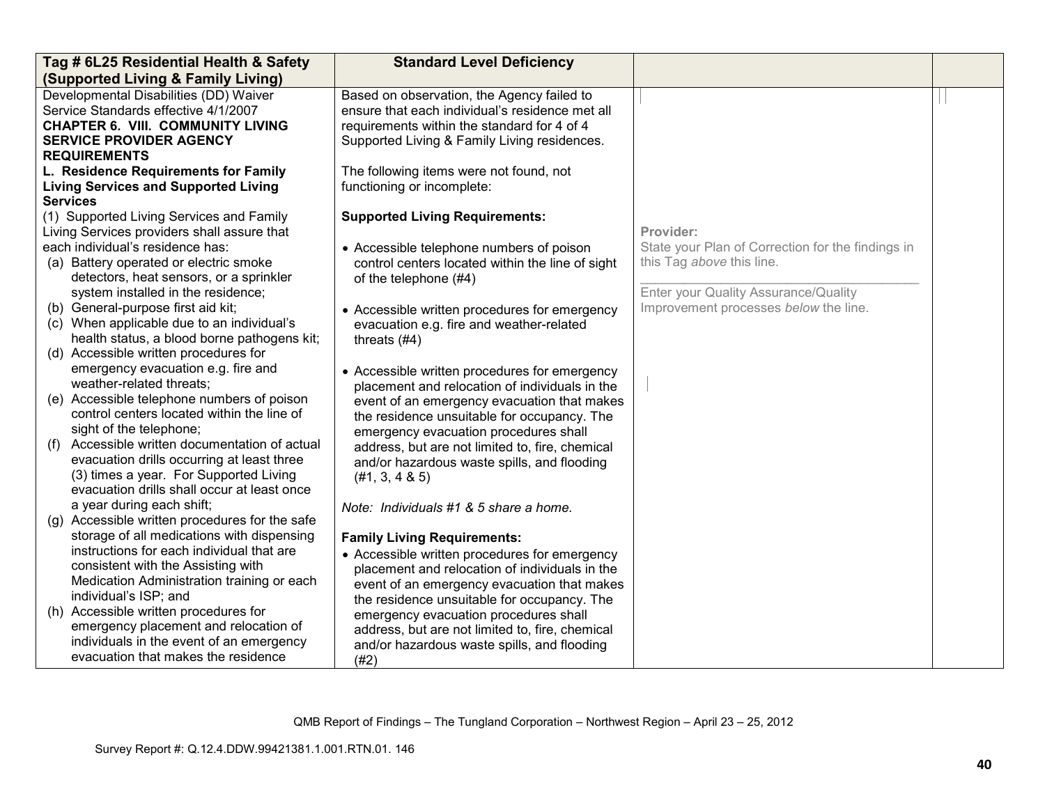| Tag # 6L25 Residential Health & Safety (Supported Living & Family Living) | Standard Level Deficiency | | |
|---|---|---|---|
| Developmental Disabilities (DD) Waiver Service Standards effective 4/1/2007<br>**CHAPTER 6. VIII. COMMUNITY LIVING SERVICE PROVIDER AGENCY REQUIREMENTS**<br>**L. Residence Requirements for Family Living Services and Supported Living Services**<br>(1) Supported Living Services and Family Living Services providers shall assure that each individual's residence has:<br>(a) Battery operated or electric smoke detectors, heat sensors, or a sprinkler system installed in the residence;<br>(b) General-purpose first aid kit;<br>(c) When applicable due to an individual's health status, a blood borne pathogens kit;<br>(d) Accessible written procedures for emergency evacuation e.g. fire and weather-related threats;<br>(e) Accessible telephone numbers of poison control centers located within the line of sight of the telephone;<br>(f) Accessible written documentation of actual evacuation drills occurring at least three (3) times a year. For Supported Living evacuation drills shall occur at least once a year during each shift;<br>(g) Accessible written procedures for the safe storage of all medications with dispensing instructions for each individual that are consistent with the Assisting with Medication Administration training or each individual's ISP; and<br>(h) Accessible written procedures for emergency placement and relocation of individuals in the event of an emergency evacuation that makes the residence | Based on observation, the Agency failed to ensure that each individual's residence met all requirements within the standard for 4 of 4 Supported Living & Family Living residences.<br><br>The following items were not found, not functioning or incomplete:<br><br>**Supported Living Requirements:**<br><br>• Accessible telephone numbers of poison control centers located within the line of sight of the telephone (#4)<br><br>• Accessible written procedures for emergency evacuation e.g. fire and weather-related threats (#4)<br><br>• Accessible written procedures for emergency placement and relocation of individuals in the event of an emergency evacuation that makes the residence unsuitable for occupancy. The emergency evacuation procedures shall address, but are not limited to, fire, chemical and/or hazardous waste spills, and flooding (#1, 3, 4 & 5)<br><br>*Note: Individuals #1 & 5 share a home.*<br><br>**Family Living Requirements:**<br>• Accessible written procedures for emergency placement and relocation of individuals in the event of an emergency evacuation that makes the residence unsuitable for occupancy. The emergency evacuation procedures shall address, but are not limited to, fire, chemical and/or hazardous waste spills, and flooding (#2) | **Provider:**<br>State your Plan of Correction for the findings in this Tag *above* this line.<br>\_\_\_\_\_\_\_\_\_\_\_\_\_\_\_\_\_\_\_\_\_\_\_\_\_\_\_\_\_\_\_\_\_\_\_\_<br>Enter your Quality Assurance/Quality Improvement processes *below* the line. | |

QMB Report of Findings – The Tungland Corporation – Northwest Region – April 23 – 25, 2012

Survey Report #: Q.12.4.DDW.99421381.1.001.RTN.01. 146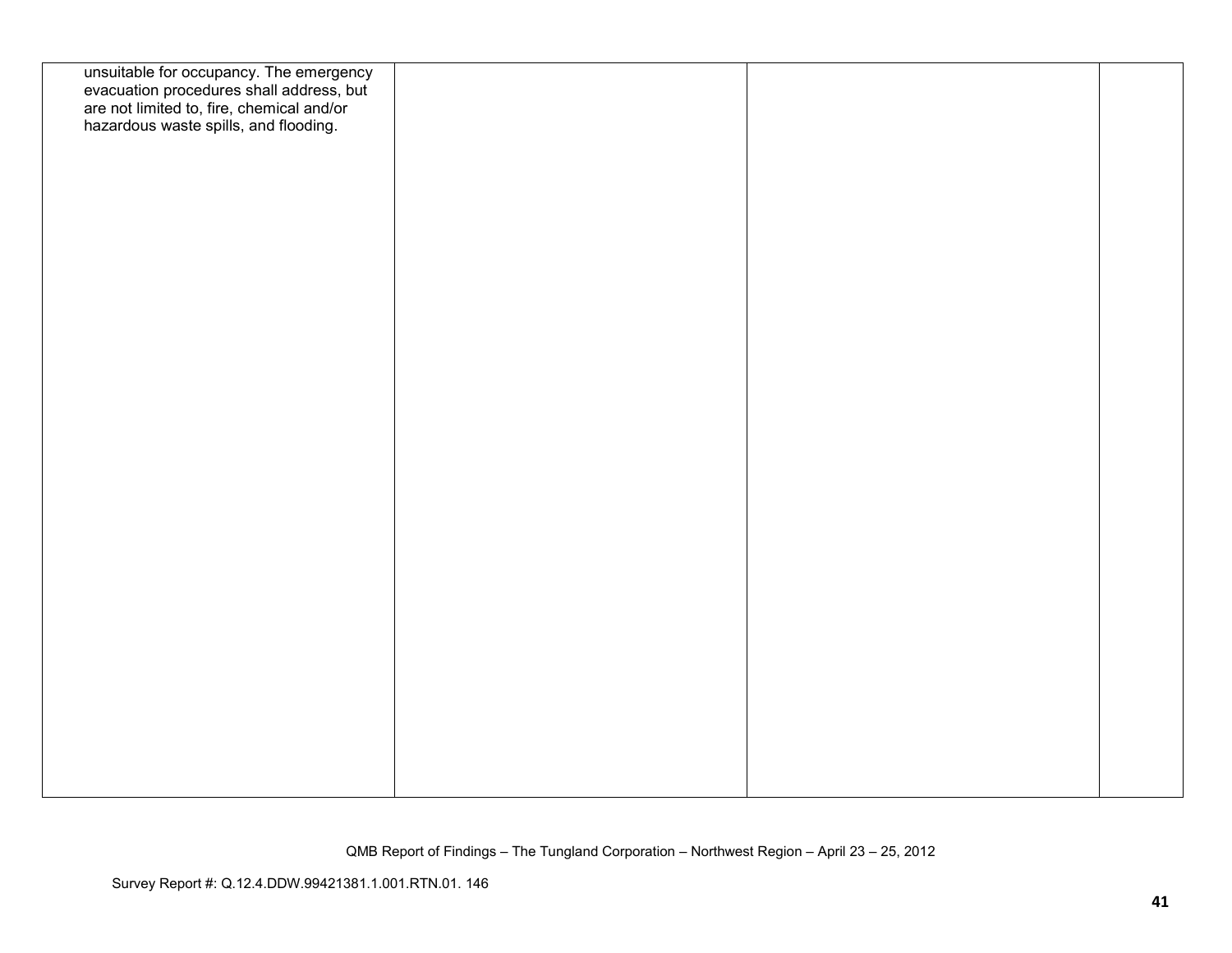| | | | |
|---|---|---|---|
| unsuitable for occupancy. The emergency evacuation procedures shall address, but are not limited to, fire, chemical and/or hazardous waste spills, and flooding. | | | |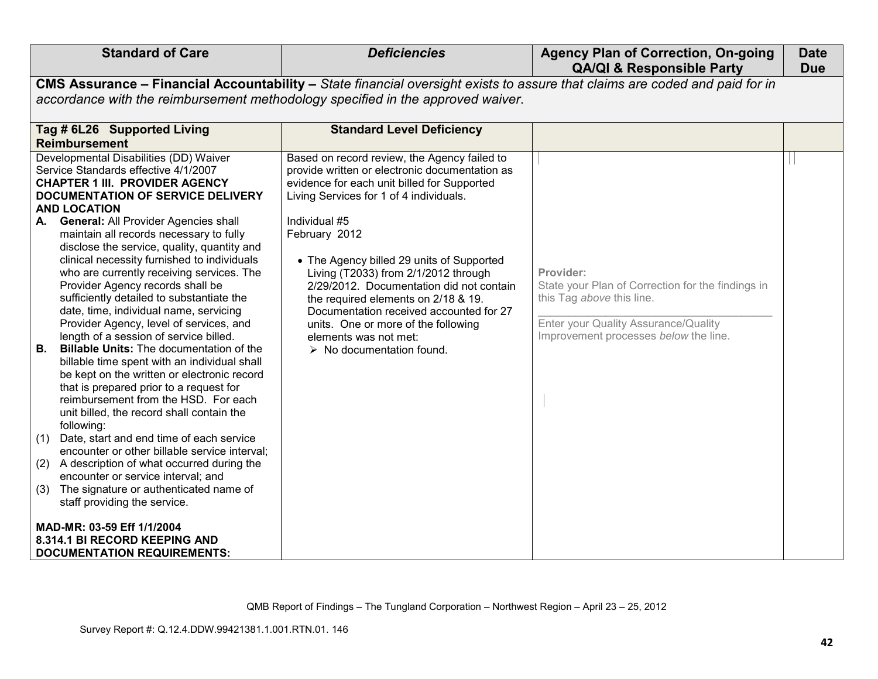| Standard of Care | *Deficiencies* | Agency Plan of Correction, On-going QA/QI & Responsible Party | Date Due |
|---|---|---|---|
| **CMS Assurance – Financial Accountability –** *State financial oversight exists to assure that claims are coded and paid for in accordance with the reimbursement methodology specified in the approved waiver*. | | | |
| **Tag # 6L26 Supported Living Reimbursement** | **Standard Level Deficiency** | | |
| Developmental Disabilities (DD) Waiver Service Standards effective 4/1/2007<br>**CHAPTER 1 III. PROVIDER AGENCY DOCUMENTATION OF SERVICE DELIVERY AND LOCATION**<br>**A. General:** All Provider Agencies shall maintain all records necessary to fully disclose the service, quality, quantity and clinical necessity furnished to individuals who are currently receiving services. The Provider Agency records shall be sufficiently detailed to substantiate the date, time, individual name, servicing Provider Agency, level of services, and length of a session of service billed.<br>**B. Billable Units:** The documentation of the billable time spent with an individual shall be kept on the written or electronic record that is prepared prior to a request for reimbursement from the HSD. For each unit billed, the record shall contain the following:<br>(1) Date, start and end time of each service encounter or other billable service interval;<br>(2) A description of what occurred during the encounter or service interval; and<br>(3) The signature or authenticated name of staff providing the service.<br><br>**MAD-MR: 03-59 Eff 1/1/2004**<br>**8.314.1 BI RECORD KEEPING AND DOCUMENTATION REQUIREMENTS:** | Based on record review, the Agency failed to provide written or electronic documentation as evidence for each unit billed for Supported Living Services for 1 of 4 individuals.<br><br>Individual #5<br>February 2012<br><br>• The Agency billed 29 units of Supported Living (T2033) from 2/1/2012 through 2/29/2012. Documentation did not contain the required elements on 2/18 & 19. Documentation received accounted for 27 units. One or more of the following elements was not met:<br>➢ No documentation found. | **Provider:**<br>State your Plan of Correction for the findings in this Tag *above* this line.<br>\_\_\_\_\_\_\_\_\_\_\_\_\_\_\_\_\_\_\_\_\_\_\_\_\_\_\_\_\_\_\_\_\_\_\_\_<br>Enter your Quality Assurance/Quality Improvement processes *below* the line. | |

QMB Report of Findings – The Tungland Corporation – Northwest Region – April 23 – 25, 2012

Survey Report #: Q.12.4.DDW.99421381.1.001.RTN.01. 146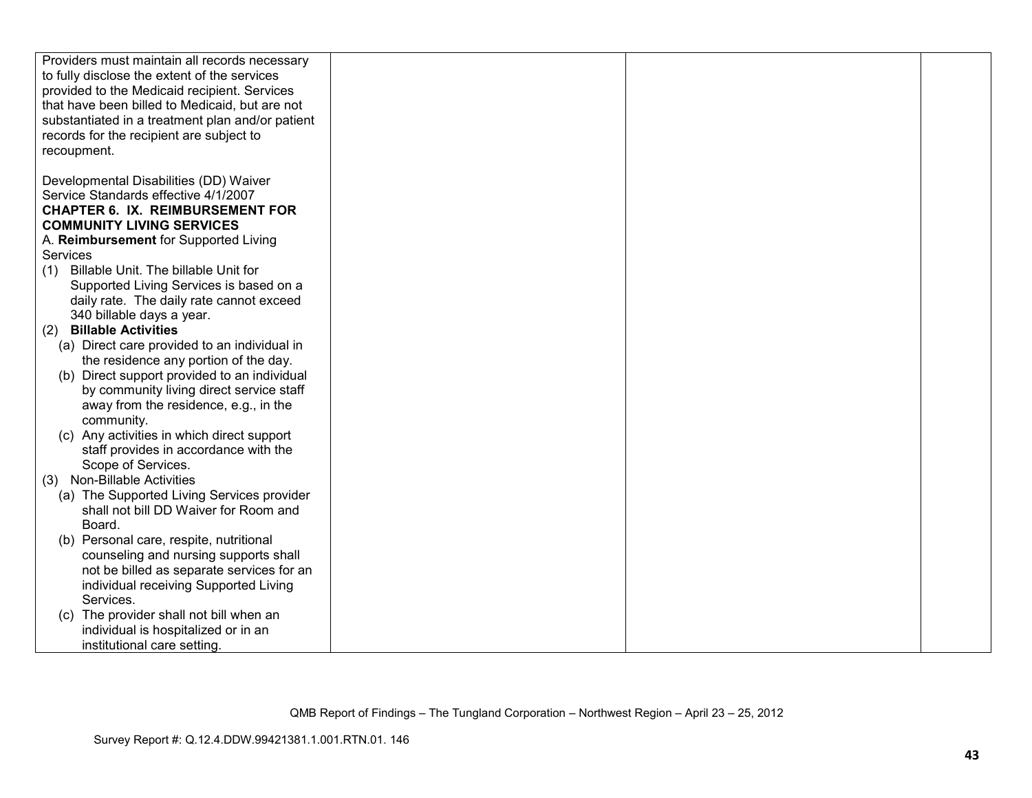| | | | |
|---|---|---|---|
| Providers must maintain all records necessary to fully disclose the extent of the services provided to the Medicaid recipient. Services that have been billed to Medicaid, but are not substantiated in a treatment plan and/or patient records for the recipient are subject to recoupment.<br><br>Developmental Disabilities (DD) Waiver Service Standards effective 4/1/2007<br>**CHAPTER 6. IX. REIMBURSEMENT FOR COMMUNITY LIVING SERVICES**<br>A. **Reimbursement** for Supported Living Services<br>(1) Billable Unit. The billable Unit for Supported Living Services is based on a daily rate. The daily rate cannot exceed 340 billable days a year.<br>(2) **Billable Activities**<br>(a) Direct care provided to an individual in the residence any portion of the day.<br>(b) Direct support provided to an individual by community living direct service staff away from the residence, e.g., in the community.<br>(c) Any activities in which direct support staff provides in accordance with the Scope of Services.<br>(3) Non-Billable Activities<br>(a) The Supported Living Services provider shall not bill DD Waiver for Room and Board.<br>(b) Personal care, respite, nutritional counseling and nursing supports shall not be billed as separate services for an individual receiving Supported Living Services.<br>(c) The provider shall not bill when an individual is hospitalized or in an institutional care setting. | | | |

QMB Report of Findings – The Tungland Corporation – Northwest Region – April 23 – 25, 2012

Survey Report #: Q.12.4.DDW.99421381.1.001.RTN.01. 146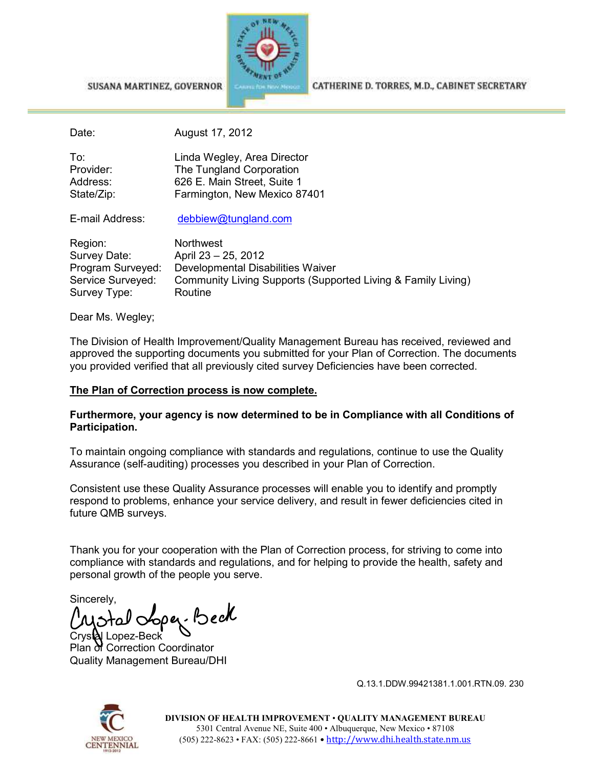SUSANA MARTINEZ, GOVERNOR

CATHERINE D. TORRES, M.D., CABINET SECRETARY

| | |
|---|---|
| Date: | August 17, 2012 |
| To: | Linda Wegley, Area Director |
| Provider: | The Tungland Corporation |
| Address: | 626 E. Main Street, Suite 1 |
| State/Zip: | Farmington, New Mexico 87401 |
| E-mail Address: | debbiew@tungland.com |
| Region: | Northwest |
| Survey Date: | April 23 – 25, 2012 |
| Program Surveyed: | Developmental Disabilities Waiver |
| Service Surveyed: | Community Living Supports (Supported Living & Family Living) |
| Survey Type: | Routine |

Dear Ms. Wegley;

The Division of Health Improvement/Quality Management Bureau has received, reviewed and approved the supporting documents you submitted for your Plan of Correction. The documents you provided verified that all previously cited survey Deficiencies have been corrected.

**The Plan of Correction process is now complete.**

**Furthermore, your agency is now determined to be in Compliance with all Conditions of Participation.**

To maintain ongoing compliance with standards and regulations, continue to use the Quality Assurance (self-auditing) processes you described in your Plan of Correction.

Consistent use these Quality Assurance processes will enable you to identify and promptly respond to problems, enhance your service delivery, and result in fewer deficiencies cited in future QMB surveys.

Thank you for your cooperation with the Plan of Correction process, for striving to come into compliance with standards and regulations, and for helping to provide the health, safety and personal growth of the people you serve.

Sincerely,

Crystal Lopez-Beck
Plan of Correction Coordinator
Quality Management Bureau/DHI

Q.13.1.DDW.99421381.1.001.RTN.09. 230

**DIVISION OF HEALTH IMPROVEMENT • QUALITY MANAGEMENT BUREAU**
5301 Central Avenue NE, Suite 400 • Albuquerque, New Mexico • 87108
(505) 222-8623 • FAX: (505) 222-8661 • http://www.dhi.health.state.nm.us